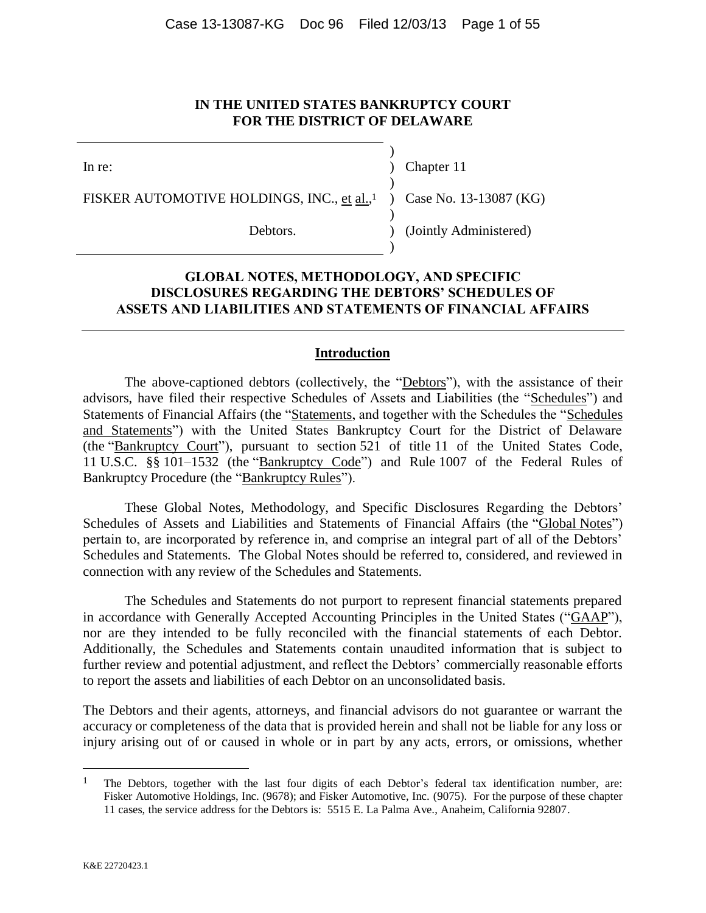**IN THE UNITED STATES BANKRUPTCY COURT**
**FOR THE DISTRICT OF DELAWARE**

| | |
|---|---|
| In re: | Chapter 11 |
| FISKER AUTOMOTIVE HOLDINGS, INC., et al.,[1] | Case No. 13-13087 (KG) |
| Debtors. | (Jointly Administered) |

## GLOBAL NOTES, METHODOLOGY, AND SPECIFIC DISCLOSURES REGARDING THE DEBTORS' SCHEDULES OF ASSETS AND LIABILITIES AND STATEMENTS OF FINANCIAL AFFAIRS

### Introduction

The above-captioned debtors (collectively, the "Debtors"), with the assistance of their advisors, have filed their respective Schedules of Assets and Liabilities (the "Schedules") and Statements of Financial Affairs (the "Statements, and together with the Schedules the "Schedules and Statements") with the United States Bankruptcy Court for the District of Delaware (the "Bankruptcy Court"), pursuant to section 521 of title 11 of the United States Code, 11 U.S.C. §§ 101–1532 (the "Bankruptcy Code") and Rule 1007 of the Federal Rules of Bankruptcy Procedure (the "Bankruptcy Rules").

These Global Notes, Methodology, and Specific Disclosures Regarding the Debtors' Schedules of Assets and Liabilities and Statements of Financial Affairs (the "Global Notes") pertain to, are incorporated by reference in, and comprise an integral part of all of the Debtors' Schedules and Statements. The Global Notes should be referred to, considered, and reviewed in connection with any review of the Schedules and Statements.

The Schedules and Statements do not purport to represent financial statements prepared in accordance with Generally Accepted Accounting Principles in the United States ("GAAP"), nor are they intended to be fully reconciled with the financial statements of each Debtor. Additionally, the Schedules and Statements contain unaudited information that is subject to further review and potential adjustment, and reflect the Debtors' commercially reasonable efforts to report the assets and liabilities of each Debtor on an unconsolidated basis.

The Debtors and their agents, attorneys, and financial advisors do not guarantee or warrant the accuracy or completeness of the data that is provided herein and shall not be liable for any loss or injury arising out of or caused in whole or in part by any acts, errors, or omissions, whether

[1] The Debtors, together with the last four digits of each Debtor's federal tax identification number, are: Fisker Automotive Holdings, Inc. (9678); and Fisker Automotive, Inc. (9075). For the purpose of these chapter 11 cases, the service address for the Debtors is: 5515 E. La Palma Ave., Anaheim, California 92807.

K&E 22720423.1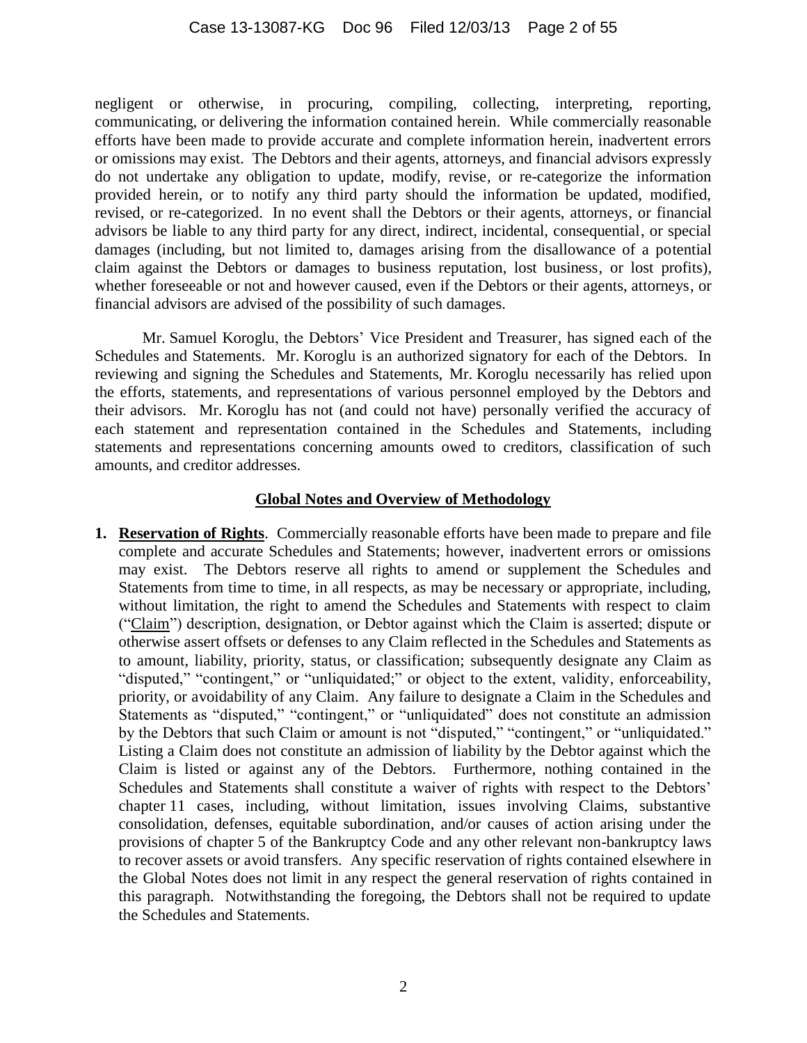negligent or otherwise, in procuring, compiling, collecting, interpreting, reporting, communicating, or delivering the information contained herein. While commercially reasonable efforts have been made to provide accurate and complete information herein, inadvertent errors or omissions may exist. The Debtors and their agents, attorneys, and financial advisors expressly do not undertake any obligation to update, modify, revise, or re-categorize the information provided herein, or to notify any third party should the information be updated, modified, revised, or re-categorized. In no event shall the Debtors or their agents, attorneys, or financial advisors be liable to any third party for any direct, indirect, incidental, consequential, or special damages (including, but not limited to, damages arising from the disallowance of a potential claim against the Debtors or damages to business reputation, lost business, or lost profits), whether foreseeable or not and however caused, even if the Debtors or their agents, attorneys, or financial advisors are advised of the possibility of such damages.

Mr. Samuel Koroglu, the Debtors' Vice President and Treasurer, has signed each of the Schedules and Statements. Mr. Koroglu is an authorized signatory for each of the Debtors. In reviewing and signing the Schedules and Statements, Mr. Koroglu necessarily has relied upon the efforts, statements, and representations of various personnel employed by the Debtors and their advisors. Mr. Koroglu has not (and could not have) personally verified the accuracy of each statement and representation contained in the Schedules and Statements, including statements and representations concerning amounts owed to creditors, classification of such amounts, and creditor addresses.

## Global Notes and Overview of Methodology

1. **Reservation of Rights**. Commercially reasonable efforts have been made to prepare and file complete and accurate Schedules and Statements; however, inadvertent errors or omissions may exist. The Debtors reserve all rights to amend or supplement the Schedules and Statements from time to time, in all respects, as may be necessary or appropriate, including, without limitation, the right to amend the Schedules and Statements with respect to claim ("Claim") description, designation, or Debtor against which the Claim is asserted; dispute or otherwise assert offsets or defenses to any Claim reflected in the Schedules and Statements as to amount, liability, priority, status, or classification; subsequently designate any Claim as "disputed," "contingent," or "unliquidated;" or object to the extent, validity, enforceability, priority, or avoidability of any Claim. Any failure to designate a Claim in the Schedules and Statements as "disputed," "contingent," or "unliquidated" does not constitute an admission by the Debtors that such Claim or amount is not "disputed," "contingent," or "unliquidated." Listing a Claim does not constitute an admission of liability by the Debtor against which the Claim is listed or against any of the Debtors. Furthermore, nothing contained in the Schedules and Statements shall constitute a waiver of rights with respect to the Debtors' chapter 11 cases, including, without limitation, issues involving Claims, substantive consolidation, defenses, equitable subordination, and/or causes of action arising under the provisions of chapter 5 of the Bankruptcy Code and any other relevant non-bankruptcy laws to recover assets or avoid transfers. Any specific reservation of rights contained elsewhere in the Global Notes does not limit in any respect the general reservation of rights contained in this paragraph. Notwithstanding the foregoing, the Debtors shall not be required to update the Schedules and Statements.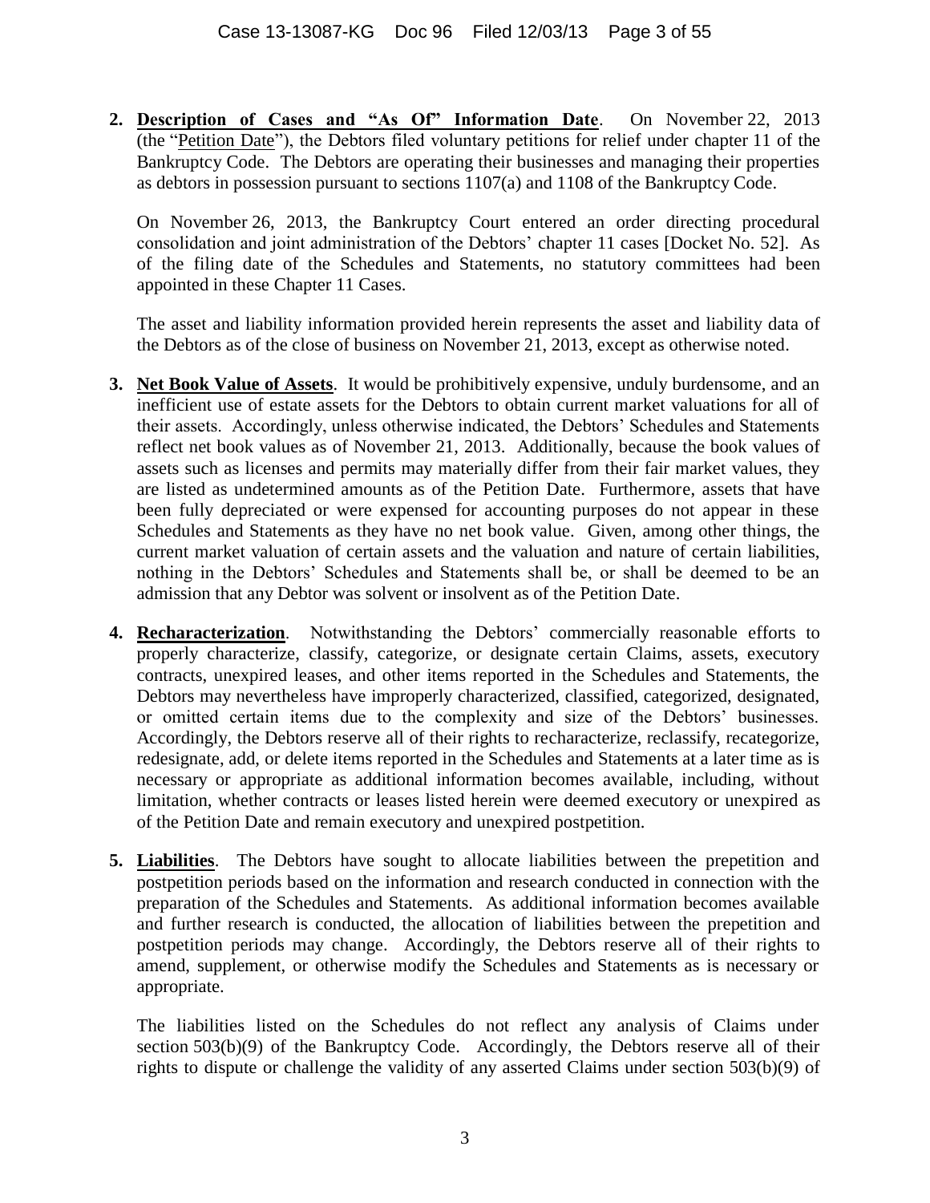2. **Description of Cases and "As Of" Information Date**. On November 22, 2013 (the "Petition Date"), the Debtors filed voluntary petitions for relief under chapter 11 of the Bankruptcy Code. The Debtors are operating their businesses and managing their properties as debtors in possession pursuant to sections 1107(a) and 1108 of the Bankruptcy Code.

   On November 26, 2013, the Bankruptcy Court entered an order directing procedural consolidation and joint administration of the Debtors' chapter 11 cases [Docket No. 52]. As of the filing date of the Schedules and Statements, no statutory committees had been appointed in these Chapter 11 Cases.

   The asset and liability information provided herein represents the asset and liability data of the Debtors as of the close of business on November 21, 2013, except as otherwise noted.

3. **Net Book Value of Assets**. It would be prohibitively expensive, unduly burdensome, and an inefficient use of estate assets for the Debtors to obtain current market valuations for all of their assets. Accordingly, unless otherwise indicated, the Debtors' Schedules and Statements reflect net book values as of November 21, 2013. Additionally, because the book values of assets such as licenses and permits may materially differ from their fair market values, they are listed as undetermined amounts as of the Petition Date. Furthermore, assets that have been fully depreciated or were expensed for accounting purposes do not appear in these Schedules and Statements as they have no net book value. Given, among other things, the current market valuation of certain assets and the valuation and nature of certain liabilities, nothing in the Debtors' Schedules and Statements shall be, or shall be deemed to be an admission that any Debtor was solvent or insolvent as of the Petition Date.

4. **Recharacterization**. Notwithstanding the Debtors' commercially reasonable efforts to properly characterize, classify, categorize, or designate certain Claims, assets, executory contracts, unexpired leases, and other items reported in the Schedules and Statements, the Debtors may nevertheless have improperly characterized, classified, categorized, designated, or omitted certain items due to the complexity and size of the Debtors' businesses. Accordingly, the Debtors reserve all of their rights to recharacterize, reclassify, recategorize, redesignate, add, or delete items reported in the Schedules and Statements at a later time as is necessary or appropriate as additional information becomes available, including, without limitation, whether contracts or leases listed herein were deemed executory or unexpired as of the Petition Date and remain executory and unexpired postpetition.

5. **Liabilities**. The Debtors have sought to allocate liabilities between the prepetition and postpetition periods based on the information and research conducted in connection with the preparation of the Schedules and Statements. As additional information becomes available and further research is conducted, the allocation of liabilities between the prepetition and postpetition periods may change. Accordingly, the Debtors reserve all of their rights to amend, supplement, or otherwise modify the Schedules and Statements as is necessary or appropriate.

   The liabilities listed on the Schedules do not reflect any analysis of Claims under section 503(b)(9) of the Bankruptcy Code. Accordingly, the Debtors reserve all of their rights to dispute or challenge the validity of any asserted Claims under section 503(b)(9) of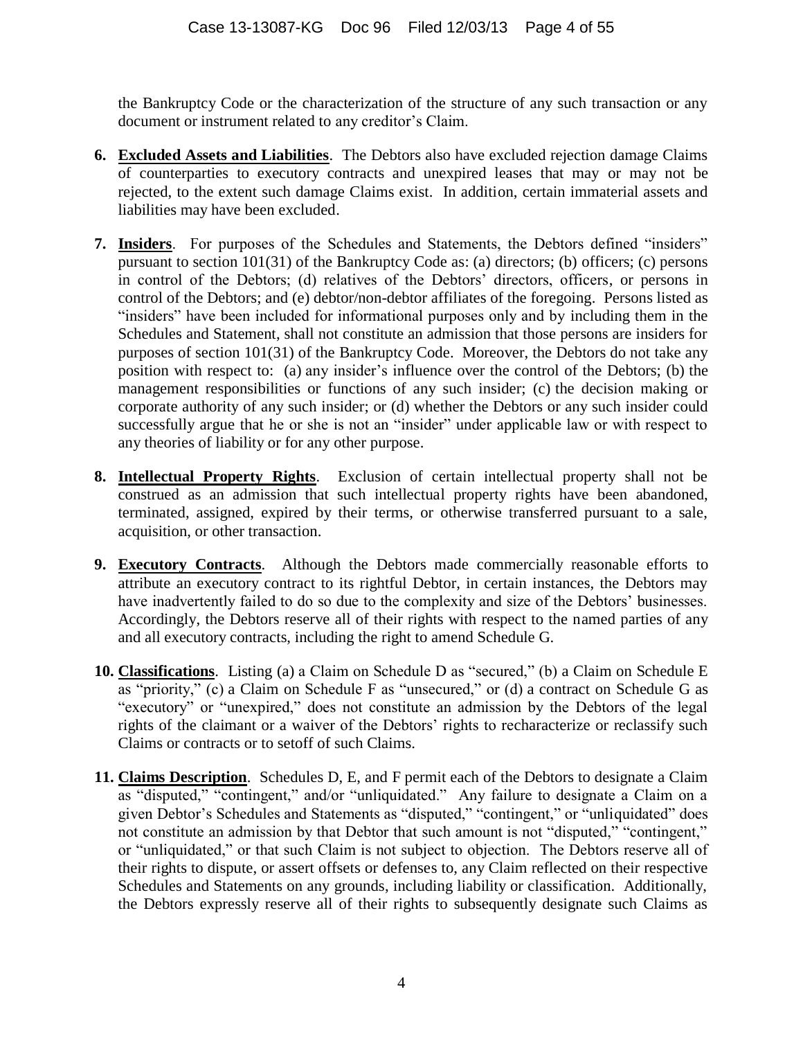the Bankruptcy Code or the characterization of the structure of any such transaction or any document or instrument related to any creditor's Claim.

6. **Excluded Assets and Liabilities**. The Debtors also have excluded rejection damage Claims of counterparties to executory contracts and unexpired leases that may or may not be rejected, to the extent such damage Claims exist. In addition, certain immaterial assets and liabilities may have been excluded.

7. **Insiders**. For purposes of the Schedules and Statements, the Debtors defined "insiders" pursuant to section 101(31) of the Bankruptcy Code as: (a) directors; (b) officers; (c) persons in control of the Debtors; (d) relatives of the Debtors' directors, officers, or persons in control of the Debtors; and (e) debtor/non-debtor affiliates of the foregoing. Persons listed as "insiders" have been included for informational purposes only and by including them in the Schedules and Statement, shall not constitute an admission that those persons are insiders for purposes of section 101(31) of the Bankruptcy Code. Moreover, the Debtors do not take any position with respect to: (a) any insider's influence over the control of the Debtors; (b) the management responsibilities or functions of any such insider; (c) the decision making or corporate authority of any such insider; or (d) whether the Debtors or any such insider could successfully argue that he or she is not an "insider" under applicable law or with respect to any theories of liability or for any other purpose.

8. **Intellectual Property Rights**. Exclusion of certain intellectual property shall not be construed as an admission that such intellectual property rights have been abandoned, terminated, assigned, expired by their terms, or otherwise transferred pursuant to a sale, acquisition, or other transaction.

9. **Executory Contracts**. Although the Debtors made commercially reasonable efforts to attribute an executory contract to its rightful Debtor, in certain instances, the Debtors may have inadvertently failed to do so due to the complexity and size of the Debtors' businesses. Accordingly, the Debtors reserve all of their rights with respect to the named parties of any and all executory contracts, including the right to amend Schedule G.

10. **Classifications**. Listing (a) a Claim on Schedule D as "secured," (b) a Claim on Schedule E as "priority," (c) a Claim on Schedule F as "unsecured," or (d) a contract on Schedule G as "executory" or "unexpired," does not constitute an admission by the Debtors of the legal rights of the claimant or a waiver of the Debtors' rights to recharacterize or reclassify such Claims or contracts or to setoff of such Claims.

11. **Claims Description**. Schedules D, E, and F permit each of the Debtors to designate a Claim as "disputed," "contingent," and/or "unliquidated." Any failure to designate a Claim on a given Debtor's Schedules and Statements as "disputed," "contingent," or "unliquidated" does not constitute an admission by that Debtor that such amount is not "disputed," "contingent," or "unliquidated," or that such Claim is not subject to objection. The Debtors reserve all of their rights to dispute, or assert offsets or defenses to, any Claim reflected on their respective Schedules and Statements on any grounds, including liability or classification. Additionally, the Debtors expressly reserve all of their rights to subsequently designate such Claims as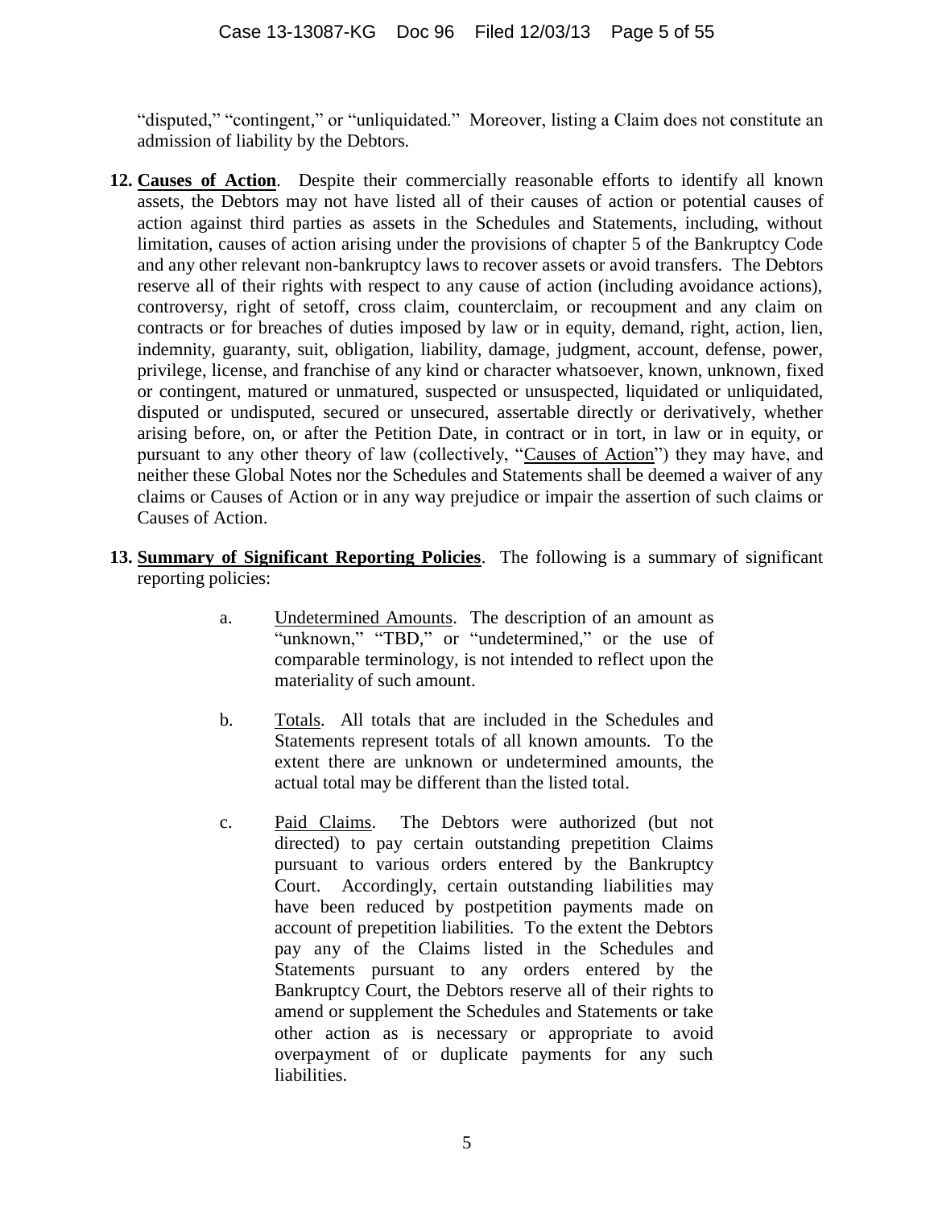"disputed," "contingent," or "unliquidated." Moreover, listing a Claim does not constitute an admission of liability by the Debtors.

12. **Causes of Action**. Despite their commercially reasonable efforts to identify all known assets, the Debtors may not have listed all of their causes of action or potential causes of action against third parties as assets in the Schedules and Statements, including, without limitation, causes of action arising under the provisions of chapter 5 of the Bankruptcy Code and any other relevant non-bankruptcy laws to recover assets or avoid transfers. The Debtors reserve all of their rights with respect to any cause of action (including avoidance actions), controversy, right of setoff, cross claim, counterclaim, or recoupment and any claim on contracts or for breaches of duties imposed by law or in equity, demand, right, action, lien, indemnity, guaranty, suit, obligation, liability, damage, judgment, account, defense, power, privilege, license, and franchise of any kind or character whatsoever, known, unknown, fixed or contingent, matured or unmatured, suspected or unsuspected, liquidated or unliquidated, disputed or undisputed, secured or unsecured, assertable directly or derivatively, whether arising before, on, or after the Petition Date, in contract or in tort, in law or in equity, or pursuant to any other theory of law (collectively, "Causes of Action") they may have, and neither these Global Notes nor the Schedules and Statements shall be deemed a waiver of any claims or Causes of Action or in any way prejudice or impair the assertion of such claims or Causes of Action.

13. **Summary of Significant Reporting Policies**. The following is a summary of significant reporting policies:

    a. Undetermined Amounts. The description of an amount as "unknown," "TBD," or "undetermined," or the use of comparable terminology, is not intended to reflect upon the materiality of such amount.

    b. Totals. All totals that are included in the Schedules and Statements represent totals of all known amounts. To the extent there are unknown or undetermined amounts, the actual total may be different than the listed total.

    c. Paid Claims. The Debtors were authorized (but not directed) to pay certain outstanding prepetition Claims pursuant to various orders entered by the Bankruptcy Court. Accordingly, certain outstanding liabilities may have been reduced by postpetition payments made on account of prepetition liabilities. To the extent the Debtors pay any of the Claims listed in the Schedules and Statements pursuant to any orders entered by the Bankruptcy Court, the Debtors reserve all of their rights to amend or supplement the Schedules and Statements or take other action as is necessary or appropriate to avoid overpayment of or duplicate payments for any such liabilities.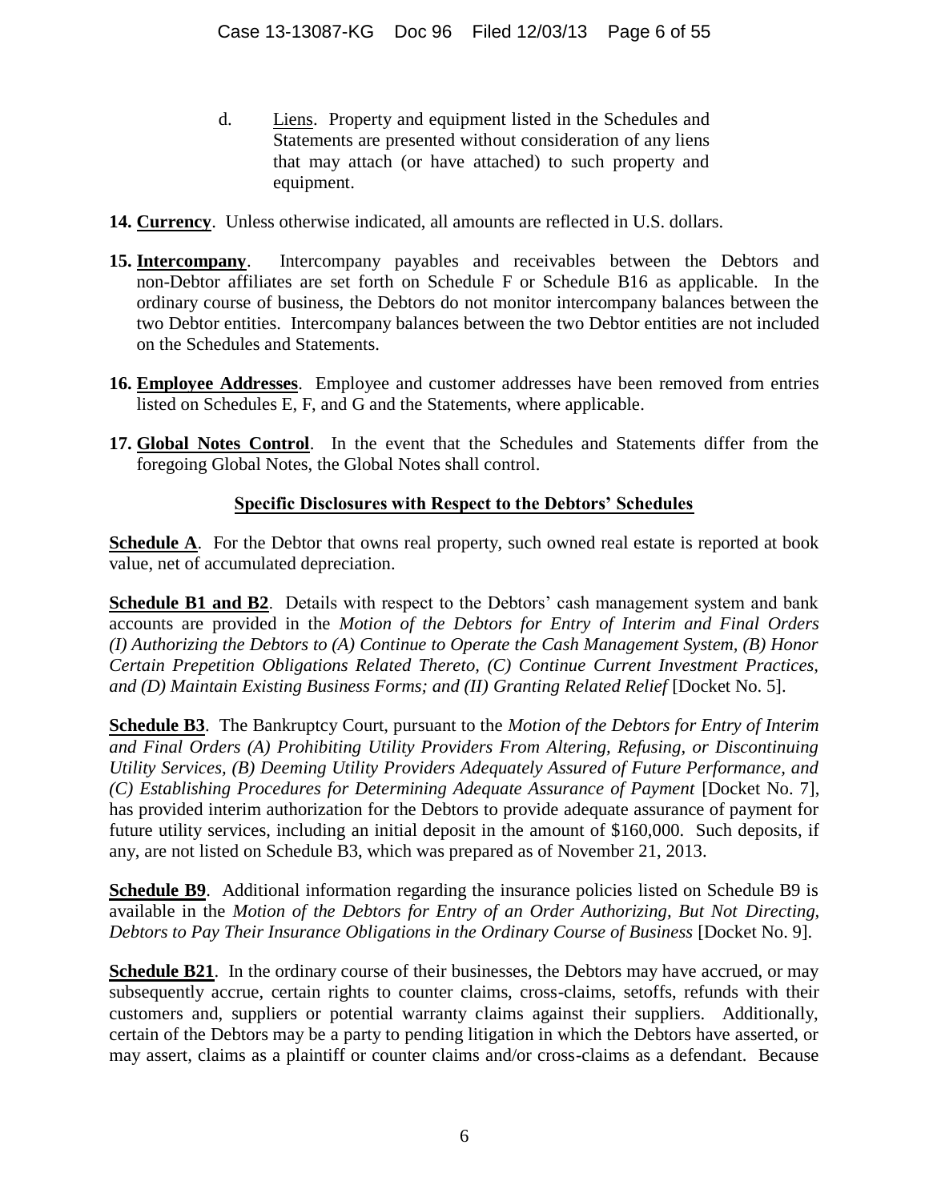d. Liens. Property and equipment listed in the Schedules and Statements are presented without consideration of any liens that may attach (or have attached) to such property and equipment.

14. **Currency**. Unless otherwise indicated, all amounts are reflected in U.S. dollars.

15. **Intercompany**. Intercompany payables and receivables between the Debtors and non-Debtor affiliates are set forth on Schedule F or Schedule B16 as applicable. In the ordinary course of business, the Debtors do not monitor intercompany balances between the two Debtor entities. Intercompany balances between the two Debtor entities are not included on the Schedules and Statements.

16. **Employee Addresses**. Employee and customer addresses have been removed from entries listed on Schedules E, F, and G and the Statements, where applicable.

17. **Global Notes Control**. In the event that the Schedules and Statements differ from the foregoing Global Notes, the Global Notes shall control.

## Specific Disclosures with Respect to the Debtors' Schedules

**Schedule A**. For the Debtor that owns real property, such owned real estate is reported at book value, net of accumulated depreciation.

**Schedule B1 and B2**. Details with respect to the Debtors' cash management system and bank accounts are provided in the *Motion of the Debtors for Entry of Interim and Final Orders (I) Authorizing the Debtors to (A) Continue to Operate the Cash Management System, (B) Honor Certain Prepetition Obligations Related Thereto, (C) Continue Current Investment Practices, and (D) Maintain Existing Business Forms; and (II) Granting Related Relief* [Docket No. 5].

**Schedule B3**. The Bankruptcy Court, pursuant to the *Motion of the Debtors for Entry of Interim and Final Orders (A) Prohibiting Utility Providers From Altering, Refusing, or Discontinuing Utility Services, (B) Deeming Utility Providers Adequately Assured of Future Performance, and (C) Establishing Procedures for Determining Adequate Assurance of Payment* [Docket No. 7], has provided interim authorization for the Debtors to provide adequate assurance of payment for future utility services, including an initial deposit in the amount of $160,000. Such deposits, if any, are not listed on Schedule B3, which was prepared as of November 21, 2013.

**Schedule B9**. Additional information regarding the insurance policies listed on Schedule B9 is available in the *Motion of the Debtors for Entry of an Order Authorizing, But Not Directing, Debtors to Pay Their Insurance Obligations in the Ordinary Course of Business* [Docket No. 9].

**Schedule B21**. In the ordinary course of their businesses, the Debtors may have accrued, or may subsequently accrue, certain rights to counter claims, cross-claims, setoffs, refunds with their customers and, suppliers or potential warranty claims against their suppliers. Additionally, certain of the Debtors may be a party to pending litigation in which the Debtors have asserted, or may assert, claims as a plaintiff or counter claims and/or cross-claims as a defendant. Because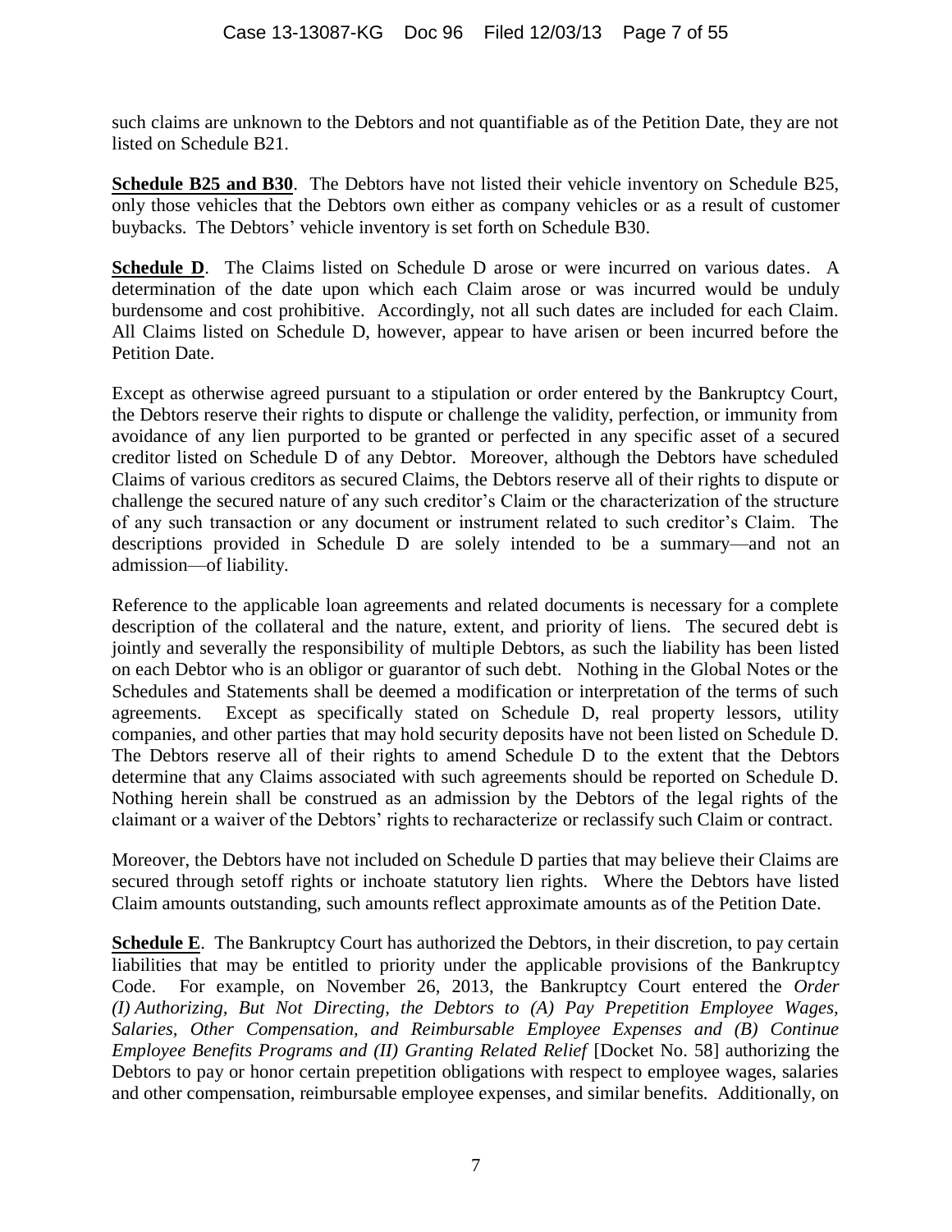such claims are unknown to the Debtors and not quantifiable as of the Petition Date, they are not listed on Schedule B21.

**Schedule B25 and B30**. The Debtors have not listed their vehicle inventory on Schedule B25, only those vehicles that the Debtors own either as company vehicles or as a result of customer buybacks. The Debtors' vehicle inventory is set forth on Schedule B30.

**Schedule D**. The Claims listed on Schedule D arose or were incurred on various dates. A determination of the date upon which each Claim arose or was incurred would be unduly burdensome and cost prohibitive. Accordingly, not all such dates are included for each Claim. All Claims listed on Schedule D, however, appear to have arisen or been incurred before the Petition Date.

Except as otherwise agreed pursuant to a stipulation or order entered by the Bankruptcy Court, the Debtors reserve their rights to dispute or challenge the validity, perfection, or immunity from avoidance of any lien purported to be granted or perfected in any specific asset of a secured creditor listed on Schedule D of any Debtor. Moreover, although the Debtors have scheduled Claims of various creditors as secured Claims, the Debtors reserve all of their rights to dispute or challenge the secured nature of any such creditor's Claim or the characterization of the structure of any such transaction or any document or instrument related to such creditor's Claim. The descriptions provided in Schedule D are solely intended to be a summary—and not an admission—of liability.

Reference to the applicable loan agreements and related documents is necessary for a complete description of the collateral and the nature, extent, and priority of liens. The secured debt is jointly and severally the responsibility of multiple Debtors, as such the liability has been listed on each Debtor who is an obligor or guarantor of such debt. Nothing in the Global Notes or the Schedules and Statements shall be deemed a modification or interpretation of the terms of such agreements. Except as specifically stated on Schedule D, real property lessors, utility companies, and other parties that may hold security deposits have not been listed on Schedule D. The Debtors reserve all of their rights to amend Schedule D to the extent that the Debtors determine that any Claims associated with such agreements should be reported on Schedule D. Nothing herein shall be construed as an admission by the Debtors of the legal rights of the claimant or a waiver of the Debtors' rights to recharacterize or reclassify such Claim or contract.

Moreover, the Debtors have not included on Schedule D parties that may believe their Claims are secured through setoff rights or inchoate statutory lien rights. Where the Debtors have listed Claim amounts outstanding, such amounts reflect approximate amounts as of the Petition Date.

**Schedule E**. The Bankruptcy Court has authorized the Debtors, in their discretion, to pay certain liabilities that may be entitled to priority under the applicable provisions of the Bankruptcy Code. For example, on November 26, 2013, the Bankruptcy Court entered the *Order (I) Authorizing, But Not Directing, the Debtors to (A) Pay Prepetition Employee Wages, Salaries, Other Compensation, and Reimbursable Employee Expenses and (B) Continue Employee Benefits Programs and (II) Granting Related Relief* [Docket No. 58] authorizing the Debtors to pay or honor certain prepetition obligations with respect to employee wages, salaries and other compensation, reimbursable employee expenses, and similar benefits. Additionally, on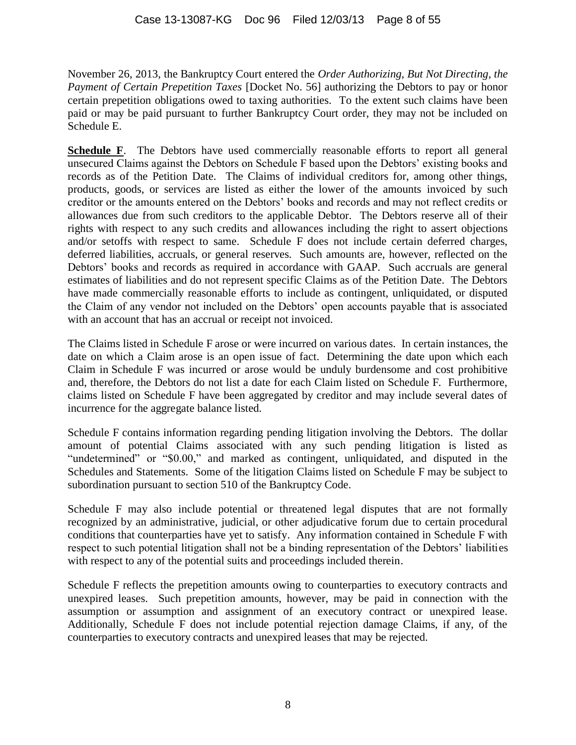November 26, 2013, the Bankruptcy Court entered the *Order Authorizing, But Not Directing, the Payment of Certain Prepetition Taxes* [Docket No. 56] authorizing the Debtors to pay or honor certain prepetition obligations owed to taxing authorities. To the extent such claims have been paid or may be paid pursuant to further Bankruptcy Court order, they may not be included on Schedule E.

**Schedule F**. The Debtors have used commercially reasonable efforts to report all general unsecured Claims against the Debtors on Schedule F based upon the Debtors' existing books and records as of the Petition Date. The Claims of individual creditors for, among other things, products, goods, or services are listed as either the lower of the amounts invoiced by such creditor or the amounts entered on the Debtors' books and records and may not reflect credits or allowances due from such creditors to the applicable Debtor. The Debtors reserve all of their rights with respect to any such credits and allowances including the right to assert objections and/or setoffs with respect to same. Schedule F does not include certain deferred charges, deferred liabilities, accruals, or general reserves. Such amounts are, however, reflected on the Debtors' books and records as required in accordance with GAAP. Such accruals are general estimates of liabilities and do not represent specific Claims as of the Petition Date. The Debtors have made commercially reasonable efforts to include as contingent, unliquidated, or disputed the Claim of any vendor not included on the Debtors' open accounts payable that is associated with an account that has an accrual or receipt not invoiced.

The Claims listed in Schedule F arose or were incurred on various dates. In certain instances, the date on which a Claim arose is an open issue of fact. Determining the date upon which each Claim in Schedule F was incurred or arose would be unduly burdensome and cost prohibitive and, therefore, the Debtors do not list a date for each Claim listed on Schedule F. Furthermore, claims listed on Schedule F have been aggregated by creditor and may include several dates of incurrence for the aggregate balance listed.

Schedule F contains information regarding pending litigation involving the Debtors. The dollar amount of potential Claims associated with any such pending litigation is listed as "undetermined" or "$0.00," and marked as contingent, unliquidated, and disputed in the Schedules and Statements. Some of the litigation Claims listed on Schedule F may be subject to subordination pursuant to section 510 of the Bankruptcy Code.

Schedule F may also include potential or threatened legal disputes that are not formally recognized by an administrative, judicial, or other adjudicative forum due to certain procedural conditions that counterparties have yet to satisfy. Any information contained in Schedule F with respect to such potential litigation shall not be a binding representation of the Debtors' liabilities with respect to any of the potential suits and proceedings included therein.

Schedule F reflects the prepetition amounts owing to counterparties to executory contracts and unexpired leases. Such prepetition amounts, however, may be paid in connection with the assumption or assumption and assignment of an executory contract or unexpired lease. Additionally, Schedule F does not include potential rejection damage Claims, if any, of the counterparties to executory contracts and unexpired leases that may be rejected.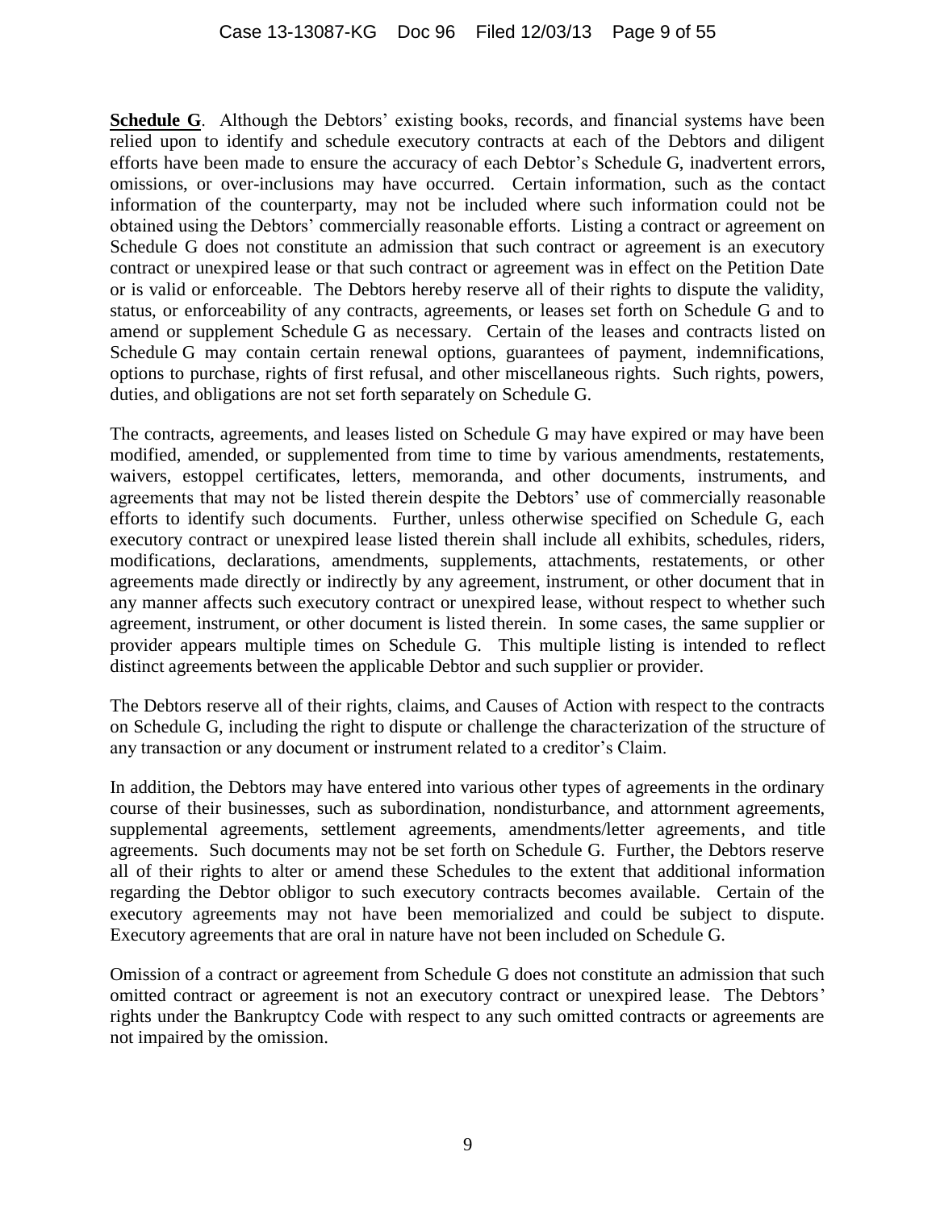**Schedule G**. Although the Debtors' existing books, records, and financial systems have been relied upon to identify and schedule executory contracts at each of the Debtors and diligent efforts have been made to ensure the accuracy of each Debtor's Schedule G, inadvertent errors, omissions, or over-inclusions may have occurred. Certain information, such as the contact information of the counterparty, may not be included where such information could not be obtained using the Debtors' commercially reasonable efforts. Listing a contract or agreement on Schedule G does not constitute an admission that such contract or agreement is an executory contract or unexpired lease or that such contract or agreement was in effect on the Petition Date or is valid or enforceable. The Debtors hereby reserve all of their rights to dispute the validity, status, or enforceability of any contracts, agreements, or leases set forth on Schedule G and to amend or supplement Schedule G as necessary. Certain of the leases and contracts listed on Schedule G may contain certain renewal options, guarantees of payment, indemnifications, options to purchase, rights of first refusal, and other miscellaneous rights. Such rights, powers, duties, and obligations are not set forth separately on Schedule G.

The contracts, agreements, and leases listed on Schedule G may have expired or may have been modified, amended, or supplemented from time to time by various amendments, restatements, waivers, estoppel certificates, letters, memoranda, and other documents, instruments, and agreements that may not be listed therein despite the Debtors' use of commercially reasonable efforts to identify such documents. Further, unless otherwise specified on Schedule G, each executory contract or unexpired lease listed therein shall include all exhibits, schedules, riders, modifications, declarations, amendments, supplements, attachments, restatements, or other agreements made directly or indirectly by any agreement, instrument, or other document that in any manner affects such executory contract or unexpired lease, without respect to whether such agreement, instrument, or other document is listed therein. In some cases, the same supplier or provider appears multiple times on Schedule G. This multiple listing is intended to reflect distinct agreements between the applicable Debtor and such supplier or provider.

The Debtors reserve all of their rights, claims, and Causes of Action with respect to the contracts on Schedule G, including the right to dispute or challenge the characterization of the structure of any transaction or any document or instrument related to a creditor's Claim.

In addition, the Debtors may have entered into various other types of agreements in the ordinary course of their businesses, such as subordination, nondisturbance, and attornment agreements, supplemental agreements, settlement agreements, amendments/letter agreements, and title agreements. Such documents may not be set forth on Schedule G. Further, the Debtors reserve all of their rights to alter or amend these Schedules to the extent that additional information regarding the Debtor obligor to such executory contracts becomes available. Certain of the executory agreements may not have been memorialized and could be subject to dispute. Executory agreements that are oral in nature have not been included on Schedule G.

Omission of a contract or agreement from Schedule G does not constitute an admission that such omitted contract or agreement is not an executory contract or unexpired lease. The Debtors' rights under the Bankruptcy Code with respect to any such omitted contracts or agreements are not impaired by the omission.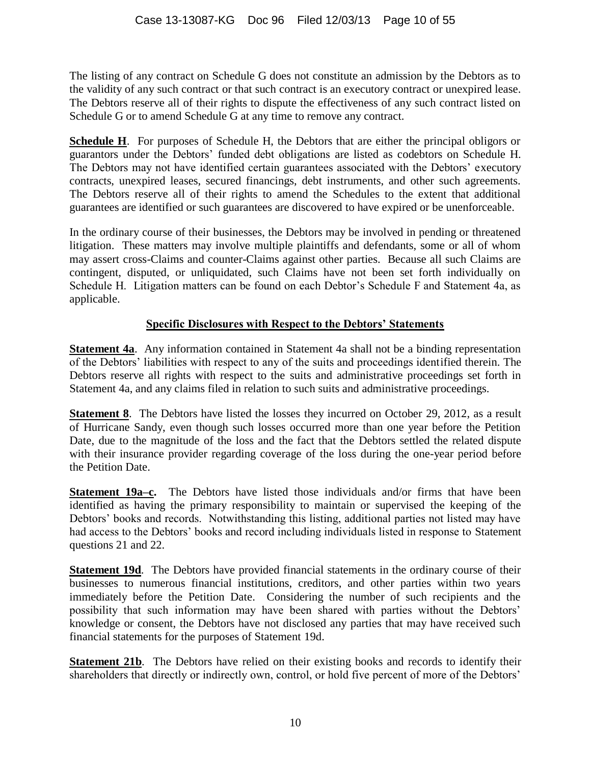The listing of any contract on Schedule G does not constitute an admission by the Debtors as to the validity of any such contract or that such contract is an executory contract or unexpired lease. The Debtors reserve all of their rights to dispute the effectiveness of any such contract listed on Schedule G or to amend Schedule G at any time to remove any contract.

**Schedule H**. For purposes of Schedule H, the Debtors that are either the principal obligors or guarantors under the Debtors' funded debt obligations are listed as codebtors on Schedule H. The Debtors may not have identified certain guarantees associated with the Debtors' executory contracts, unexpired leases, secured financings, debt instruments, and other such agreements. The Debtors reserve all of their rights to amend the Schedules to the extent that additional guarantees are identified or such guarantees are discovered to have expired or be unenforceable.

In the ordinary course of their businesses, the Debtors may be involved in pending or threatened litigation. These matters may involve multiple plaintiffs and defendants, some or all of whom may assert cross-Claims and counter-Claims against other parties. Because all such Claims are contingent, disputed, or unliquidated, such Claims have not been set forth individually on Schedule H. Litigation matters can be found on each Debtor's Schedule F and Statement 4a, as applicable.

## Specific Disclosures with Respect to the Debtors' Statements

**Statement 4a**. Any information contained in Statement 4a shall not be a binding representation of the Debtors' liabilities with respect to any of the suits and proceedings identified therein. The Debtors reserve all rights with respect to the suits and administrative proceedings set forth in Statement 4a, and any claims filed in relation to such suits and administrative proceedings.

**Statement 8**. The Debtors have listed the losses they incurred on October 29, 2012, as a result of Hurricane Sandy, even though such losses occurred more than one year before the Petition Date, due to the magnitude of the loss and the fact that the Debtors settled the related dispute with their insurance provider regarding coverage of the loss during the one-year period before the Petition Date.

**Statement 19a–c.** The Debtors have listed those individuals and/or firms that have been identified as having the primary responsibility to maintain or supervised the keeping of the Debtors' books and records. Notwithstanding this listing, additional parties not listed may have had access to the Debtors' books and record including individuals listed in response to Statement questions 21 and 22.

**Statement 19d**. The Debtors have provided financial statements in the ordinary course of their businesses to numerous financial institutions, creditors, and other parties within two years immediately before the Petition Date. Considering the number of such recipients and the possibility that such information may have been shared with parties without the Debtors' knowledge or consent, the Debtors have not disclosed any parties that may have received such financial statements for the purposes of Statement 19d.

**Statement 21b**. The Debtors have relied on their existing books and records to identify their shareholders that directly or indirectly own, control, or hold five percent of more of the Debtors'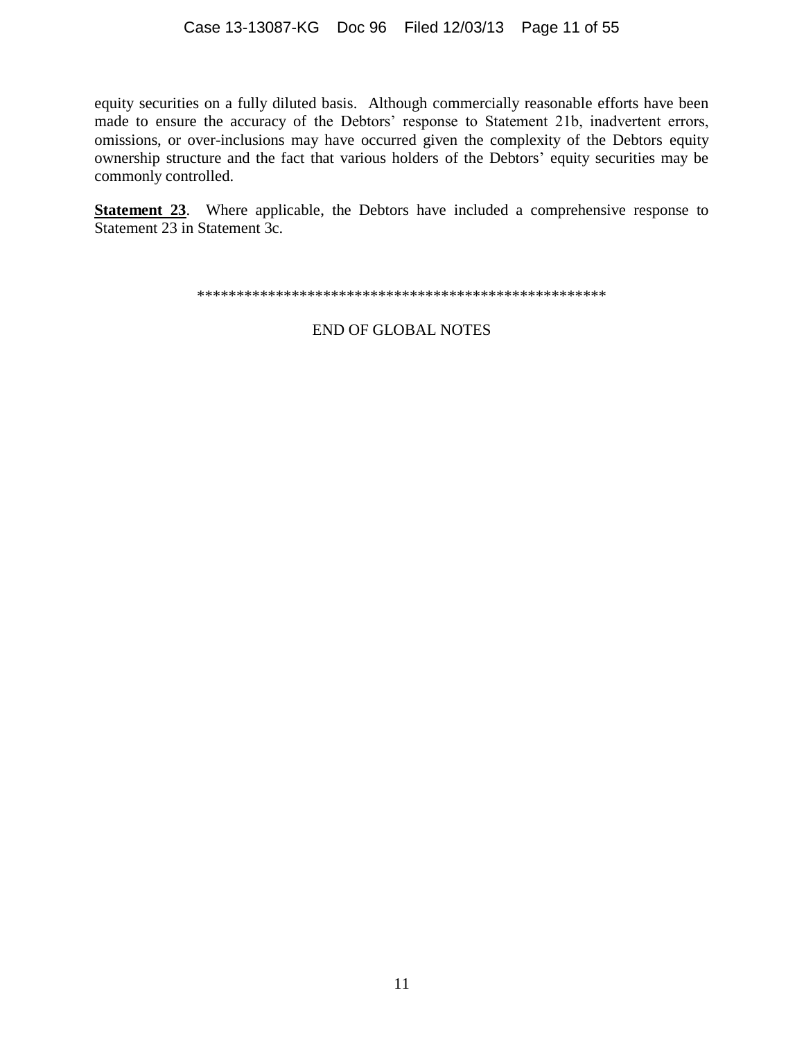equity securities on a fully diluted basis. Although commercially reasonable efforts have been made to ensure the accuracy of the Debtors' response to Statement 21b, inadvertent errors, omissions, or over-inclusions may have occurred given the complexity of the Debtors equity ownership structure and the fact that various holders of the Debtors' equity securities may be commonly controlled.

**Statement 23**. Where applicable, the Debtors have included a comprehensive response to Statement 23 in Statement 3c.

****************************************************

END OF GLOBAL NOTES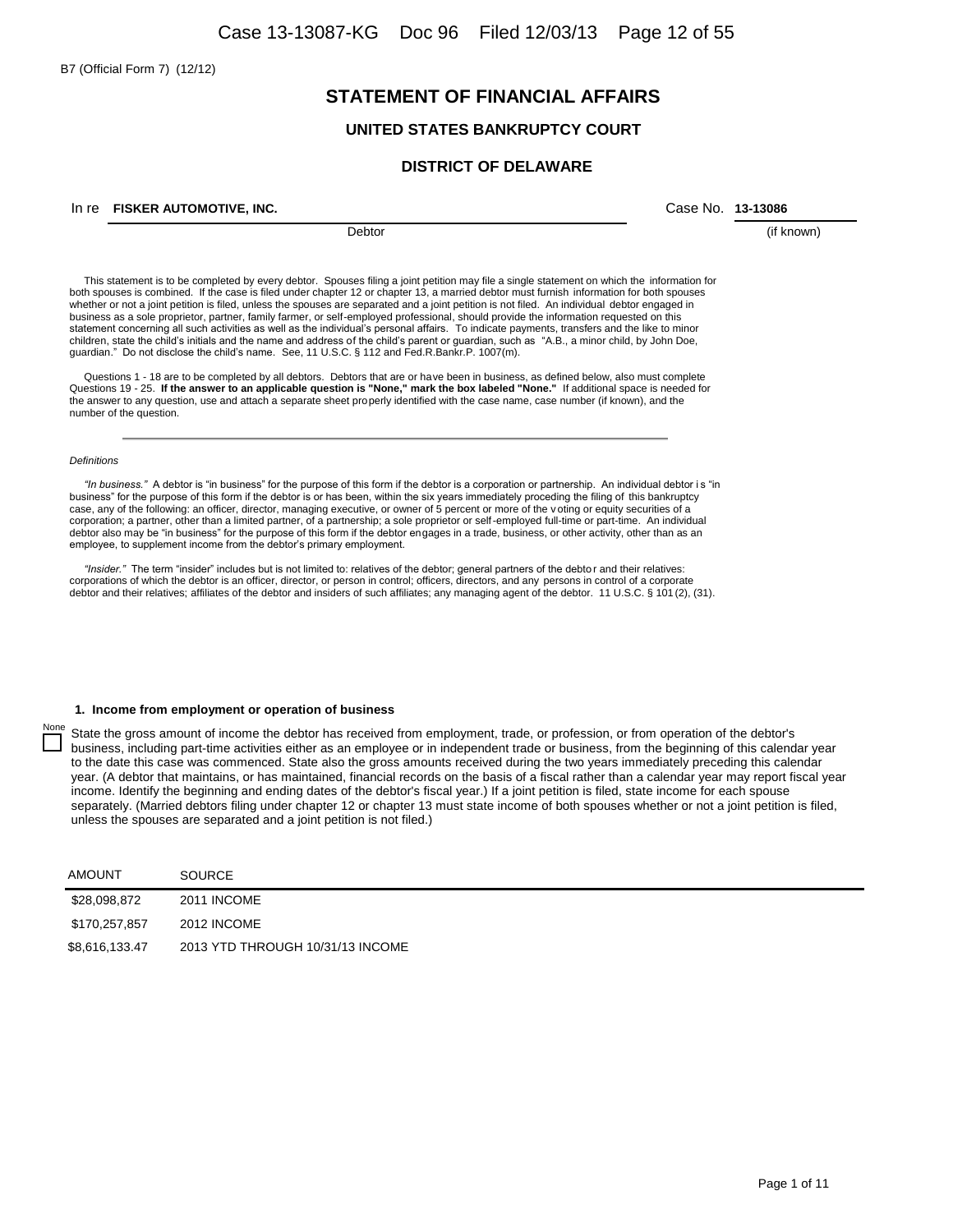B7 (Official Form 7) (12/12)

# STATEMENT OF FINANCIAL AFFAIRS

## UNITED STATES BANKRUPTCY COURT

## DISTRICT OF DELAWARE

In re **FISKER AUTOMOTIVE, INC.** Case No. **13-13086**

Debtor (if known)

This statement is to be completed by every debtor. Spouses filing a joint petition may file a single statement on which the information for both spouses is combined. If the case is filed under chapter 12 or chapter 13, a married debtor must furnish information for both spouses whether or not a joint petition is filed, unless the spouses are separated and a joint petition is not filed. An individual debtor engaged in business as a sole proprietor, partner, family farmer, or self-employed professional, should provide the information requested on this statement concerning all such activities as well as the individual's personal affairs. To indicate payments, transfers and the like to minor children, state the child's initials and the name and address of the child's parent or guardian, such as "A.B., a minor child, by John Doe, guardian." Do not disclose the child's name. See, 11 U.S.C. § 112 and Fed.R.Bankr.P. 1007(m).

Questions 1 - 18 are to be completed by all debtors. Debtors that are or have been in business, as defined below, also must complete Questions 19 - 25. **If the answer to an applicable question is "None," mark the box labeled "None."** If additional space is needed for the answer to any question, use and attach a separate sheet properly identified with the case name, case number (if known), and the number of the question.

---

*Definitions*

*"In business."* A debtor is "in business" for the purpose of this form if the debtor is a corporation or partnership. An individual debtor is "in business" for the purpose of this form if the debtor is or has been, within the six years immediately proceding the filing of this bankruptcy case, any of the following: an officer, director, managing executive, or owner of 5 percent or more of the voting or equity securities of a corporation; a partner, other than a limited partner, of a partnership; a sole proprietor or self-employed full-time or part-time. An individual debtor also may be "in business" for the purpose of this form if the debtor engages in a trade, business, or other activity, other than as an employee, to supplement income from the debtor's primary employment.

*"Insider."* The term "insider" includes but is not limited to: relatives of the debtor; general partners of the debtor and their relatives: corporations of which the debtor is an officer, director, or person in control; officers, directors, and any persons in control of a corporate debtor and their relatives; affiliates of the debtor and insiders of such affiliates; any managing agent of the debtor. 11 U.S.C. § 101(2), (31).

**1. Income from employment or operation of business**

None ☐

State the gross amount of income the debtor has received from employment, trade, or profession, or from operation of the debtor's business, including part-time activities either as an employee or in independent trade or business, from the beginning of this calendar year to the date this case was commenced. State also the gross amounts received during the two years immediately preceding this calendar year. (A debtor that maintains, or has maintained, financial records on the basis of a fiscal rather than a calendar year may report fiscal year income. Identify the beginning and ending dates of the debtor's fiscal year.) If a joint petition is filed, state income for each spouse separately. (Married debtors filing under chapter 12 or chapter 13 must state income of both spouses whether or not a joint petition is filed, unless the spouses are separated and a joint petition is not filed.)

| AMOUNT | SOURCE |
|---|---|
| $28,098,872 | 2011 INCOME |
| $170,257,857 | 2012 INCOME |
| $8,616,133.47 | 2013 YTD THROUGH 10/31/13 INCOME |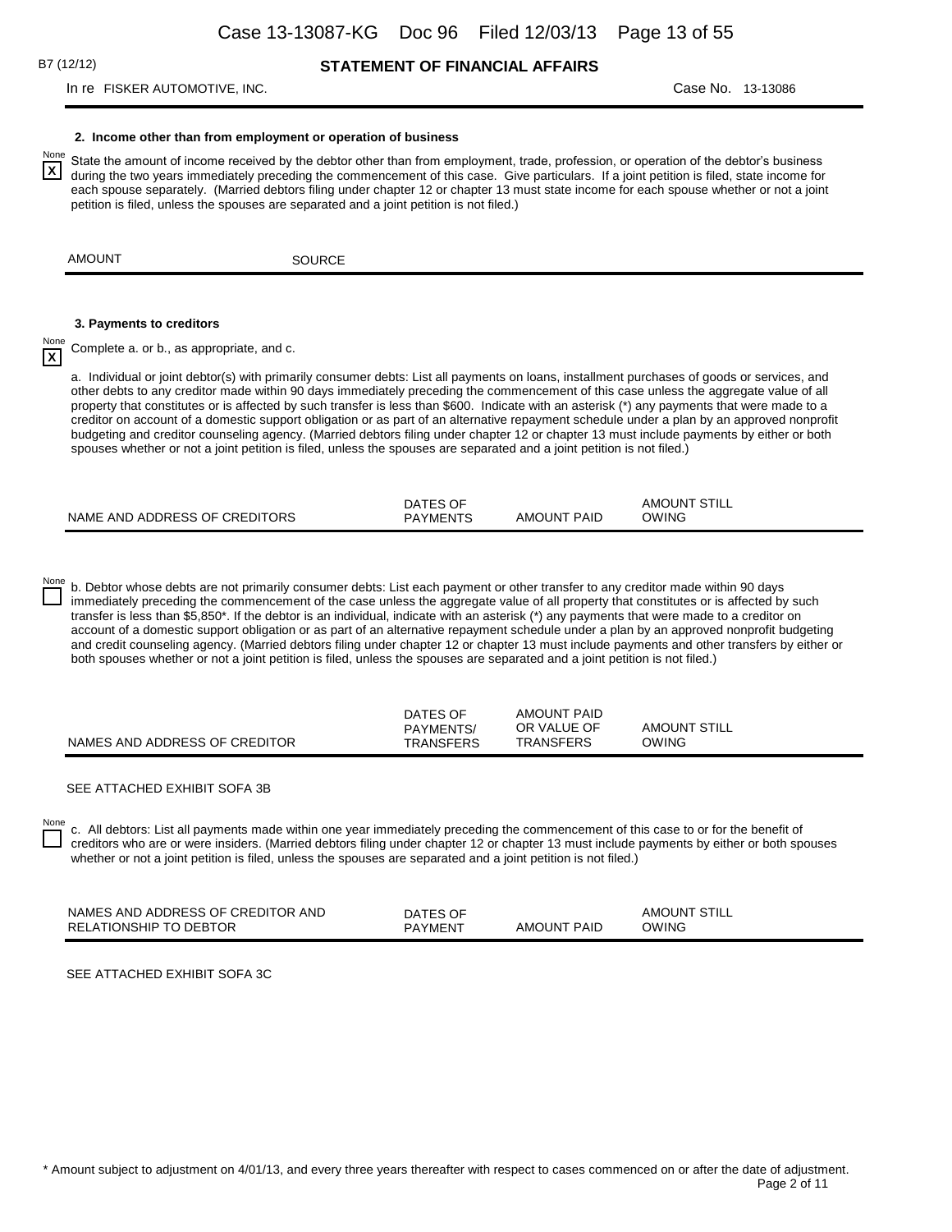B7 (12/12)

## STATEMENT OF FINANCIAL AFFAIRS

In re FISKER AUTOMOTIVE, INC. Case No. 13-13086

**2. Income other than from employment or operation of business**

None [X] State the amount of income received by the debtor other than from employment, trade, profession, or operation of the debtor's business during the two years immediately preceding the commencement of this case. Give particulars. If a joint petition is filed, state income for each spouse separately. (Married debtors filing under chapter 12 or chapter 13 must state income for each spouse whether or not a joint petition is filed, unless the spouses are separated and a joint petition is not filed.)

| AMOUNT | SOURCE |
|---|---|

**3. Payments to creditors**

None [X] Complete a. or b., as appropriate, and c.

a. Individual or joint debtor(s) with primarily consumer debts: List all payments on loans, installment purchases of goods or services, and other debts to any creditor made within 90 days immediately preceding the commencement of this case unless the aggregate value of all property that constitutes or is affected by such transfer is less than $600. Indicate with an asterisk (*) any payments that were made to a creditor on account of a domestic support obligation or as part of an alternative repayment schedule under a plan by an approved nonprofit budgeting and creditor counseling agency. (Married debtors filing under chapter 12 or chapter 13 must include payments by either or both spouses whether or not a joint petition is filed, unless the spouses are separated and a joint petition is not filed.)

| NAME AND ADDRESS OF CREDITORS | DATES OF PAYMENTS | AMOUNT PAID | AMOUNT STILL OWING |
|---|---|---|---|

None [ ] b. Debtor whose debts are not primarily consumer debts: List each payment or other transfer to any creditor made within 90 days immediately preceding the commencement of the case unless the aggregate value of all property that constitutes or is affected by such transfer is less than $5,850*. If the debtor is an individual, indicate with an asterisk (*) any payments that were made to a creditor on account of a domestic support obligation or as part of an alternative repayment schedule under a plan by an approved nonprofit budgeting and credit counseling agency. (Married debtors filing under chapter 12 or chapter 13 must include payments and other transfers by either or both spouses whether or not a joint petition is filed, unless the spouses are separated and a joint petition is not filed.)

| NAMES AND ADDRESS OF CREDITOR | DATES OF PAYMENTS/ TRANSFERS | AMOUNT PAID OR VALUE OF TRANSFERS | AMOUNT STILL OWING |
|---|---|---|---|

SEE ATTACHED EXHIBIT SOFA 3B

None [ ] c. All debtors: List all payments made within one year immediately preceding the commencement of this case to or for the benefit of creditors who are or were insiders. (Married debtors filing under chapter 12 or chapter 13 must include payments by either or both spouses whether or not a joint petition is filed, unless the spouses are separated and a joint petition is not filed.)

| NAMES AND ADDRESS OF CREDITOR AND RELATIONSHIP TO DEBTOR | DATES OF PAYMENT | AMOUNT PAID | AMOUNT STILL OWING |
|---|---|---|---|

SEE ATTACHED EXHIBIT SOFA 3C

* Amount subject to adjustment on 4/01/13, and every three years thereafter with respect to cases commenced on or after the date of adjustment.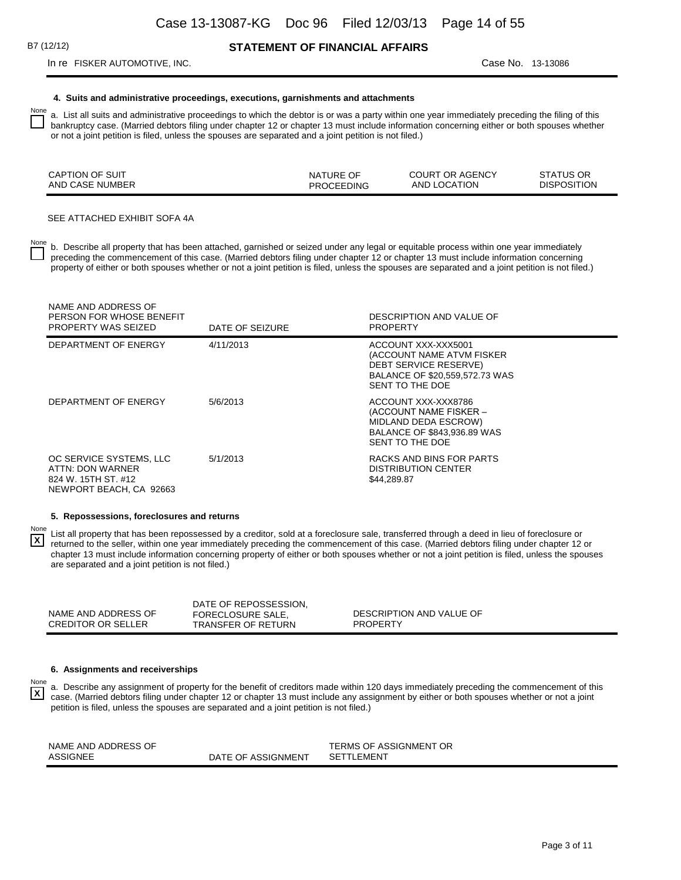B7 (12/12)

## STATEMENT OF FINANCIAL AFFAIRS

In re FISKER AUTOMOTIVE, INC. Case No. 13-13086

### 4. Suits and administrative proceedings, executions, garnishments and attachments

None ☐ a. List all suits and administrative proceedings to which the debtor is or was a party within one year immediately preceding the filing of this bankruptcy case. (Married debtors filing under chapter 12 or chapter 13 must include information concerning either or both spouses whether or not a joint petition is filed, unless the spouses are separated and a joint petition is not filed.)

| CAPTION OF SUIT AND CASE NUMBER | NATURE OF PROCEEDING | COURT OR AGENCY AND LOCATION | STATUS OR DISPOSITION |
|---|---|---|---|

SEE ATTACHED EXHIBIT SOFA 4A

None ☐ b. Describe all property that has been attached, garnished or seized under any legal or equitable process within one year immediately preceding the commencement of this case. (Married debtors filing under chapter 12 or chapter 13 must include information concerning property of either or both spouses whether or not a joint petition is filed, unless the spouses are separated and a joint petition is not filed.)

| NAME AND ADDRESS OF PERSON FOR WHOSE BENEFIT PROPERTY WAS SEIZED | DATE OF SEIZURE | DESCRIPTION AND VALUE OF PROPERTY |
|---|---|---|
| DEPARTMENT OF ENERGY | 4/11/2013 | ACCOUNT XXX-XXX5001 (ACCOUNT NAME ATVM FISKER DEBT SERVICE RESERVE) BALANCE OF $20,559,572.73 WAS SENT TO THE DOE |
| DEPARTMENT OF ENERGY | 5/6/2013 | ACCOUNT XXX-XXX8786 (ACCOUNT NAME FISKER – MIDLAND DEDA ESCROW) BALANCE OF $843,936.89 WAS SENT TO THE DOE |
| OC SERVICE SYSTEMS, LLC ATTN: DON WARNER 824 W. 15TH ST. #12 NEWPORT BEACH, CA 92663 | 5/1/2013 | RACKS AND BINS FOR PARTS DISTRIBUTION CENTER $44,289.87 |

### 5. Repossessions, foreclosures and returns

None ☒ List all property that has been repossessed by a creditor, sold at a foreclosure sale, transferred through a deed in lieu of foreclosure or returned to the seller, within one year immediately preceding the commencement of this case. (Married debtors filing under chapter 12 or chapter 13 must include information concerning property of either or both spouses whether or not a joint petition is filed, unless the spouses are separated and a joint petition is not filed.)

| NAME AND ADDRESS OF CREDITOR OR SELLER | DATE OF REPOSSESSION, FORECLOSURE SALE, TRANSFER OF RETURN | DESCRIPTION AND VALUE OF PROPERTY |
|---|---|---|

### 6. Assignments and receiverships

None ☒ a. Describe any assignment of property for the benefit of creditors made within 120 days immediately preceding the commencement of this case. (Married debtors filing under chapter 12 or chapter 13 must include any assignment by either or both spouses whether or not a joint petition is filed, unless the spouses are separated and a joint petition is not filed.)

| NAME AND ADDRESS OF ASSIGNEE | DATE OF ASSIGNMENT | TERMS OF ASSIGNMENT OR SETTLEMENT |
|---|---|---|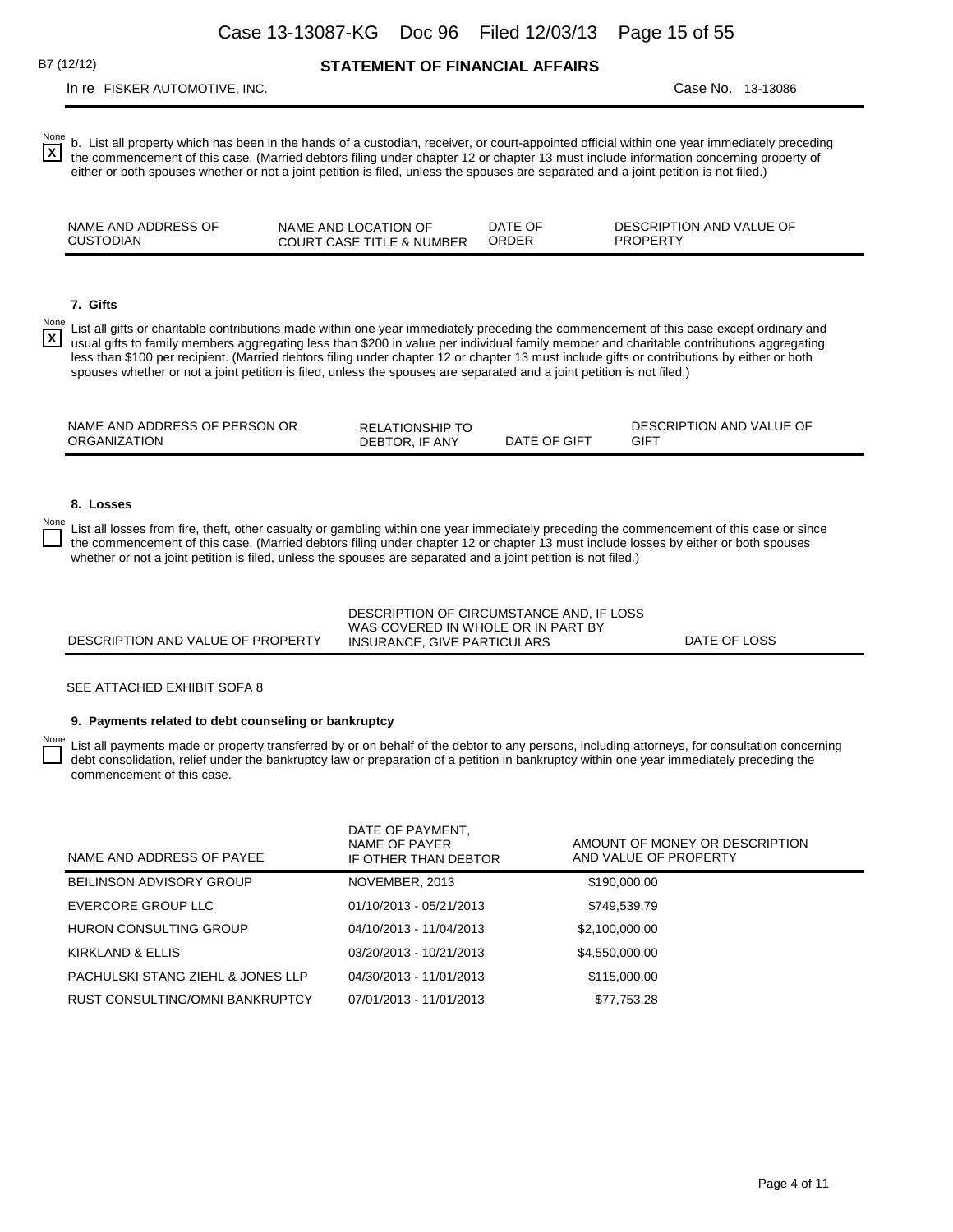B7 (12/12)

## STATEMENT OF FINANCIAL AFFAIRS

In re FISKER AUTOMOTIVE, INC. Case No. 13-13086

None [X] b. List all property which has been in the hands of a custodian, receiver, or court-appointed official within one year immediately preceding the commencement of this case. (Married debtors filing under chapter 12 or chapter 13 must include information concerning property of either or both spouses whether or not a joint petition is filed, unless the spouses are separated and a joint petition is not filed.)

| NAME AND ADDRESS OF CUSTODIAN | NAME AND LOCATION OF COURT CASE TITLE & NUMBER | DATE OF ORDER | DESCRIPTION AND VALUE OF PROPERTY |
|---|---|---|---|

### 7. Gifts

None [X] List all gifts or charitable contributions made within one year immediately preceding the commencement of this case except ordinary and usual gifts to family members aggregating less than $200 in value per individual family member and charitable contributions aggregating less than $100 per recipient. (Married debtors filing under chapter 12 or chapter 13 must include gifts or contributions by either or both spouses whether or not a joint petition is filed, unless the spouses are separated and a joint petition is not filed.)

| NAME AND ADDRESS OF PERSON OR ORGANIZATION | RELATIONSHIP TO DEBTOR, IF ANY | DATE OF GIFT | DESCRIPTION AND VALUE OF GIFT |
|---|---|---|---|

### 8. Losses

None [ ] List all losses from fire, theft, other casualty or gambling within one year immediately preceding the commencement of this case or since the commencement of this case. (Married debtors filing under chapter 12 or chapter 13 must include losses by either or both spouses whether or not a joint petition is filed, unless the spouses are separated and a joint petition is not filed.)

| DESCRIPTION AND VALUE OF PROPERTY | DESCRIPTION OF CIRCUMSTANCE AND, IF LOSS WAS COVERED IN WHOLE OR IN PART BY INSURANCE, GIVE PARTICULARS | DATE OF LOSS |
|---|---|---|

SEE ATTACHED EXHIBIT SOFA 8

### 9. Payments related to debt counseling or bankruptcy

None [ ] List all payments made or property transferred by or on behalf of the debtor to any persons, including attorneys, for consultation concerning debt consolidation, relief under the bankruptcy law or preparation of a petition in bankruptcy within one year immediately preceding the commencement of this case.

| NAME AND ADDRESS OF PAYEE | DATE OF PAYMENT, NAME OF PAYER IF OTHER THAN DEBTOR | AMOUNT OF MONEY OR DESCRIPTION AND VALUE OF PROPERTY |
|---|---|---|
| BEILINSON ADVISORY GROUP | NOVEMBER, 2013 | $190,000.00 |
| EVERCORE GROUP LLC | 01/10/2013 - 05/21/2013 | $749,539.79 |
| HURON CONSULTING GROUP | 04/10/2013 - 11/04/2013 | $2,100,000.00 |
| KIRKLAND & ELLIS | 03/20/2013 - 10/21/2013 | $4,550,000.00 |
| PACHULSKI STANG ZIEHL & JONES LLP | 04/30/2013 - 11/01/2013 | $115,000.00 |
| RUST CONSULTING/OMNI BANKRUPTCY | 07/01/2013 - 11/01/2013 | $77,753.28 |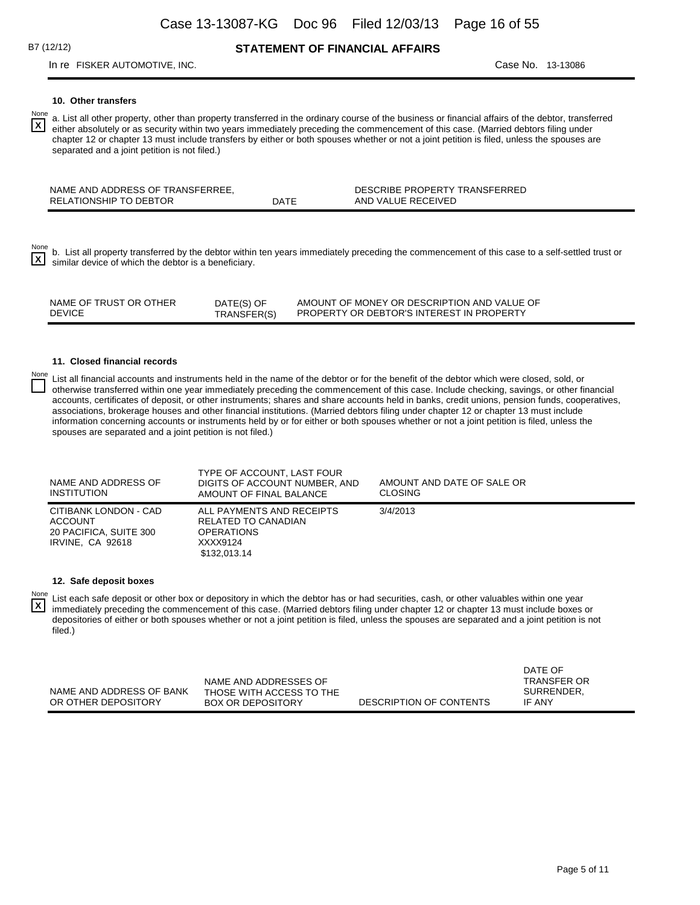B7 (12/12)

## STATEMENT OF FINANCIAL AFFAIRS

In re FISKER AUTOMOTIVE, INC. Case No. 13-13086

### 10. Other transfers

None [X]

a. List all other property, other than property transferred in the ordinary course of the business or financial affairs of the debtor, transferred either absolutely or as security within two years immediately preceding the commencement of this case. (Married debtors filing under chapter 12 or chapter 13 must include transfers by either or both spouses whether or not a joint petition is filed, unless the spouses are separated and a joint petition is not filed.)

| NAME AND ADDRESS OF TRANSFERREE, RELATIONSHIP TO DEBTOR | DATE | DESCRIBE PROPERTY TRANSFERRED AND VALUE RECEIVED |
|---|---|---|

None [X]

b. List all property transferred by the debtor within ten years immediately preceding the commencement of this case to a self-settled trust or similar device of which the debtor is a beneficiary.

| NAME OF TRUST OR OTHER DEVICE | DATE(S) OF TRANSFER(S) | AMOUNT OF MONEY OR DESCRIPTION AND VALUE OF PROPERTY OR DEBTOR'S INTEREST IN PROPERTY |
|---|---|---|

### 11. Closed financial records

None [ ]

List all financial accounts and instruments held in the name of the debtor or for the benefit of the debtor which were closed, sold, or otherwise transferred within one year immediately preceding the commencement of this case. Include checking, savings, or other financial accounts, certificates of deposit, or other instruments; shares and share accounts held in banks, credit unions, pension funds, cooperatives, associations, brokerage houses and other financial institutions. (Married debtors filing under chapter 12 or chapter 13 must include information concerning accounts or instruments held by or for either or both spouses whether or not a joint petition is filed, unless the spouses are separated and a joint petition is not filed.)

| NAME AND ADDRESS OF INSTITUTION | TYPE OF ACCOUNT, LAST FOUR DIGITS OF ACCOUNT NUMBER, AND AMOUNT OF FINAL BALANCE | AMOUNT AND DATE OF SALE OR CLOSING |
|---|---|---|
| CITIBANK LONDON - CAD ACCOUNT<br>20 PACIFICA, SUITE 300<br>IRVINE, CA 92618 | ALL PAYMENTS AND RECEIPTS RELATED TO CANADIAN OPERATIONS<br>XXXX9124<br>$132,013.14 | 3/4/2013 |

### 12. Safe deposit boxes

None [X]

List each safe deposit or other box or depository in which the debtor has or had securities, cash, or other valuables within one year immediately preceding the commencement of this case. (Married debtors filing under chapter 12 or chapter 13 must include boxes or depositories of either or both spouses whether or not a joint petition is filed, unless the spouses are separated and a joint petition is not filed.)

| NAME AND ADDRESS OF BANK OR OTHER DEPOSITORY | NAME AND ADDRESSES OF THOSE WITH ACCESS TO THE BOX OR DEPOSITORY | DESCRIPTION OF CONTENTS | DATE OF TRANSFER OR SURRENDER, IF ANY |
|---|---|---|---|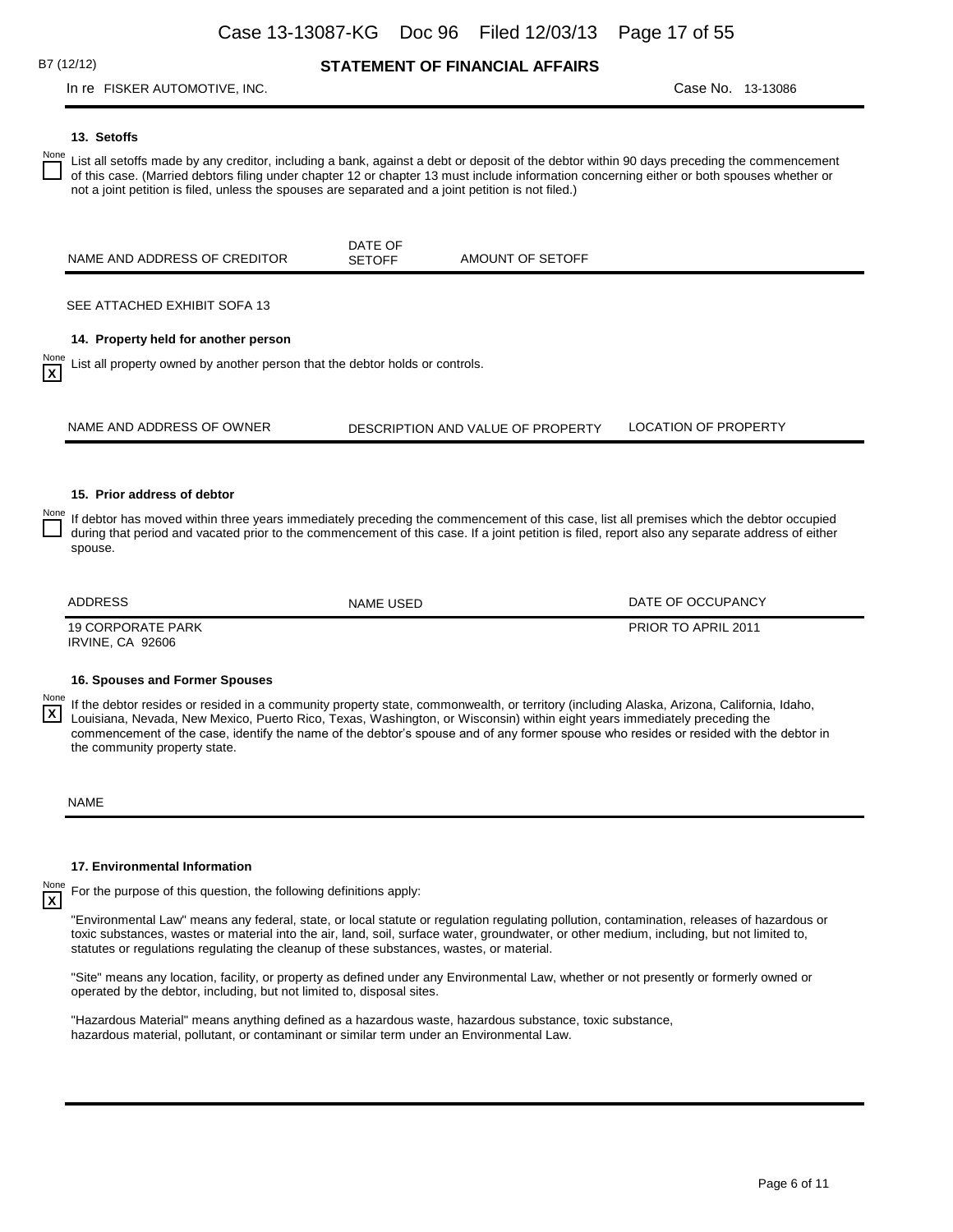B7 (12/12)

## STATEMENT OF FINANCIAL AFFAIRS

In re FISKER AUTOMOTIVE, INC. Case No. 13-13086

### 13. Setoffs

None ☐ List all setoffs made by any creditor, including a bank, against a debt or deposit of the debtor within 90 days preceding the commencement of this case. (Married debtors filing under chapter 12 or chapter 13 must include information concerning either or both spouses whether or not a joint petition is filed, unless the spouses are separated and a joint petition is not filed.)

| NAME AND ADDRESS OF CREDITOR | DATE OF SETOFF | AMOUNT OF SETOFF |
|---|---|---|
| SEE ATTACHED EXHIBIT SOFA 13 | | |

### 14. Property held for another person

None ☒ List all property owned by another person that the debtor holds or controls.

| NAME AND ADDRESS OF OWNER | DESCRIPTION AND VALUE OF PROPERTY | LOCATION OF PROPERTY |
|---|---|---|

### 15. Prior address of debtor

None ☐ If debtor has moved within three years immediately preceding the commencement of this case, list all premises which the debtor occupied during that period and vacated prior to the commencement of this case. If a joint petition is filed, report also any separate address of either spouse.

| ADDRESS | NAME USED | DATE OF OCCUPANCY |
|---|---|---|
| 19 CORPORATE PARK<br>IRVINE, CA 92606 | | PRIOR TO APRIL 2011 |

### 16. Spouses and Former Spouses

None ☒ If the debtor resides or resided in a community property state, commonwealth, or territory (including Alaska, Arizona, California, Idaho, Louisiana, Nevada, New Mexico, Puerto Rico, Texas, Washington, or Wisconsin) within eight years immediately preceding the commencement of the case, identify the name of the debtor's spouse and of any former spouse who resides or resided with the debtor in the community property state.

| NAME |
|---|

### 17. Environmental Information

None ☒ For the purpose of this question, the following definitions apply:

"Environmental Law" means any federal, state, or local statute or regulation regulating pollution, contamination, releases of hazardous or toxic substances, wastes or material into the air, land, soil, surface water, groundwater, or other medium, including, but not limited to, statutes or regulations regulating the cleanup of these substances, wastes, or material.

"Site" means any location, facility, or property as defined under any Environmental Law, whether or not presently or formerly owned or operated by the debtor, including, but not limited to, disposal sites.

"Hazardous Material" means anything defined as a hazardous waste, hazardous substance, toxic substance, hazardous material, pollutant, or contaminant or similar term under an Environmental Law.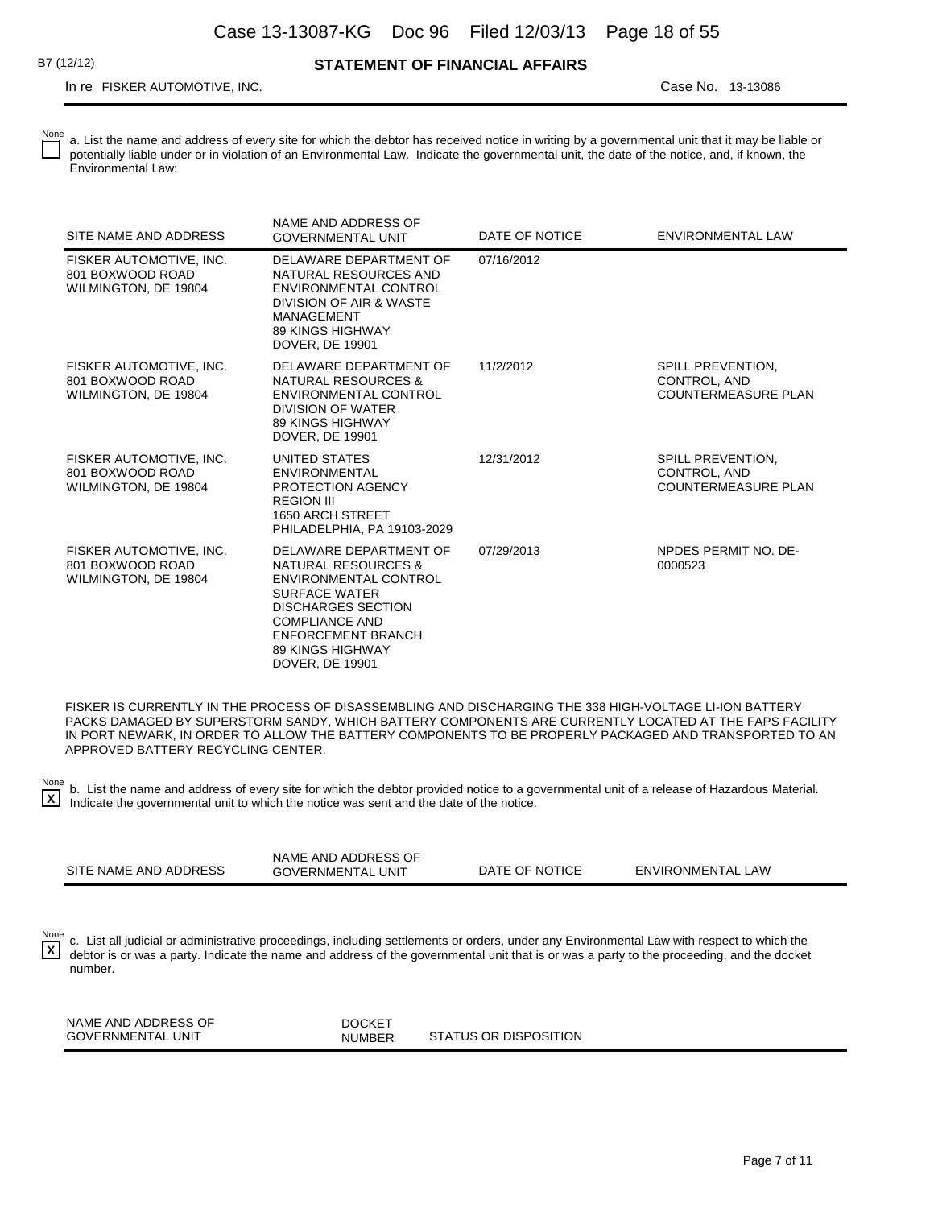B7 (12/12)

## STATEMENT OF FINANCIAL AFFAIRS

In re FISKER AUTOMOTIVE, INC. Case No. 13-13086

None ☐ a. List the name and address of every site for which the debtor has received notice in writing by a governmental unit that it may be liable or potentially liable under or in violation of an Environmental Law. Indicate the governmental unit, the date of the notice, and, if known, the Environmental Law:

| SITE NAME AND ADDRESS | NAME AND ADDRESS OF GOVERNMENTAL UNIT | DATE OF NOTICE | ENVIRONMENTAL LAW |
|---|---|---|---|
| FISKER AUTOMOTIVE, INC. 801 BOXWOOD ROAD WILMINGTON, DE 19804 | DELAWARE DEPARTMENT OF NATURAL RESOURCES AND ENVIRONMENTAL CONTROL DIVISION OF AIR & WASTE MANAGEMENT 89 KINGS HIGHWAY DOVER, DE 19901 | 07/16/2012 | |
| FISKER AUTOMOTIVE, INC. 801 BOXWOOD ROAD WILMINGTON, DE 19804 | DELAWARE DEPARTMENT OF NATURAL RESOURCES & ENVIRONMENTAL CONTROL DIVISION OF WATER 89 KINGS HIGHWAY DOVER, DE 19901 | 11/2/2012 | SPILL PREVENTION, CONTROL, AND COUNTERMEASURE PLAN |
| FISKER AUTOMOTIVE, INC. 801 BOXWOOD ROAD WILMINGTON, DE 19804 | UNITED STATES ENVIRONMENTAL PROTECTION AGENCY REGION III 1650 ARCH STREET PHILADELPHIA, PA 19103-2029 | 12/31/2012 | SPILL PREVENTION, CONTROL, AND COUNTERMEASURE PLAN |
| FISKER AUTOMOTIVE, INC. 801 BOXWOOD ROAD WILMINGTON, DE 19804 | DELAWARE DEPARTMENT OF NATURAL RESOURCES & ENVIRONMENTAL CONTROL SURFACE WATER DISCHARGES SECTION COMPLIANCE AND ENFORCEMENT BRANCH 89 KINGS HIGHWAY DOVER, DE 19901 | 07/29/2013 | NPDES PERMIT NO. DE-0000523 |

FISKER IS CURRENTLY IN THE PROCESS OF DISASSEMBLING AND DISCHARGING THE 338 HIGH-VOLTAGE LI-ION BATTERY PACKS DAMAGED BY SUPERSTORM SANDY, WHICH BATTERY COMPONENTS ARE CURRENTLY LOCATED AT THE FAPS FACILITY IN PORT NEWARK, IN ORDER TO ALLOW THE BATTERY COMPONENTS TO BE PROPERLY PACKAGED AND TRANSPORTED TO AN APPROVED BATTERY RECYCLING CENTER.

None [X] b. List the name and address of every site for which the debtor provided notice to a governmental unit of a release of Hazardous Material. Indicate the governmental unit to which the notice was sent and the date of the notice.

| SITE NAME AND ADDRESS | NAME AND ADDRESS OF GOVERNMENTAL UNIT | DATE OF NOTICE | ENVIRONMENTAL LAW |
|---|---|---|---|

None [X] c. List all judicial or administrative proceedings, including settlements or orders, under any Environmental Law with respect to which the debtor is or was a party. Indicate the name and address of the governmental unit that is or was a party to the proceeding, and the docket number.

| NAME AND ADDRESS OF GOVERNMENTAL UNIT | DOCKET NUMBER | STATUS OR DISPOSITION |
|---|---|---|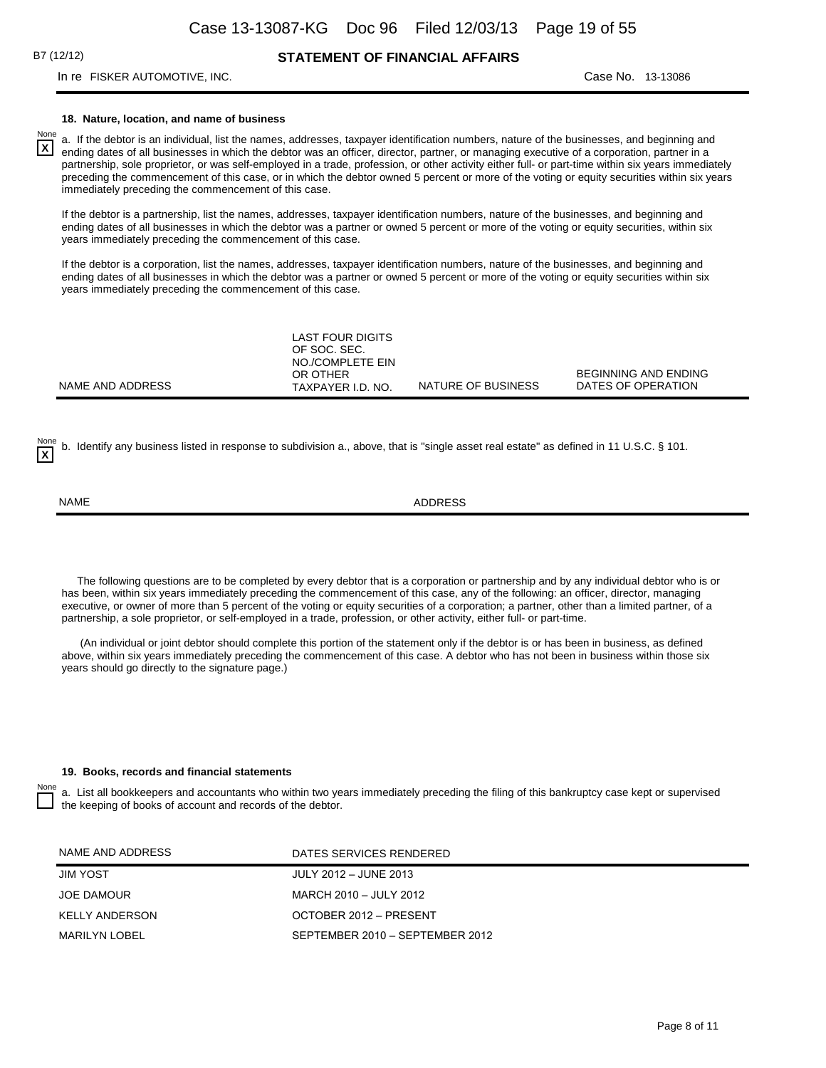B7 (12/12)

**STATEMENT OF FINANCIAL AFFAIRS**

In re FISKER AUTOMOTIVE, INC. Case No. 13-13086

#### 18. Nature, location, and name of business

None [X] a. If the debtor is an individual, list the names, addresses, taxpayer identification numbers, nature of the businesses, and beginning and ending dates of all businesses in which the debtor was an officer, director, partner, or managing executive of a corporation, partner in a partnership, sole proprietor, or was self-employed in a trade, profession, or other activity either full- or part-time within six years immediately preceding the commencement of this case, or in which the debtor owned 5 percent or more of the voting or equity securities within six years immediately preceding the commencement of this case.

If the debtor is a partnership, list the names, addresses, taxpayer identification numbers, nature of the businesses, and beginning and ending dates of all businesses in which the debtor was a partner or owned 5 percent or more of the voting or equity securities, within six years immediately preceding the commencement of this case.

If the debtor is a corporation, list the names, addresses, taxpayer identification numbers, nature of the businesses, and beginning and ending dates of all businesses in which the debtor was a partner or owned 5 percent or more of the voting or equity securities within six years immediately preceding the commencement of this case.

| NAME AND ADDRESS | LAST FOUR DIGITS OF SOC. SEC. NO./COMPLETE EIN OR OTHER TAXPAYER I.D. NO. | NATURE OF BUSINESS | BEGINNING AND ENDING DATES OF OPERATION |
|---|---|---|---|

None [X] b. Identify any business listed in response to subdivision a., above, that is "single asset real estate" as defined in 11 U.S.C. § 101.

| NAME | ADDRESS |
|---|---|

The following questions are to be completed by every debtor that is a corporation or partnership and by any individual debtor who is or has been, within six years immediately preceding the commencement of this case, any of the following: an officer, director, managing executive, or owner of more than 5 percent of the voting or equity securities of a corporation; a partner, other than a limited partner, of a partnership, a sole proprietor, or self-employed in a trade, profession, or other activity, either full- or part-time.

(An individual or joint debtor should complete this portion of the statement only if the debtor is or has been in business, as defined above, within six years immediately preceding the commencement of this case. A debtor who has not been in business within those six years should go directly to the signature page.)

#### 19. Books, records and financial statements

None [ ] a. List all bookkeepers and accountants who within two years immediately preceding the filing of this bankruptcy case kept or supervised the keeping of books of account and records of the debtor.

| NAME AND ADDRESS | DATES SERVICES RENDERED |
|---|---|
| JIM YOST | JULY 2012 – JUNE 2013 |
| JOE DAMOUR | MARCH 2010 – JULY 2012 |
| KELLY ANDERSON | OCTOBER 2012 – PRESENT |
| MARILYN LOBEL | SEPTEMBER 2010 – SEPTEMBER 2012 |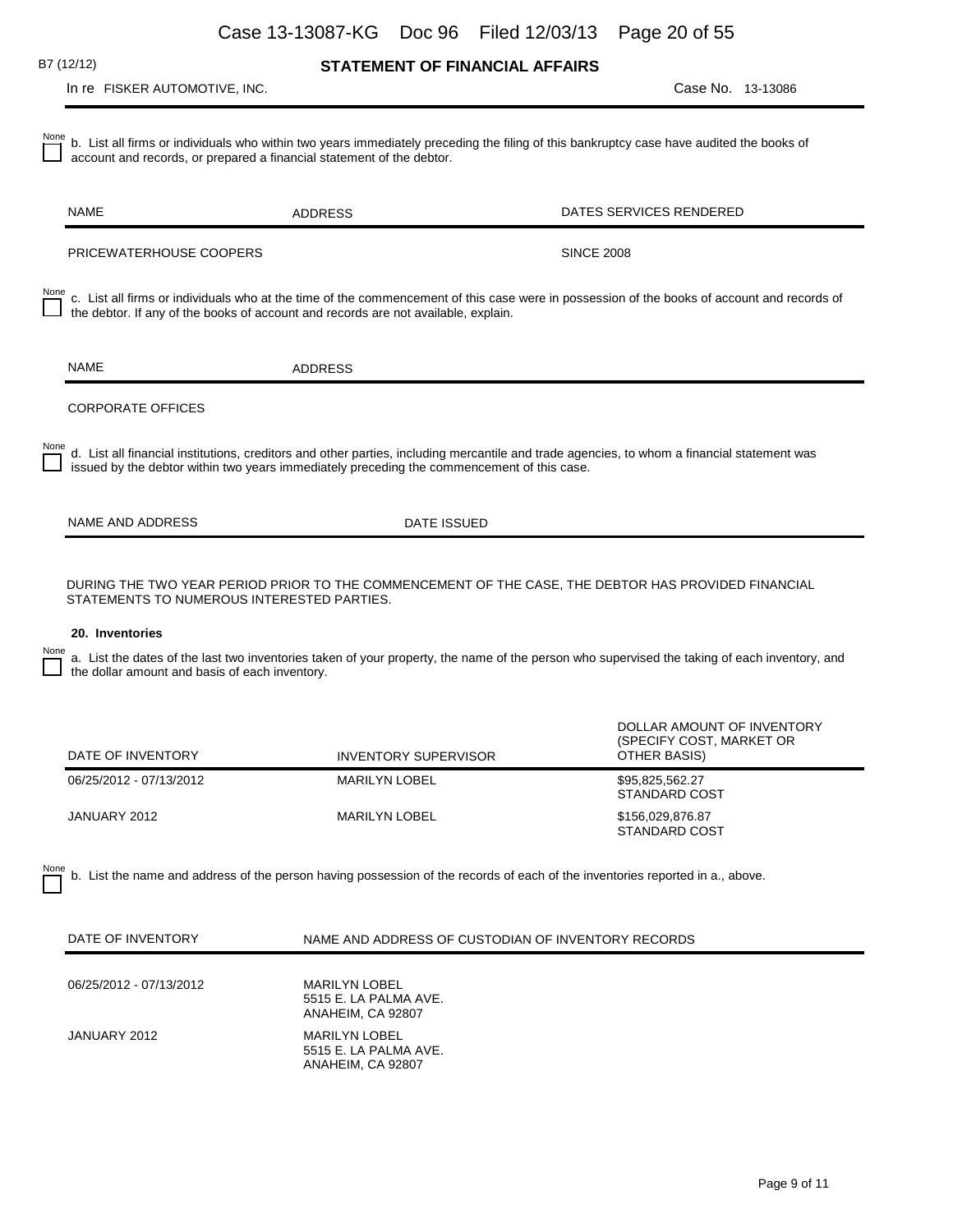B7 (12/12)

## STATEMENT OF FINANCIAL AFFAIRS

In re FISKER AUTOMOTIVE, INC. Case No. 13-13086

None ☐ b. List all firms or individuals who within two years immediately preceding the filing of this bankruptcy case have audited the books of account and records, or prepared a financial statement of the debtor.

| NAME | ADDRESS | DATES SERVICES RENDERED |
|---|---|---|
| PRICEWATERHOUSE COOPERS | | SINCE 2008 |

None ☐ c. List all firms or individuals who at the time of the commencement of this case were in possession of the books of account and records of the debtor. If any of the books of account and records are not available, explain.

| NAME | ADDRESS |
|---|---|
| CORPORATE OFFICES | |

None ☐ d. List all financial institutions, creditors and other parties, including mercantile and trade agencies, to whom a financial statement was issued by the debtor within two years immediately preceding the commencement of this case.

| NAME AND ADDRESS | DATE ISSUED |
|---|---|

DURING THE TWO YEAR PERIOD PRIOR TO THE COMMENCEMENT OF THE CASE, THE DEBTOR HAS PROVIDED FINANCIAL STATEMENTS TO NUMEROUS INTERESTED PARTIES.

### 20. Inventories

None ☐ a. List the dates of the last two inventories taken of your property, the name of the person who supervised the taking of each inventory, and the dollar amount and basis of each inventory.

| DATE OF INVENTORY | INVENTORY SUPERVISOR | DOLLAR AMOUNT OF INVENTORY (SPECIFY COST, MARKET OR OTHER BASIS) |
|---|---|---|
| 06/25/2012 - 07/13/2012 | MARILYN LOBEL | $95,825,562.27 STANDARD COST |
| JANUARY 2012 | MARILYN LOBEL | $156,029,876.87 STANDARD COST |

None ☐ b. List the name and address of the person having possession of the records of each of the inventories reported in a., above.

| DATE OF INVENTORY | NAME AND ADDRESS OF CUSTODIAN OF INVENTORY RECORDS |
|---|---|
| 06/25/2012 - 07/13/2012 | MARILYN LOBEL<br>5515 E. LA PALMA AVE.<br>ANAHEIM, CA 92807 |
| JANUARY 2012 | MARILYN LOBEL<br>5515 E. LA PALMA AVE.<br>ANAHEIM, CA 92807 |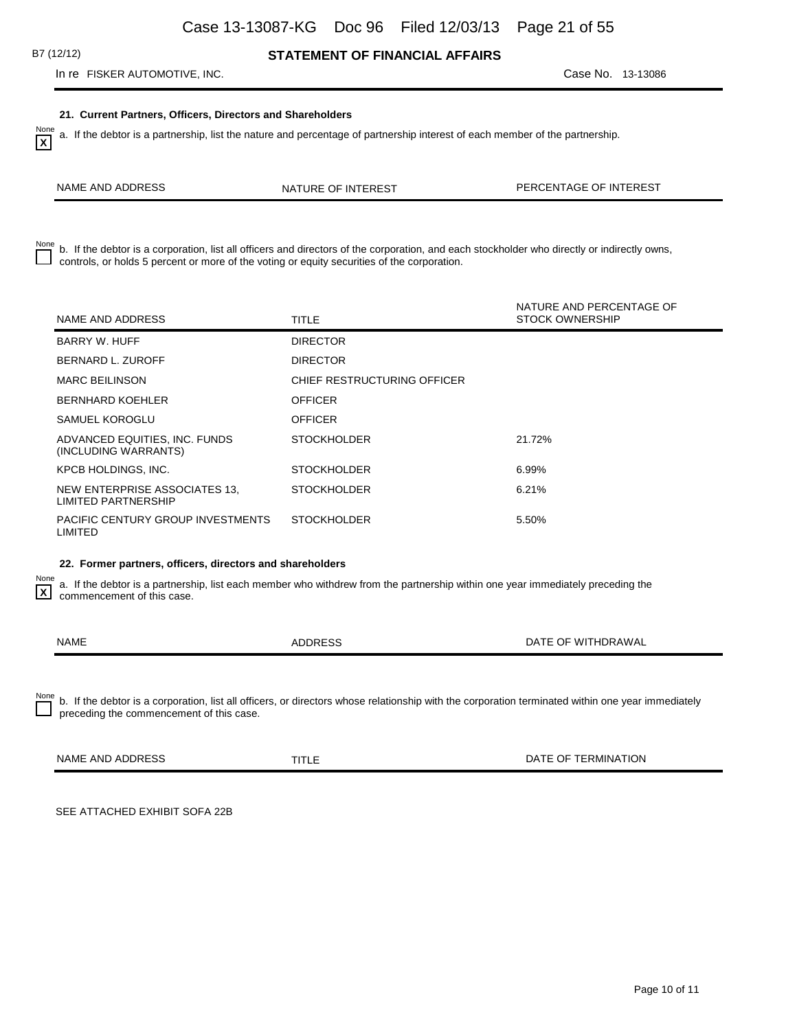B7 (12/12)

## STATEMENT OF FINANCIAL AFFAIRS

In re FISKER AUTOMOTIVE, INC. Case No. 13-13086

### 21. Current Partners, Officers, Directors and Shareholders

None [X] a. If the debtor is a partnership, list the nature and percentage of partnership interest of each member of the partnership.

| NAME AND ADDRESS | NATURE OF INTEREST | PERCENTAGE OF INTEREST |
| --- | --- | --- |

None [ ] b. If the debtor is a corporation, list all officers and directors of the corporation, and each stockholder who directly or indirectly owns, controls, or holds 5 percent or more of the voting or equity securities of the corporation.

| NAME AND ADDRESS | TITLE | NATURE AND PERCENTAGE OF STOCK OWNERSHIP |
| --- | --- | --- |
| BARRY W. HUFF | DIRECTOR | |
| BERNARD L. ZUROFF | DIRECTOR | |
| MARC BEILINSON | CHIEF RESTRUCTURING OFFICER | |
| BERNHARD KOEHLER | OFFICER | |
| SAMUEL KOROGLU | OFFICER | |
| ADVANCED EQUITIES, INC. FUNDS (INCLUDING WARRANTS) | STOCKHOLDER | 21.72% |
| KPCB HOLDINGS, INC. | STOCKHOLDER | 6.99% |
| NEW ENTERPRISE ASSOCIATES 13, LIMITED PARTNERSHIP | STOCKHOLDER | 6.21% |
| PACIFIC CENTURY GROUP INVESTMENTS LIMITED | STOCKHOLDER | 5.50% |

### 22. Former partners, officers, directors and shareholders

None [X] a. If the debtor is a partnership, list each member who withdrew from the partnership within one year immediately preceding the commencement of this case.

| NAME | ADDRESS | DATE OF WITHDRAWAL |
| --- | --- | --- |

None [ ] b. If the debtor is a corporation, list all officers, or directors whose relationship with the corporation terminated within one year immediately preceding the commencement of this case.

| NAME AND ADDRESS | TITLE | DATE OF TERMINATION |
| --- | --- | --- |

SEE ATTACHED EXHIBIT SOFA 22B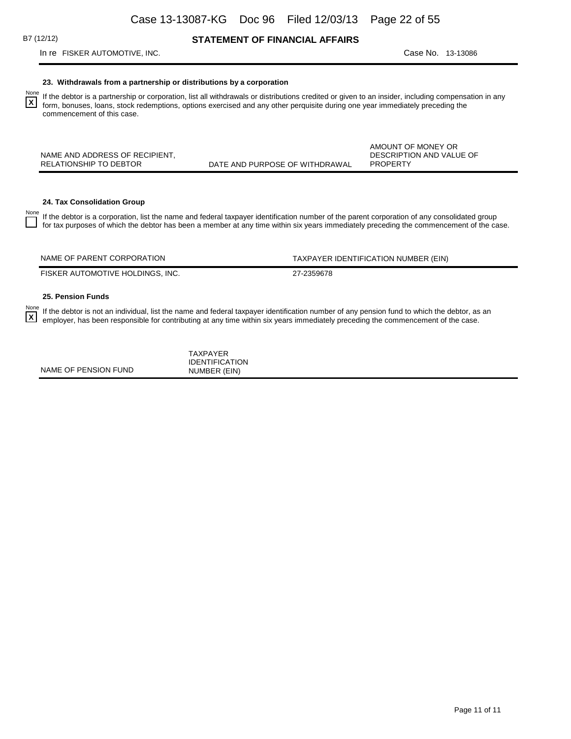B7 (12/12)

## STATEMENT OF FINANCIAL AFFAIRS

In re FISKER AUTOMOTIVE, INC. Case No. 13-13086

### 23. Withdrawals from a partnership or distributions by a corporation

None [X]

If the debtor is a partnership or corporation, list all withdrawals or distributions credited or given to an insider, including compensation in any form, bonuses, loans, stock redemptions, options exercised and any other perquisite during one year immediately preceding the commencement of this case.

| NAME AND ADDRESS OF RECIPIENT, RELATIONSHIP TO DEBTOR | DATE AND PURPOSE OF WITHDRAWAL | AMOUNT OF MONEY OR DESCRIPTION AND VALUE OF PROPERTY |
|---|---|---|

### 24. Tax Consolidation Group

None [ ]

If the debtor is a corporation, list the name and federal taxpayer identification number of the parent corporation of any consolidated group for tax purposes of which the debtor has been a member at any time within six years immediately preceding the commencement of the case.

| NAME OF PARENT CORPORATION | TAXPAYER IDENTIFICATION NUMBER (EIN) |
|---|---|
| FISKER AUTOMOTIVE HOLDINGS, INC. | 27-2359678 |

### 25. Pension Funds

None [X]

If the debtor is not an individual, list the name and federal taxpayer identification number of any pension fund to which the debtor, as an employer, has been responsible for contributing at any time within six years immediately preceding the commencement of the case.

| NAME OF PENSION FUND | TAXPAYER IDENTIFICATION NUMBER (EIN) |
|---|---|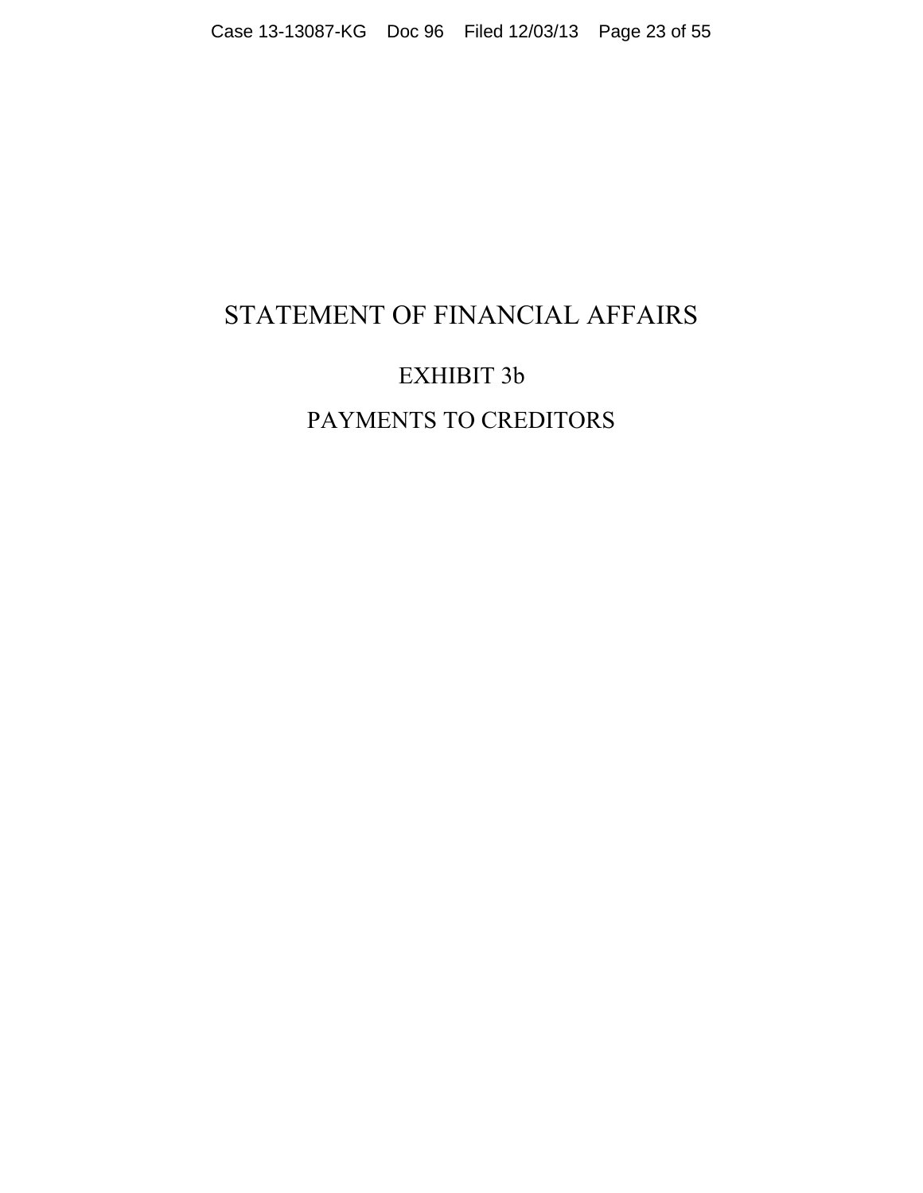# STATEMENT OF FINANCIAL AFFAIRS

## EXHIBIT 3b

## PAYMENTS TO CREDITORS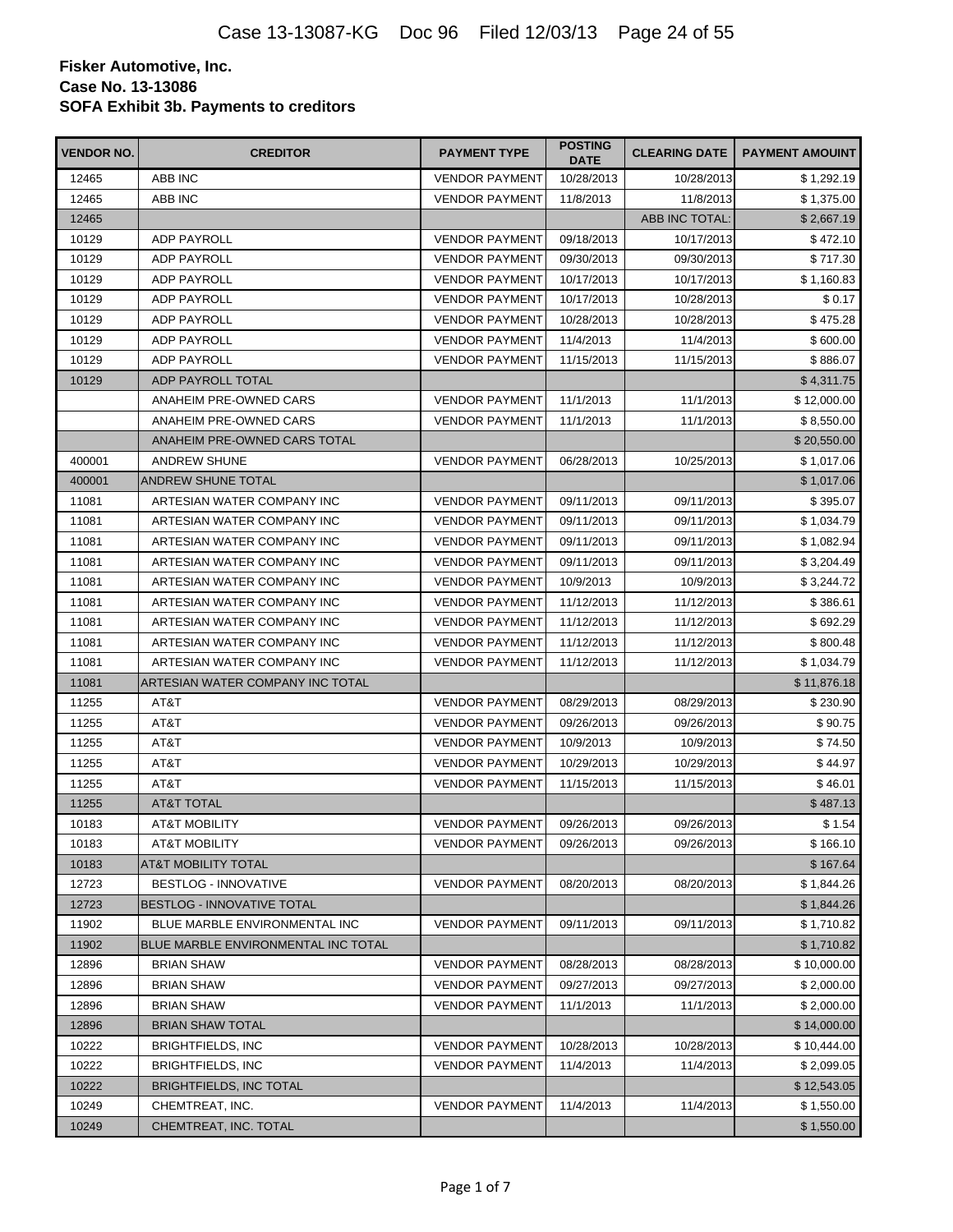**Fisker Automotive, Inc.**
**Case No. 13-13086**
**SOFA Exhibit 3b. Payments to creditors**

| VENDOR NO. | CREDITOR | PAYMENT TYPE | POSTING DATE | CLEARING DATE | PAYMENT AMOUINT |
|---|---|---|---|---|---|
| 12465 | ABB INC | VENDOR PAYMENT | 10/28/2013 | 10/28/2013 | $ 1,292.19 |
| 12465 | ABB INC | VENDOR PAYMENT | 11/8/2013 | 11/8/2013 | $ 1,375.00 |
| 12465 | | | | ABB INC TOTAL: | $ 2,667.19 |
| 10129 | ADP PAYROLL | VENDOR PAYMENT | 09/18/2013 | 10/17/2013 | $ 472.10 |
| 10129 | ADP PAYROLL | VENDOR PAYMENT | 09/30/2013 | 09/30/2013 | $ 717.30 |
| 10129 | ADP PAYROLL | VENDOR PAYMENT | 10/17/2013 | 10/17/2013 | $ 1,160.83 |
| 10129 | ADP PAYROLL | VENDOR PAYMENT | 10/17/2013 | 10/28/2013 | $ 0.17 |
| 10129 | ADP PAYROLL | VENDOR PAYMENT | 10/28/2013 | 10/28/2013 | $ 475.28 |
| 10129 | ADP PAYROLL | VENDOR PAYMENT | 11/4/2013 | 11/4/2013 | $ 600.00 |
| 10129 | ADP PAYROLL | VENDOR PAYMENT | 11/15/2013 | 11/15/2013 | $ 886.07 |
| 10129 | ADP PAYROLL TOTAL | | | | $ 4,311.75 |
| | ANAHEIM PRE-OWNED CARS | VENDOR PAYMENT | 11/1/2013 | 11/1/2013 | $ 12,000.00 |
| | ANAHEIM PRE-OWNED CARS | VENDOR PAYMENT | 11/1/2013 | 11/1/2013 | $ 8,550.00 |
| | ANAHEIM PRE-OWNED CARS TOTAL | | | | $ 20,550.00 |
| 400001 | ANDREW SHUNE | VENDOR PAYMENT | 06/28/2013 | 10/25/2013 | $ 1,017.06 |
| 400001 | ANDREW SHUNE TOTAL | | | | $ 1,017.06 |
| 11081 | ARTESIAN WATER COMPANY INC | VENDOR PAYMENT | 09/11/2013 | 09/11/2013 | $ 395.07 |
| 11081 | ARTESIAN WATER COMPANY INC | VENDOR PAYMENT | 09/11/2013 | 09/11/2013 | $ 1,034.79 |
| 11081 | ARTESIAN WATER COMPANY INC | VENDOR PAYMENT | 09/11/2013 | 09/11/2013 | $ 1,082.94 |
| 11081 | ARTESIAN WATER COMPANY INC | VENDOR PAYMENT | 09/11/2013 | 09/11/2013 | $ 3,204.49 |
| 11081 | ARTESIAN WATER COMPANY INC | VENDOR PAYMENT | 10/9/2013 | 10/9/2013 | $ 3,244.72 |
| 11081 | ARTESIAN WATER COMPANY INC | VENDOR PAYMENT | 11/12/2013 | 11/12/2013 | $ 386.61 |
| 11081 | ARTESIAN WATER COMPANY INC | VENDOR PAYMENT | 11/12/2013 | 11/12/2013 | $ 692.29 |
| 11081 | ARTESIAN WATER COMPANY INC | VENDOR PAYMENT | 11/12/2013 | 11/12/2013 | $ 800.48 |
| 11081 | ARTESIAN WATER COMPANY INC | VENDOR PAYMENT | 11/12/2013 | 11/12/2013 | $ 1,034.79 |
| 11081 | ARTESIAN WATER COMPANY INC TOTAL | | | | $ 11,876.18 |
| 11255 | AT&T | VENDOR PAYMENT | 08/29/2013 | 08/29/2013 | $ 230.90 |
| 11255 | AT&T | VENDOR PAYMENT | 09/26/2013 | 09/26/2013 | $ 90.75 |
| 11255 | AT&T | VENDOR PAYMENT | 10/9/2013 | 10/9/2013 | $ 74.50 |
| 11255 | AT&T | VENDOR PAYMENT | 10/29/2013 | 10/29/2013 | $ 44.97 |
| 11255 | AT&T | VENDOR PAYMENT | 11/15/2013 | 11/15/2013 | $ 46.01 |
| 11255 | AT&T TOTAL | | | | $ 487.13 |
| 10183 | AT&T MOBILITY | VENDOR PAYMENT | 09/26/2013 | 09/26/2013 | $ 1.54 |
| 10183 | AT&T MOBILITY | VENDOR PAYMENT | 09/26/2013 | 09/26/2013 | $ 166.10 |
| 10183 | AT&T MOBILITY TOTAL | | | | $ 167.64 |
| 12723 | BESTLOG - INNOVATIVE | VENDOR PAYMENT | 08/20/2013 | 08/20/2013 | $ 1,844.26 |
| 12723 | BESTLOG - INNOVATIVE TOTAL | | | | $ 1,844.26 |
| 11902 | BLUE MARBLE ENVIRONMENTAL INC | VENDOR PAYMENT | 09/11/2013 | 09/11/2013 | $ 1,710.82 |
| 11902 | BLUE MARBLE ENVIRONMENTAL INC TOTAL | | | | $ 1,710.82 |
| 12896 | BRIAN SHAW | VENDOR PAYMENT | 08/28/2013 | 08/28/2013 | $ 10,000.00 |
| 12896 | BRIAN SHAW | VENDOR PAYMENT | 09/27/2013 | 09/27/2013 | $ 2,000.00 |
| 12896 | BRIAN SHAW | VENDOR PAYMENT | 11/1/2013 | 11/1/2013 | $ 2,000.00 |
| 12896 | BRIAN SHAW TOTAL | | | | $ 14,000.00 |
| 10222 | BRIGHTFIELDS, INC | VENDOR PAYMENT | 10/28/2013 | 10/28/2013 | $ 10,444.00 |
| 10222 | BRIGHTFIELDS, INC | VENDOR PAYMENT | 11/4/2013 | 11/4/2013 | $ 2,099.05 |
| 10222 | BRIGHTFIELDS, INC TOTAL | | | | $ 12,543.05 |
| 10249 | CHEMTREAT, INC. | VENDOR PAYMENT | 11/4/2013 | 11/4/2013 | $ 1,550.00 |
| 10249 | CHEMTREAT, INC. TOTAL | | | | $ 1,550.00 |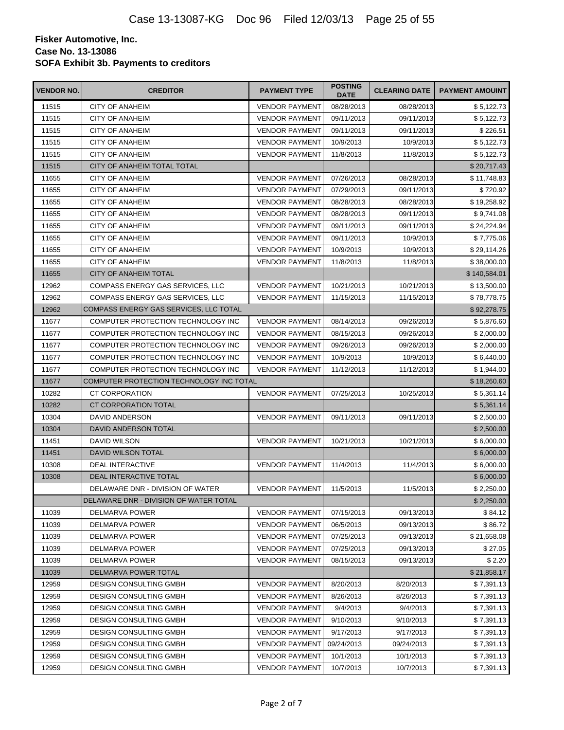**Fisker Automotive, Inc.**
**Case No. 13-13086**
**SOFA Exhibit 3b. Payments to creditors**

| VENDOR NO. | CREDITOR | PAYMENT TYPE | POSTING DATE | CLEARING DATE | PAYMENT AMOUINT |
|---|---|---|---|---|---|
| 11515 | CITY OF ANAHEIM | VENDOR PAYMENT | 08/28/2013 | 08/28/2013 | $ 5,122.73 |
| 11515 | CITY OF ANAHEIM | VENDOR PAYMENT | 09/11/2013 | 09/11/2013 | $ 5,122.73 |
| 11515 | CITY OF ANAHEIM | VENDOR PAYMENT | 09/11/2013 | 09/11/2013 | $ 226.51 |
| 11515 | CITY OF ANAHEIM | VENDOR PAYMENT | 10/9/2013 | 10/9/2013 | $ 5,122.73 |
| 11515 | CITY OF ANAHEIM | VENDOR PAYMENT | 11/8/2013 | 11/8/2013 | $ 5,122.73 |
| 11515 | CITY OF ANAHEIM TOTAL TOTAL | | | | $ 20,717.43 |
| 11655 | CITY OF ANAHEIM | VENDOR PAYMENT | 07/26/2013 | 08/28/2013 | $ 11,748.83 |
| 11655 | CITY OF ANAHEIM | VENDOR PAYMENT | 07/29/2013 | 09/11/2013 | $ 720.92 |
| 11655 | CITY OF ANAHEIM | VENDOR PAYMENT | 08/28/2013 | 08/28/2013 | $ 19,258.92 |
| 11655 | CITY OF ANAHEIM | VENDOR PAYMENT | 08/28/2013 | 09/11/2013 | $ 9,741.08 |
| 11655 | CITY OF ANAHEIM | VENDOR PAYMENT | 09/11/2013 | 09/11/2013 | $ 24,224.94 |
| 11655 | CITY OF ANAHEIM | VENDOR PAYMENT | 09/11/2013 | 10/9/2013 | $ 7,775.06 |
| 11655 | CITY OF ANAHEIM | VENDOR PAYMENT | 10/9/2013 | 10/9/2013 | $ 29,114.26 |
| 11655 | CITY OF ANAHEIM | VENDOR PAYMENT | 11/8/2013 | 11/8/2013 | $ 38,000.00 |
| 11655 | CITY OF ANAHEIM TOTAL | | | | $ 140,584.01 |
| 12962 | COMPASS ENERGY GAS SERVICES, LLC | VENDOR PAYMENT | 10/21/2013 | 10/21/2013 | $ 13,500.00 |
| 12962 | COMPASS ENERGY GAS SERVICES, LLC | VENDOR PAYMENT | 11/15/2013 | 11/15/2013 | $ 78,778.75 |
| 12962 | COMPASS ENERGY GAS SERVICES, LLC TOTAL | | | | $ 92,278.75 |
| 11677 | COMPUTER PROTECTION TECHNOLOGY INC | VENDOR PAYMENT | 08/14/2013 | 09/26/2013 | $ 5,876.60 |
| 11677 | COMPUTER PROTECTION TECHNOLOGY INC | VENDOR PAYMENT | 08/15/2013 | 09/26/2013 | $ 2,000.00 |
| 11677 | COMPUTER PROTECTION TECHNOLOGY INC | VENDOR PAYMENT | 09/26/2013 | 09/26/2013 | $ 2,000.00 |
| 11677 | COMPUTER PROTECTION TECHNOLOGY INC | VENDOR PAYMENT | 10/9/2013 | 10/9/2013 | $ 6,440.00 |
| 11677 | COMPUTER PROTECTION TECHNOLOGY INC | VENDOR PAYMENT | 11/12/2013 | 11/12/2013 | $ 1,944.00 |
| 11677 | COMPUTER PROTECTION TECHNOLOGY INC TOTAL | | | | $ 18,260.60 |
| 10282 | CT CORPORATION | VENDOR PAYMENT | 07/25/2013 | 10/25/2013 | $ 5,361.14 |
| 10282 | CT CORPORATION TOTAL | | | | $ 5,361.14 |
| 10304 | DAVID ANDERSON | VENDOR PAYMENT | 09/11/2013 | 09/11/2013 | $ 2,500.00 |
| 10304 | DAVID ANDERSON TOTAL | | | | $ 2,500.00 |
| 11451 | DAVID WILSON | VENDOR PAYMENT | 10/21/2013 | 10/21/2013 | $ 6,000.00 |
| 11451 | DAVID WILSON TOTAL | | | | $ 6,000.00 |
| 10308 | DEAL INTERACTIVE | VENDOR PAYMENT | 11/4/2013 | 11/4/2013 | $ 6,000.00 |
| 10308 | DEAL INTERACTIVE TOTAL | | | | $ 6,000.00 |
| | DELAWARE DNR - DIVISION OF WATER | VENDOR PAYMENT | 11/5/2013 | 11/5/2013 | $ 2,250.00 |
| | DELAWARE DNR - DIVISION OF WATER TOTAL | | | | $ 2,250.00 |
| 11039 | DELMARVA POWER | VENDOR PAYMENT | 07/15/2013 | 09/13/2013 | $ 84.12 |
| 11039 | DELMARVA POWER | VENDOR PAYMENT | 06/5/2013 | 09/13/2013 | $ 86.72 |
| 11039 | DELMARVA POWER | VENDOR PAYMENT | 07/25/2013 | 09/13/2013 | $ 21,658.08 |
| 11039 | DELMARVA POWER | VENDOR PAYMENT | 07/25/2013 | 09/13/2013 | $ 27.05 |
| 11039 | DELMARVA POWER | VENDOR PAYMENT | 08/15/2013 | 09/13/2013 | $ 2.20 |
| 11039 | DELMARVA POWER TOTAL | | | | $ 21,858.17 |
| 12959 | DESIGN CONSULTING GMBH | VENDOR PAYMENT | 8/20/2013 | 8/20/2013 | $ 7,391.13 |
| 12959 | DESIGN CONSULTING GMBH | VENDOR PAYMENT | 8/26/2013 | 8/26/2013 | $ 7,391.13 |
| 12959 | DESIGN CONSULTING GMBH | VENDOR PAYMENT | 9/4/2013 | 9/4/2013 | $ 7,391.13 |
| 12959 | DESIGN CONSULTING GMBH | VENDOR PAYMENT | 9/10/2013 | 9/10/2013 | $ 7,391.13 |
| 12959 | DESIGN CONSULTING GMBH | VENDOR PAYMENT | 9/17/2013 | 9/17/2013 | $ 7,391.13 |
| 12959 | DESIGN CONSULTING GMBH | VENDOR PAYMENT | 09/24/2013 | 09/24/2013 | $ 7,391.13 |
| 12959 | DESIGN CONSULTING GMBH | VENDOR PAYMENT | 10/1/2013 | 10/1/2013 | $ 7,391.13 |
| 12959 | DESIGN CONSULTING GMBH | VENDOR PAYMENT | 10/7/2013 | 10/7/2013 | $ 7,391.13 |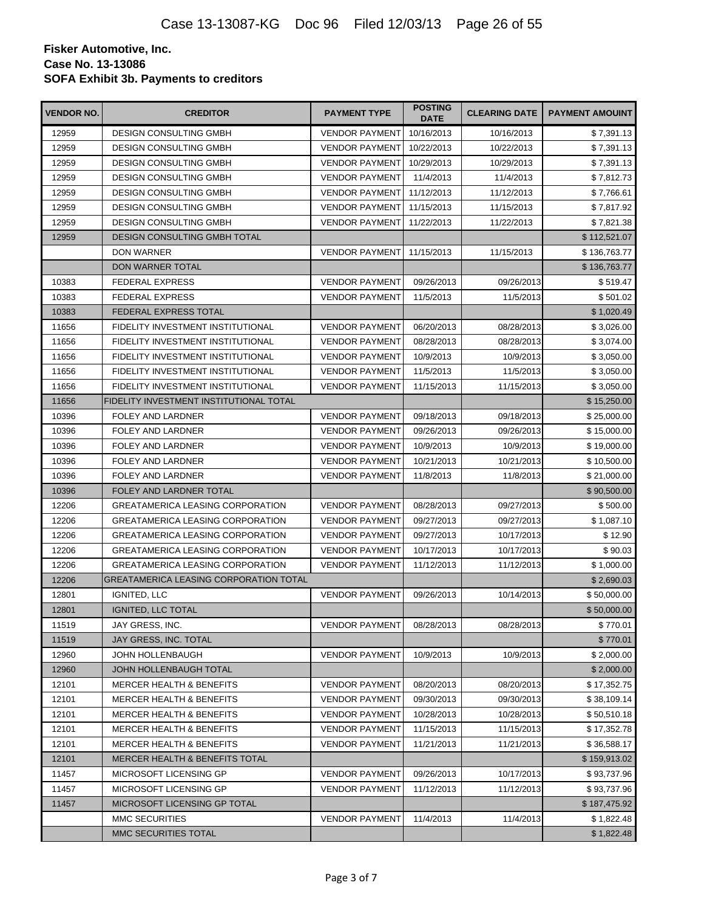**Fisker Automotive, Inc.**
**Case No. 13-13086**
**SOFA Exhibit 3b. Payments to creditors**

| VENDOR NO. | CREDITOR | PAYMENT TYPE | POSTING DATE | CLEARING DATE | PAYMENT AMOUINT |
|---|---|---|---|---|---|
| 12959 | DESIGN CONSULTING GMBH | VENDOR PAYMENT | 10/16/2013 | 10/16/2013 | $ 7,391.13 |
| 12959 | DESIGN CONSULTING GMBH | VENDOR PAYMENT | 10/22/2013 | 10/22/2013 | $ 7,391.13 |
| 12959 | DESIGN CONSULTING GMBH | VENDOR PAYMENT | 10/29/2013 | 10/29/2013 | $ 7,391.13 |
| 12959 | DESIGN CONSULTING GMBH | VENDOR PAYMENT | 11/4/2013 | 11/4/2013 | $ 7,812.73 |
| 12959 | DESIGN CONSULTING GMBH | VENDOR PAYMENT | 11/12/2013 | 11/12/2013 | $ 7,766.61 |
| 12959 | DESIGN CONSULTING GMBH | VENDOR PAYMENT | 11/15/2013 | 11/15/2013 | $ 7,817.92 |
| 12959 | DESIGN CONSULTING GMBH | VENDOR PAYMENT | 11/22/2013 | 11/22/2013 | $ 7,821.38 |
| 12959 | DESIGN CONSULTING GMBH TOTAL | | | | $ 112,521.07 |
| | DON WARNER | VENDOR PAYMENT | 11/15/2013 | 11/15/2013 | $ 136,763.77 |
| | DON WARNER TOTAL | | | | $ 136,763.77 |
| 10383 | FEDERAL EXPRESS | VENDOR PAYMENT | 09/26/2013 | 09/26/2013 | $ 519.47 |
| 10383 | FEDERAL EXPRESS | VENDOR PAYMENT | 11/5/2013 | 11/5/2013 | $ 501.02 |
| 10383 | FEDERAL EXPRESS TOTAL | | | | $ 1,020.49 |
| 11656 | FIDELITY INVESTMENT INSTITUTIONAL | VENDOR PAYMENT | 06/20/2013 | 08/28/2013 | $ 3,026.00 |
| 11656 | FIDELITY INVESTMENT INSTITUTIONAL | VENDOR PAYMENT | 08/28/2013 | 08/28/2013 | $ 3,074.00 |
| 11656 | FIDELITY INVESTMENT INSTITUTIONAL | VENDOR PAYMENT | 10/9/2013 | 10/9/2013 | $ 3,050.00 |
| 11656 | FIDELITY INVESTMENT INSTITUTIONAL | VENDOR PAYMENT | 11/5/2013 | 11/5/2013 | $ 3,050.00 |
| 11656 | FIDELITY INVESTMENT INSTITUTIONAL | VENDOR PAYMENT | 11/15/2013 | 11/15/2013 | $ 3,050.00 |
| 11656 | FIDELITY INVESTMENT INSTITUTIONAL TOTAL | | | | $ 15,250.00 |
| 10396 | FOLEY AND LARDNER | VENDOR PAYMENT | 09/18/2013 | 09/18/2013 | $ 25,000.00 |
| 10396 | FOLEY AND LARDNER | VENDOR PAYMENT | 09/26/2013 | 09/26/2013 | $ 15,000.00 |
| 10396 | FOLEY AND LARDNER | VENDOR PAYMENT | 10/9/2013 | 10/9/2013 | $ 19,000.00 |
| 10396 | FOLEY AND LARDNER | VENDOR PAYMENT | 10/21/2013 | 10/21/2013 | $ 10,500.00 |
| 10396 | FOLEY AND LARDNER | VENDOR PAYMENT | 11/8/2013 | 11/8/2013 | $ 21,000.00 |
| 10396 | FOLEY AND LARDNER TOTAL | | | | $ 90,500.00 |
| 12206 | GREATAMERICA LEASING CORPORATION | VENDOR PAYMENT | 08/28/2013 | 09/27/2013 | $ 500.00 |
| 12206 | GREATAMERICA LEASING CORPORATION | VENDOR PAYMENT | 09/27/2013 | 09/27/2013 | $ 1,087.10 |
| 12206 | GREATAMERICA LEASING CORPORATION | VENDOR PAYMENT | 09/27/2013 | 10/17/2013 | $ 12.90 |
| 12206 | GREATAMERICA LEASING CORPORATION | VENDOR PAYMENT | 10/17/2013 | 10/17/2013 | $ 90.03 |
| 12206 | GREATAMERICA LEASING CORPORATION | VENDOR PAYMENT | 11/12/2013 | 11/12/2013 | $ 1,000.00 |
| 12206 | GREATAMERICA LEASING CORPORATION TOTAL | | | | $ 2,690.03 |
| 12801 | IGNITED, LLC | VENDOR PAYMENT | 09/26/2013 | 10/14/2013 | $ 50,000.00 |
| 12801 | IGNITED, LLC TOTAL | | | | $ 50,000.00 |
| 11519 | JAY GRESS, INC. | VENDOR PAYMENT | 08/28/2013 | 08/28/2013 | $ 770.01 |
| 11519 | JAY GRESS, INC. TOTAL | | | | $ 770.01 |
| 12960 | JOHN HOLLENBAUGH | VENDOR PAYMENT | 10/9/2013 | 10/9/2013 | $ 2,000.00 |
| 12960 | JOHN HOLLENBAUGH TOTAL | | | | $ 2,000.00 |
| 12101 | MERCER HEALTH & BENEFITS | VENDOR PAYMENT | 08/20/2013 | 08/20/2013 | $ 17,352.75 |
| 12101 | MERCER HEALTH & BENEFITS | VENDOR PAYMENT | 09/30/2013 | 09/30/2013 | $ 38,109.14 |
| 12101 | MERCER HEALTH & BENEFITS | VENDOR PAYMENT | 10/28/2013 | 10/28/2013 | $ 50,510.18 |
| 12101 | MERCER HEALTH & BENEFITS | VENDOR PAYMENT | 11/15/2013 | 11/15/2013 | $ 17,352.78 |
| 12101 | MERCER HEALTH & BENEFITS | VENDOR PAYMENT | 11/21/2013 | 11/21/2013 | $ 36,588.17 |
| 12101 | MERCER HEALTH & BENEFITS TOTAL | | | | $ 159,913.02 |
| 11457 | MICROSOFT LICENSING GP | VENDOR PAYMENT | 09/26/2013 | 10/17/2013 | $ 93,737.96 |
| 11457 | MICROSOFT LICENSING GP | VENDOR PAYMENT | 11/12/2013 | 11/12/2013 | $ 93,737.96 |
| 11457 | MICROSOFT LICENSING GP TOTAL | | | | $ 187,475.92 |
| | MMC SECURITIES | VENDOR PAYMENT | 11/4/2013 | 11/4/2013 | $ 1,822.48 |
| | MMC SECURITIES TOTAL | | | | $ 1,822.48 |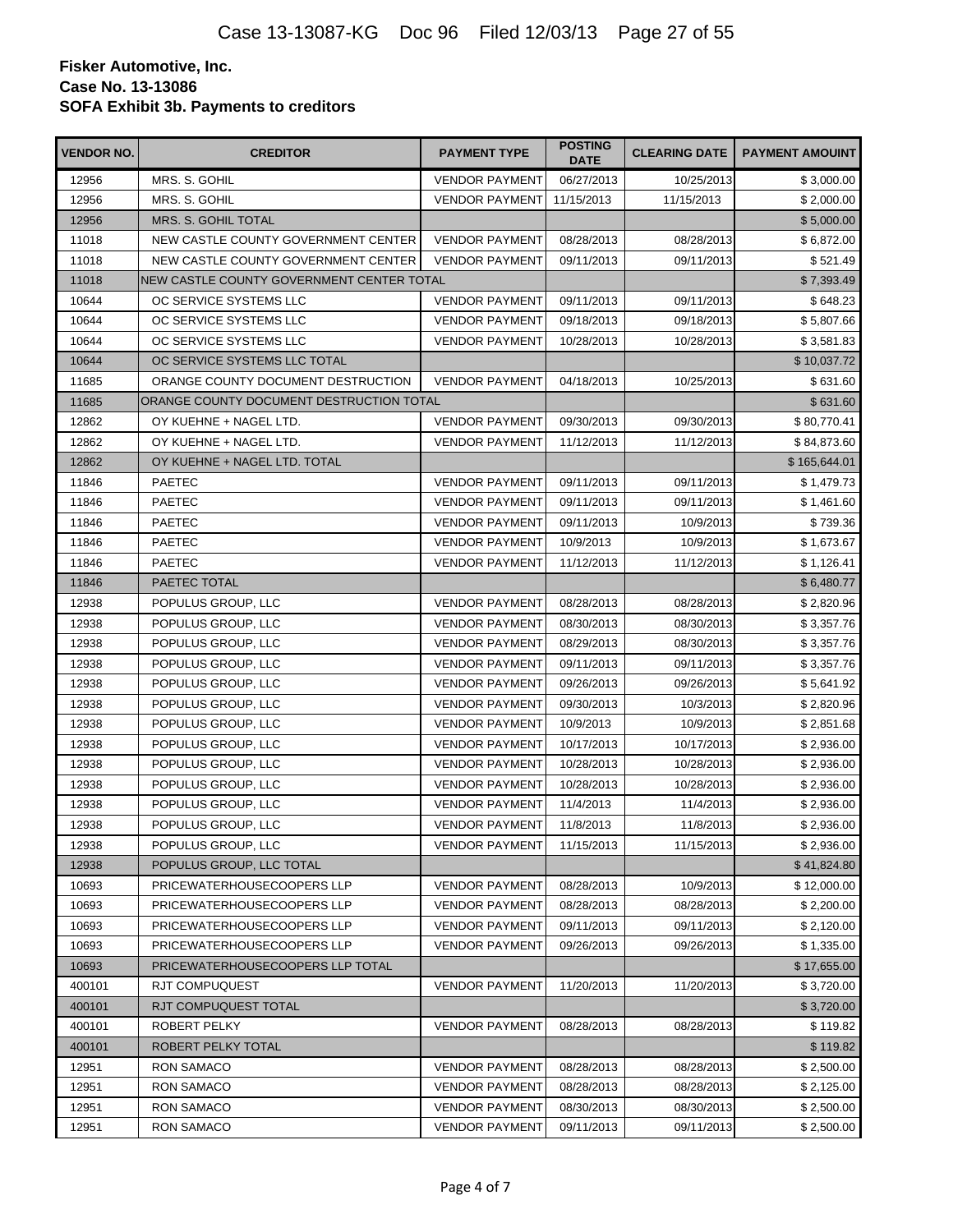**Fisker Automotive, Inc.**
**Case No. 13-13086**
**SOFA Exhibit 3b. Payments to creditors**

| VENDOR NO. | CREDITOR | PAYMENT TYPE | POSTING DATE | CLEARING DATE | PAYMENT AMOUINT |
|---|---|---|---|---|---|
| 12956 | MRS. S. GOHIL | VENDOR PAYMENT | 06/27/2013 | 10/25/2013 | $ 3,000.00 |
| 12956 | MRS. S. GOHIL | VENDOR PAYMENT | 11/15/2013 | 11/15/2013 | $ 2,000.00 |
| 12956 | MRS. S. GOHIL TOTAL | | | | $ 5,000.00 |
| 11018 | NEW CASTLE COUNTY GOVERNMENT CENTER | VENDOR PAYMENT | 08/28/2013 | 08/28/2013 | $ 6,872.00 |
| 11018 | NEW CASTLE COUNTY GOVERNMENT CENTER | VENDOR PAYMENT | 09/11/2013 | 09/11/2013 | $ 521.49 |
| 11018 | NEW CASTLE COUNTY GOVERNMENT CENTER TOTAL | | | | $ 7,393.49 |
| 10644 | OC SERVICE SYSTEMS LLC | VENDOR PAYMENT | 09/11/2013 | 09/11/2013 | $ 648.23 |
| 10644 | OC SERVICE SYSTEMS LLC | VENDOR PAYMENT | 09/18/2013 | 09/18/2013 | $ 5,807.66 |
| 10644 | OC SERVICE SYSTEMS LLC | VENDOR PAYMENT | 10/28/2013 | 10/28/2013 | $ 3,581.83 |
| 10644 | OC SERVICE SYSTEMS LLC TOTAL | | | | $ 10,037.72 |
| 11685 | ORANGE COUNTY DOCUMENT DESTRUCTION | VENDOR PAYMENT | 04/18/2013 | 10/25/2013 | $ 631.60 |
| 11685 | ORANGE COUNTY DOCUMENT DESTRUCTION TOTAL | | | | $ 631.60 |
| 12862 | OY KUEHNE + NAGEL LTD. | VENDOR PAYMENT | 09/30/2013 | 09/30/2013 | $ 80,770.41 |
| 12862 | OY KUEHNE + NAGEL LTD. | VENDOR PAYMENT | 11/12/2013 | 11/12/2013 | $ 84,873.60 |
| 12862 | OY KUEHNE + NAGEL LTD. TOTAL | | | | $ 165,644.01 |
| 11846 | PAETEC | VENDOR PAYMENT | 09/11/2013 | 09/11/2013 | $ 1,479.73 |
| 11846 | PAETEC | VENDOR PAYMENT | 09/11/2013 | 09/11/2013 | $ 1,461.60 |
| 11846 | PAETEC | VENDOR PAYMENT | 09/11/2013 | 10/9/2013 | $ 739.36 |
| 11846 | PAETEC | VENDOR PAYMENT | 10/9/2013 | 10/9/2013 | $ 1,673.67 |
| 11846 | PAETEC | VENDOR PAYMENT | 11/12/2013 | 11/12/2013 | $ 1,126.41 |
| 11846 | PAETEC TOTAL | | | | $ 6,480.77 |
| 12938 | POPULUS GROUP, LLC | VENDOR PAYMENT | 08/28/2013 | 08/28/2013 | $ 2,820.96 |
| 12938 | POPULUS GROUP, LLC | VENDOR PAYMENT | 08/30/2013 | 08/30/2013 | $ 3,357.76 |
| 12938 | POPULUS GROUP, LLC | VENDOR PAYMENT | 08/29/2013 | 08/30/2013 | $ 3,357.76 |
| 12938 | POPULUS GROUP, LLC | VENDOR PAYMENT | 09/11/2013 | 09/11/2013 | $ 3,357.76 |
| 12938 | POPULUS GROUP, LLC | VENDOR PAYMENT | 09/26/2013 | 09/26/2013 | $ 5,641.92 |
| 12938 | POPULUS GROUP, LLC | VENDOR PAYMENT | 09/30/2013 | 10/3/2013 | $ 2,820.96 |
| 12938 | POPULUS GROUP, LLC | VENDOR PAYMENT | 10/9/2013 | 10/9/2013 | $ 2,851.68 |
| 12938 | POPULUS GROUP, LLC | VENDOR PAYMENT | 10/17/2013 | 10/17/2013 | $ 2,936.00 |
| 12938 | POPULUS GROUP, LLC | VENDOR PAYMENT | 10/28/2013 | 10/28/2013 | $ 2,936.00 |
| 12938 | POPULUS GROUP, LLC | VENDOR PAYMENT | 10/28/2013 | 10/28/2013 | $ 2,936.00 |
| 12938 | POPULUS GROUP, LLC | VENDOR PAYMENT | 11/4/2013 | 11/4/2013 | $ 2,936.00 |
| 12938 | POPULUS GROUP, LLC | VENDOR PAYMENT | 11/8/2013 | 11/8/2013 | $ 2,936.00 |
| 12938 | POPULUS GROUP, LLC | VENDOR PAYMENT | 11/15/2013 | 11/15/2013 | $ 2,936.00 |
| 12938 | POPULUS GROUP, LLC TOTAL | | | | $ 41,824.80 |
| 10693 | PRICEWATERHOUSECOOPERS LLP | VENDOR PAYMENT | 08/28/2013 | 10/9/2013 | $ 12,000.00 |
| 10693 | PRICEWATERHOUSECOOPERS LLP | VENDOR PAYMENT | 08/28/2013 | 08/28/2013 | $ 2,200.00 |
| 10693 | PRICEWATERHOUSECOOPERS LLP | VENDOR PAYMENT | 09/11/2013 | 09/11/2013 | $ 2,120.00 |
| 10693 | PRICEWATERHOUSECOOPERS LLP | VENDOR PAYMENT | 09/26/2013 | 09/26/2013 | $ 1,335.00 |
| 10693 | PRICEWATERHOUSECOOPERS LLP TOTAL | | | | $ 17,655.00 |
| 400101 | RJT COMPUQUEST | VENDOR PAYMENT | 11/20/2013 | 11/20/2013 | $ 3,720.00 |
| 400101 | RJT COMPUQUEST TOTAL | | | | $ 3,720.00 |
| 400101 | ROBERT PELKY | VENDOR PAYMENT | 08/28/2013 | 08/28/2013 | $ 119.82 |
| 400101 | ROBERT PELKY TOTAL | | | | $ 119.82 |
| 12951 | RON SAMACO | VENDOR PAYMENT | 08/28/2013 | 08/28/2013 | $ 2,500.00 |
| 12951 | RON SAMACO | VENDOR PAYMENT | 08/28/2013 | 08/28/2013 | $ 2,125.00 |
| 12951 | RON SAMACO | VENDOR PAYMENT | 08/30/2013 | 08/30/2013 | $ 2,500.00 |
| 12951 | RON SAMACO | VENDOR PAYMENT | 09/11/2013 | 09/11/2013 | $ 2,500.00 |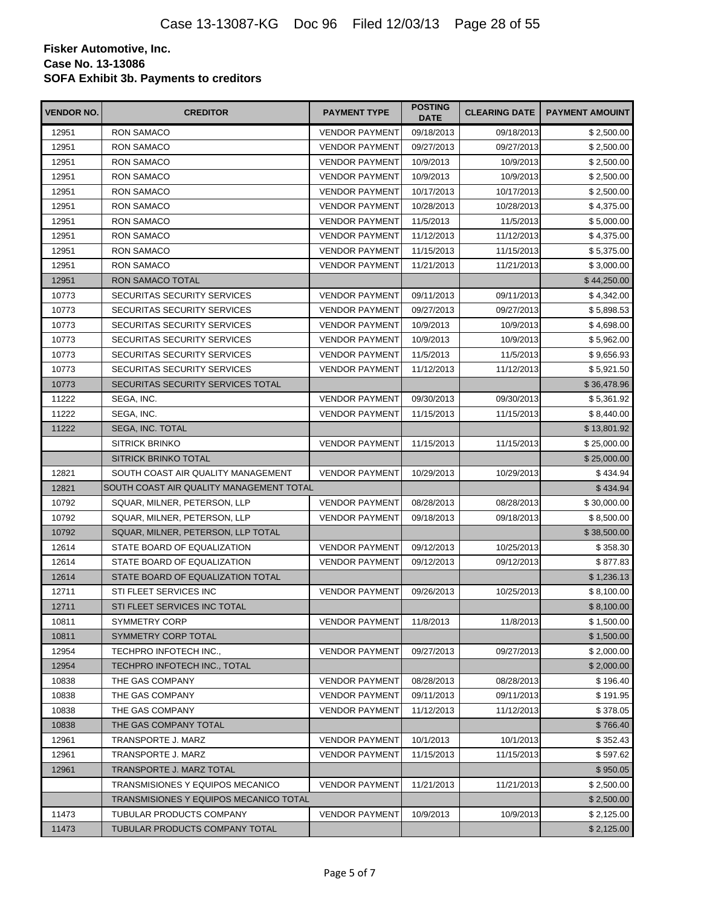**Fisker Automotive, Inc.**
**Case No. 13-13086**
**SOFA Exhibit 3b. Payments to creditors**

| VENDOR NO. | CREDITOR | PAYMENT TYPE | POSTING DATE | CLEARING DATE | PAYMENT AMOUINT |
|---|---|---|---|---|---|
| 12951 | RON SAMACO | VENDOR PAYMENT | 09/18/2013 | 09/18/2013 | $ 2,500.00 |
| 12951 | RON SAMACO | VENDOR PAYMENT | 09/27/2013 | 09/27/2013 | $ 2,500.00 |
| 12951 | RON SAMACO | VENDOR PAYMENT | 10/9/2013 | 10/9/2013 | $ 2,500.00 |
| 12951 | RON SAMACO | VENDOR PAYMENT | 10/9/2013 | 10/9/2013 | $ 2,500.00 |
| 12951 | RON SAMACO | VENDOR PAYMENT | 10/17/2013 | 10/17/2013 | $ 2,500.00 |
| 12951 | RON SAMACO | VENDOR PAYMENT | 10/28/2013 | 10/28/2013 | $ 4,375.00 |
| 12951 | RON SAMACO | VENDOR PAYMENT | 11/5/2013 | 11/5/2013 | $ 5,000.00 |
| 12951 | RON SAMACO | VENDOR PAYMENT | 11/12/2013 | 11/12/2013 | $ 4,375.00 |
| 12951 | RON SAMACO | VENDOR PAYMENT | 11/15/2013 | 11/15/2013 | $ 5,375.00 |
| 12951 | RON SAMACO | VENDOR PAYMENT | 11/21/2013 | 11/21/2013 | $ 3,000.00 |
| 12951 | RON SAMACO TOTAL | | | | $ 44,250.00 |
| 10773 | SECURITAS SECURITY SERVICES | VENDOR PAYMENT | 09/11/2013 | 09/11/2013 | $ 4,342.00 |
| 10773 | SECURITAS SECURITY SERVICES | VENDOR PAYMENT | 09/27/2013 | 09/27/2013 | $ 5,898.53 |
| 10773 | SECURITAS SECURITY SERVICES | VENDOR PAYMENT | 10/9/2013 | 10/9/2013 | $ 4,698.00 |
| 10773 | SECURITAS SECURITY SERVICES | VENDOR PAYMENT | 10/9/2013 | 10/9/2013 | $ 5,962.00 |
| 10773 | SECURITAS SECURITY SERVICES | VENDOR PAYMENT | 11/5/2013 | 11/5/2013 | $ 9,656.93 |
| 10773 | SECURITAS SECURITY SERVICES | VENDOR PAYMENT | 11/12/2013 | 11/12/2013 | $ 5,921.50 |
| 10773 | SECURITAS SECURITY SERVICES TOTAL | | | | $ 36,478.96 |
| 11222 | SEGA, INC. | VENDOR PAYMENT | 09/30/2013 | 09/30/2013 | $ 5,361.92 |
| 11222 | SEGA, INC. | VENDOR PAYMENT | 11/15/2013 | 11/15/2013 | $ 8,440.00 |
| 11222 | SEGA, INC. TOTAL | | | | $ 13,801.92 |
| | SITRICK BRINKO | VENDOR PAYMENT | 11/15/2013 | 11/15/2013 | $ 25,000.00 |
| | SITRICK BRINKO TOTAL | | | | $ 25,000.00 |
| 12821 | SOUTH COAST AIR QUALITY MANAGEMENT | VENDOR PAYMENT | 10/29/2013 | 10/29/2013 | $ 434.94 |
| 12821 | SOUTH COAST AIR QUALITY MANAGEMENT TOTAL | | | | $ 434.94 |
| 10792 | SQUAR, MILNER, PETERSON, LLP | VENDOR PAYMENT | 08/28/2013 | 08/28/2013 | $ 30,000.00 |
| 10792 | SQUAR, MILNER, PETERSON, LLP | VENDOR PAYMENT | 09/18/2013 | 09/18/2013 | $ 8,500.00 |
| 10792 | SQUAR, MILNER, PETERSON, LLP TOTAL | | | | $ 38,500.00 |
| 12614 | STATE BOARD OF EQUALIZATION | VENDOR PAYMENT | 09/12/2013 | 10/25/2013 | $ 358.30 |
| 12614 | STATE BOARD OF EQUALIZATION | VENDOR PAYMENT | 09/12/2013 | 09/12/2013 | $ 877.83 |
| 12614 | STATE BOARD OF EQUALIZATION TOTAL | | | | $ 1,236.13 |
| 12711 | STI FLEET SERVICES INC | VENDOR PAYMENT | 09/26/2013 | 10/25/2013 | $ 8,100.00 |
| 12711 | STI FLEET SERVICES INC TOTAL | | | | $ 8,100.00 |
| 10811 | SYMMETRY CORP | VENDOR PAYMENT | 11/8/2013 | 11/8/2013 | $ 1,500.00 |
| 10811 | SYMMETRY CORP TOTAL | | | | $ 1,500.00 |
| 12954 | TECHPRO INFOTECH INC., | VENDOR PAYMENT | 09/27/2013 | 09/27/2013 | $ 2,000.00 |
| 12954 | TECHPRO INFOTECH INC., TOTAL | | | | $ 2,000.00 |
| 10838 | THE GAS COMPANY | VENDOR PAYMENT | 08/28/2013 | 08/28/2013 | $ 196.40 |
| 10838 | THE GAS COMPANY | VENDOR PAYMENT | 09/11/2013 | 09/11/2013 | $ 191.95 |
| 10838 | THE GAS COMPANY | VENDOR PAYMENT | 11/12/2013 | 11/12/2013 | $ 378.05 |
| 10838 | THE GAS COMPANY TOTAL | | | | $ 766.40 |
| 12961 | TRANSPORTE J. MARZ | VENDOR PAYMENT | 10/1/2013 | 10/1/2013 | $ 352.43 |
| 12961 | TRANSPORTE J. MARZ | VENDOR PAYMENT | 11/15/2013 | 11/15/2013 | $ 597.62 |
| 12961 | TRANSPORTE J. MARZ TOTAL | | | | $ 950.05 |
| | TRANSMISIONES Y EQUIPOS MECANICO | VENDOR PAYMENT | 11/21/2013 | 11/21/2013 | $ 2,500.00 |
| | TRANSMISIONES Y EQUIPOS MECANICO TOTAL | | | | $ 2,500.00 |
| 11473 | TUBULAR PRODUCTS COMPANY | VENDOR PAYMENT | 10/9/2013 | 10/9/2013 | $ 2,125.00 |
| 11473 | TUBULAR PRODUCTS COMPANY TOTAL | | | | $ 2,125.00 |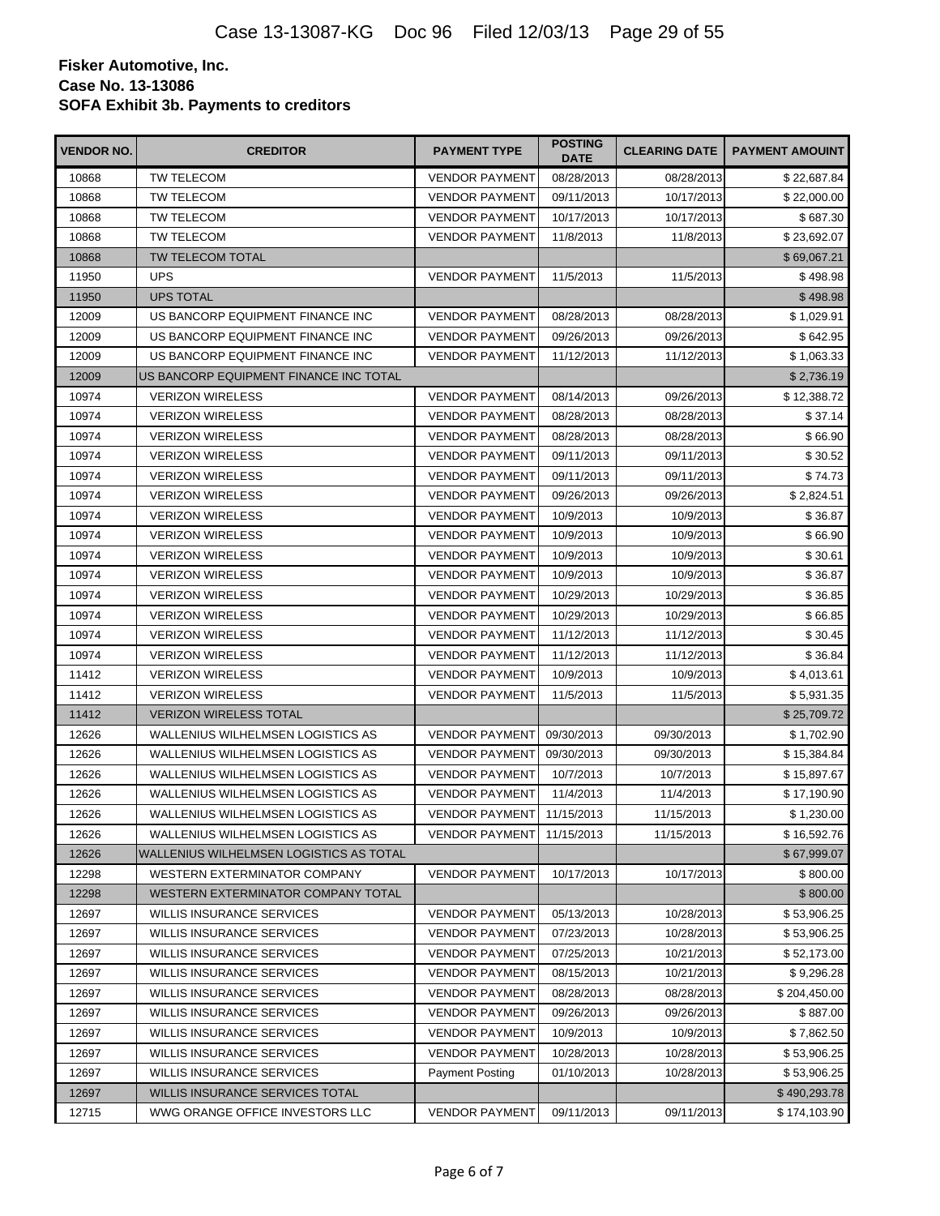**Fisker Automotive, Inc.**
**Case No. 13-13086**
**SOFA Exhibit 3b. Payments to creditors**

| VENDOR NO. | CREDITOR | PAYMENT TYPE | POSTING DATE | CLEARING DATE | PAYMENT AMOUINT |
|---|---|---|---|---|---|
| 10868 | TW TELECOM | VENDOR PAYMENT | 08/28/2013 | 08/28/2013 | $ 22,687.84 |
| 10868 | TW TELECOM | VENDOR PAYMENT | 09/11/2013 | 10/17/2013 | $ 22,000.00 |
| 10868 | TW TELECOM | VENDOR PAYMENT | 10/17/2013 | 10/17/2013 | $ 687.30 |
| 10868 | TW TELECOM | VENDOR PAYMENT | 11/8/2013 | 11/8/2013 | $ 23,692.07 |
| 10868 | TW TELECOM TOTAL | | | | $ 69,067.21 |
| 11950 | UPS | VENDOR PAYMENT | 11/5/2013 | 11/5/2013 | $ 498.98 |
| 11950 | UPS TOTAL | | | | $ 498.98 |
| 12009 | US BANCORP EQUIPMENT FINANCE INC | VENDOR PAYMENT | 08/28/2013 | 08/28/2013 | $ 1,029.91 |
| 12009 | US BANCORP EQUIPMENT FINANCE INC | VENDOR PAYMENT | 09/26/2013 | 09/26/2013 | $ 642.95 |
| 12009 | US BANCORP EQUIPMENT FINANCE INC | VENDOR PAYMENT | 11/12/2013 | 11/12/2013 | $ 1,063.33 |
| 12009 | US BANCORP EQUIPMENT FINANCE INC TOTAL | | | | $ 2,736.19 |
| 10974 | VERIZON WIRELESS | VENDOR PAYMENT | 08/14/2013 | 09/26/2013 | $ 12,388.72 |
| 10974 | VERIZON WIRELESS | VENDOR PAYMENT | 08/28/2013 | 08/28/2013 | $ 37.14 |
| 10974 | VERIZON WIRELESS | VENDOR PAYMENT | 08/28/2013 | 08/28/2013 | $ 66.90 |
| 10974 | VERIZON WIRELESS | VENDOR PAYMENT | 09/11/2013 | 09/11/2013 | $ 30.52 |
| 10974 | VERIZON WIRELESS | VENDOR PAYMENT | 09/11/2013 | 09/11/2013 | $ 74.73 |
| 10974 | VERIZON WIRELESS | VENDOR PAYMENT | 09/26/2013 | 09/26/2013 | $ 2,824.51 |
| 10974 | VERIZON WIRELESS | VENDOR PAYMENT | 10/9/2013 | 10/9/2013 | $ 36.87 |
| 10974 | VERIZON WIRELESS | VENDOR PAYMENT | 10/9/2013 | 10/9/2013 | $ 66.90 |
| 10974 | VERIZON WIRELESS | VENDOR PAYMENT | 10/9/2013 | 10/9/2013 | $ 30.61 |
| 10974 | VERIZON WIRELESS | VENDOR PAYMENT | 10/9/2013 | 10/9/2013 | $ 36.87 |
| 10974 | VERIZON WIRELESS | VENDOR PAYMENT | 10/29/2013 | 10/29/2013 | $ 36.85 |
| 10974 | VERIZON WIRELESS | VENDOR PAYMENT | 10/29/2013 | 10/29/2013 | $ 66.85 |
| 10974 | VERIZON WIRELESS | VENDOR PAYMENT | 11/12/2013 | 11/12/2013 | $ 30.45 |
| 10974 | VERIZON WIRELESS | VENDOR PAYMENT | 11/12/2013 | 11/12/2013 | $ 36.84 |
| 11412 | VERIZON WIRELESS | VENDOR PAYMENT | 10/9/2013 | 10/9/2013 | $ 4,013.61 |
| 11412 | VERIZON WIRELESS | VENDOR PAYMENT | 11/5/2013 | 11/5/2013 | $ 5,931.35 |
| 11412 | VERIZON WIRELESS TOTAL | | | | $ 25,709.72 |
| 12626 | WALLENIUS WILHELMSEN LOGISTICS AS | VENDOR PAYMENT | 09/30/2013 | 09/30/2013 | $ 1,702.90 |
| 12626 | WALLENIUS WILHELMSEN LOGISTICS AS | VENDOR PAYMENT | 09/30/2013 | 09/30/2013 | $ 15,384.84 |
| 12626 | WALLENIUS WILHELMSEN LOGISTICS AS | VENDOR PAYMENT | 10/7/2013 | 10/7/2013 | $ 15,897.67 |
| 12626 | WALLENIUS WILHELMSEN LOGISTICS AS | VENDOR PAYMENT | 11/4/2013 | 11/4/2013 | $ 17,190.90 |
| 12626 | WALLENIUS WILHELMSEN LOGISTICS AS | VENDOR PAYMENT | 11/15/2013 | 11/15/2013 | $ 1,230.00 |
| 12626 | WALLENIUS WILHELMSEN LOGISTICS AS | VENDOR PAYMENT | 11/15/2013 | 11/15/2013 | $ 16,592.76 |
| 12626 | WALLENIUS WILHELMSEN LOGISTICS AS TOTAL | | | | $ 67,999.07 |
| 12298 | WESTERN EXTERMINATOR COMPANY | VENDOR PAYMENT | 10/17/2013 | 10/17/2013 | $ 800.00 |
| 12298 | WESTERN EXTERMINATOR COMPANY TOTAL | | | | $ 800.00 |
| 12697 | WILLIS INSURANCE SERVICES | VENDOR PAYMENT | 05/13/2013 | 10/28/2013 | $ 53,906.25 |
| 12697 | WILLIS INSURANCE SERVICES | VENDOR PAYMENT | 07/23/2013 | 10/28/2013 | $ 53,906.25 |
| 12697 | WILLIS INSURANCE SERVICES | VENDOR PAYMENT | 07/25/2013 | 10/21/2013 | $ 52,173.00 |
| 12697 | WILLIS INSURANCE SERVICES | VENDOR PAYMENT | 08/15/2013 | 10/21/2013 | $ 9,296.28 |
| 12697 | WILLIS INSURANCE SERVICES | VENDOR PAYMENT | 08/28/2013 | 08/28/2013 | $ 204,450.00 |
| 12697 | WILLIS INSURANCE SERVICES | VENDOR PAYMENT | 09/26/2013 | 09/26/2013 | $ 887.00 |
| 12697 | WILLIS INSURANCE SERVICES | VENDOR PAYMENT | 10/9/2013 | 10/9/2013 | $ 7,862.50 |
| 12697 | WILLIS INSURANCE SERVICES | VENDOR PAYMENT | 10/28/2013 | 10/28/2013 | $ 53,906.25 |
| 12697 | WILLIS INSURANCE SERVICES | Payment Posting | 01/10/2013 | 10/28/2013 | $ 53,906.25 |
| 12697 | WILLIS INSURANCE SERVICES TOTAL | | | | $ 490,293.78 |
| 12715 | WWG ORANGE OFFICE INVESTORS LLC | VENDOR PAYMENT | 09/11/2013 | 09/11/2013 | $ 174,103.90 |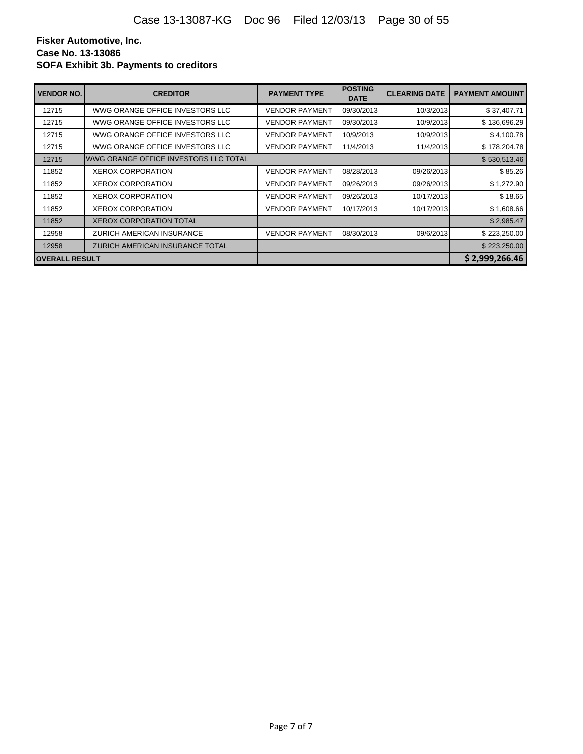**Fisker Automotive, Inc.**
**Case No. 13-13086**
**SOFA Exhibit 3b. Payments to creditors**

| VENDOR NO. | CREDITOR | PAYMENT TYPE | POSTING DATE | CLEARING DATE | PAYMENT AMOUINT |
|---|---|---|---|---|---|
| 12715 | WWG ORANGE OFFICE INVESTORS LLC | VENDOR PAYMENT | 09/30/2013 | 10/3/2013 | $ 37,407.71 |
| 12715 | WWG ORANGE OFFICE INVESTORS LLC | VENDOR PAYMENT | 09/30/2013 | 10/9/2013 | $ 136,696.29 |
| 12715 | WWG ORANGE OFFICE INVESTORS LLC | VENDOR PAYMENT | 10/9/2013 | 10/9/2013 | $ 4,100.78 |
| 12715 | WWG ORANGE OFFICE INVESTORS LLC | VENDOR PAYMENT | 11/4/2013 | 11/4/2013 | $ 178,204.78 |
| 12715 | WWG ORANGE OFFICE INVESTORS LLC TOTAL | | | | $ 530,513.46 |
| 11852 | XEROX CORPORATION | VENDOR PAYMENT | 08/28/2013 | 09/26/2013 | $ 85.26 |
| 11852 | XEROX CORPORATION | VENDOR PAYMENT | 09/26/2013 | 09/26/2013 | $ 1,272.90 |
| 11852 | XEROX CORPORATION | VENDOR PAYMENT | 09/26/2013 | 10/17/2013 | $ 18.65 |
| 11852 | XEROX CORPORATION | VENDOR PAYMENT | 10/17/2013 | 10/17/2013 | $ 1,608.66 |
| 11852 | XEROX CORPORATION TOTAL | | | | $ 2,985.47 |
| 12958 | ZURICH AMERICAN INSURANCE | VENDOR PAYMENT | 08/30/2013 | 09/6/2013 | $ 223,250.00 |
| 12958 | ZURICH AMERICAN INSURANCE TOTAL | | | | $ 223,250.00 |
| **OVERALL RESULT** | | | | | **$ 2,999,266.46** |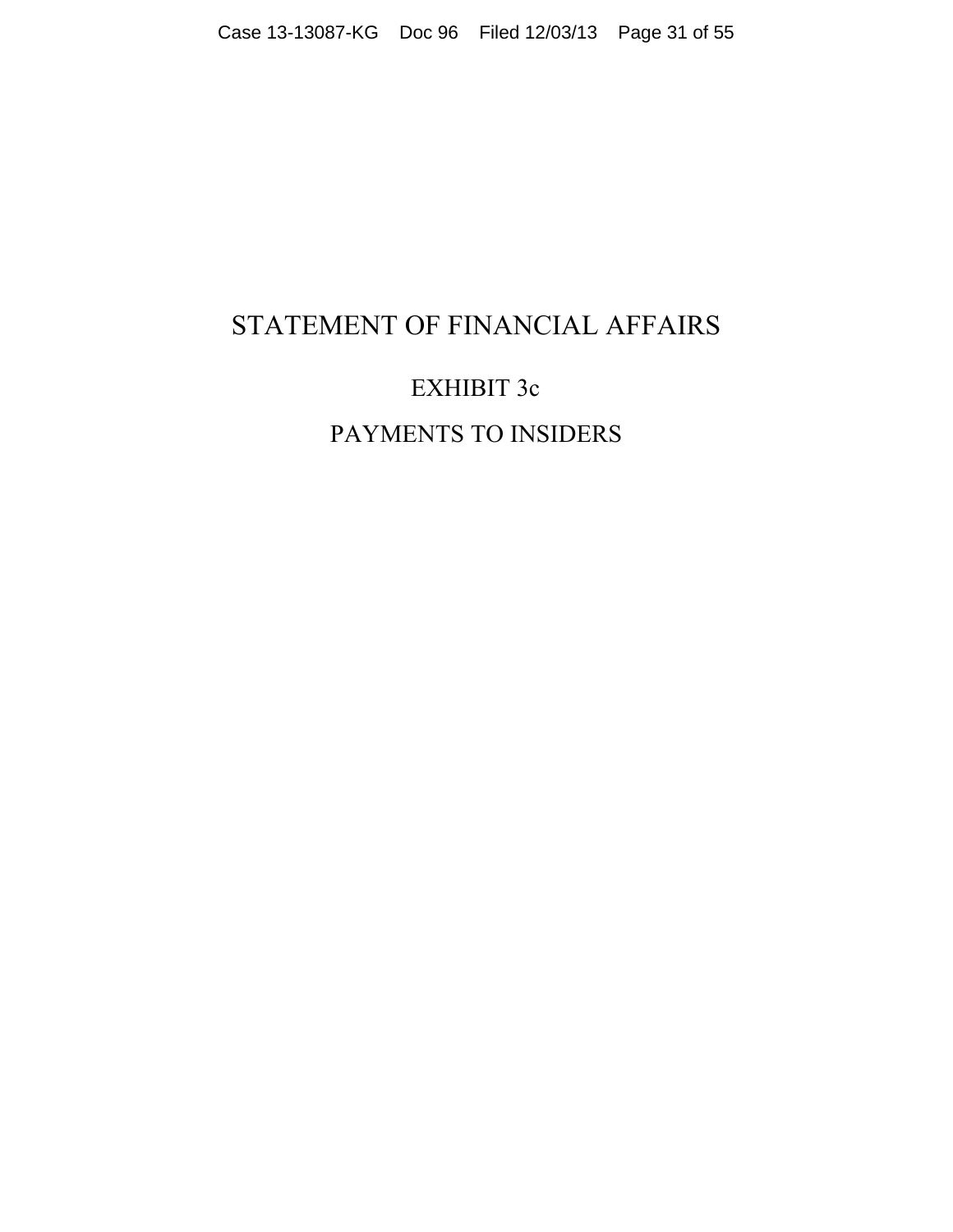# STATEMENT OF FINANCIAL AFFAIRS

## EXHIBIT 3c

## PAYMENTS TO INSIDERS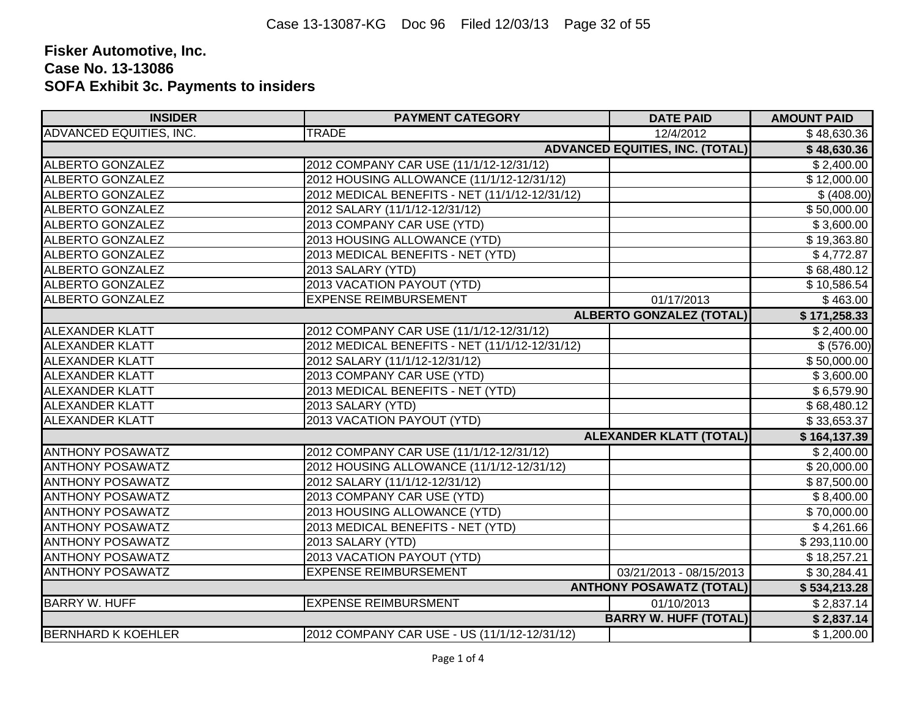**Fisker Automotive, Inc.**
**Case No. 13-13086**
**SOFA Exhibit 3c. Payments to insiders**

| INSIDER | PAYMENT CATEGORY | DATE PAID | AMOUNT PAID |
|---|---|---|---|
| ADVANCED EQUITIES, INC. | TRADE | 12/4/2012 | $ 48,630.36 |
| | | **ADVANCED EQUITIES, INC. (TOTAL)** | **$ 48,630.36** |
| ALBERTO GONZALEZ | 2012 COMPANY CAR USE (11/1/12-12/31/12) | | $ 2,400.00 |
| ALBERTO GONZALEZ | 2012 HOUSING ALLOWANCE (11/1/12-12/31/12) | | $ 12,000.00 |
| ALBERTO GONZALEZ | 2012 MEDICAL BENEFITS - NET (11/1/12-12/31/12) | | $ (408.00) |
| ALBERTO GONZALEZ | 2012 SALARY (11/1/12-12/31/12) | | $ 50,000.00 |
| ALBERTO GONZALEZ | 2013 COMPANY CAR USE (YTD) | | $ 3,600.00 |
| ALBERTO GONZALEZ | 2013 HOUSING ALLOWANCE (YTD) | | $ 19,363.80 |
| ALBERTO GONZALEZ | 2013 MEDICAL BENEFITS - NET (YTD) | | $ 4,772.87 |
| ALBERTO GONZALEZ | 2013 SALARY (YTD) | | $ 68,480.12 |
| ALBERTO GONZALEZ | 2013 VACATION PAYOUT (YTD) | | $ 10,586.54 |
| ALBERTO GONZALEZ | EXPENSE REIMBURSEMENT | 01/17/2013 | $ 463.00 |
| | | **ALBERTO GONZALEZ (TOTAL)** | **$ 171,258.33** |
| ALEXANDER KLATT | 2012 COMPANY CAR USE (11/1/12-12/31/12) | | $ 2,400.00 |
| ALEXANDER KLATT | 2012 MEDICAL BENEFITS - NET (11/1/12-12/31/12) | | $ (576.00) |
| ALEXANDER KLATT | 2012 SALARY (11/1/12-12/31/12) | | $ 50,000.00 |
| ALEXANDER KLATT | 2013 COMPANY CAR USE (YTD) | | $ 3,600.00 |
| ALEXANDER KLATT | 2013 MEDICAL BENEFITS - NET (YTD) | | $ 6,579.90 |
| ALEXANDER KLATT | 2013 SALARY (YTD) | | $ 68,480.12 |
| ALEXANDER KLATT | 2013 VACATION PAYOUT (YTD) | | $ 33,653.37 |
| | | **ALEXANDER KLATT (TOTAL)** | **$ 164,137.39** |
| ANTHONY POSAWATZ | 2012 COMPANY CAR USE (11/1/12-12/31/12) | | $ 2,400.00 |
| ANTHONY POSAWATZ | 2012 HOUSING ALLOWANCE (11/1/12-12/31/12) | | $ 20,000.00 |
| ANTHONY POSAWATZ | 2012 SALARY (11/1/12-12/31/12) | | $ 87,500.00 |
| ANTHONY POSAWATZ | 2013 COMPANY CAR USE (YTD) | | $ 8,400.00 |
| ANTHONY POSAWATZ | 2013 HOUSING ALLOWANCE (YTD) | | $ 70,000.00 |
| ANTHONY POSAWATZ | 2013 MEDICAL BENEFITS - NET (YTD) | | $ 4,261.66 |
| ANTHONY POSAWATZ | 2013 SALARY (YTD) | | $ 293,110.00 |
| ANTHONY POSAWATZ | 2013 VACATION PAYOUT (YTD) | | $ 18,257.21 |
| ANTHONY POSAWATZ | EXPENSE REIMBURSEMENT | 03/21/2013 - 08/15/2013 | $ 30,284.41 |
| | | **ANTHONY POSAWATZ (TOTAL)** | **$ 534,213.28** |
| BARRY W. HUFF | EXPENSE REIMBURSMENT | 01/10/2013 | $ 2,837.14 |
| | | **BARRY W. HUFF (TOTAL)** | **$ 2,837.14** |
| BERNHARD K KOEHLER | 2012 COMPANY CAR USE - US (11/1/12-12/31/12) | | $ 1,200.00 |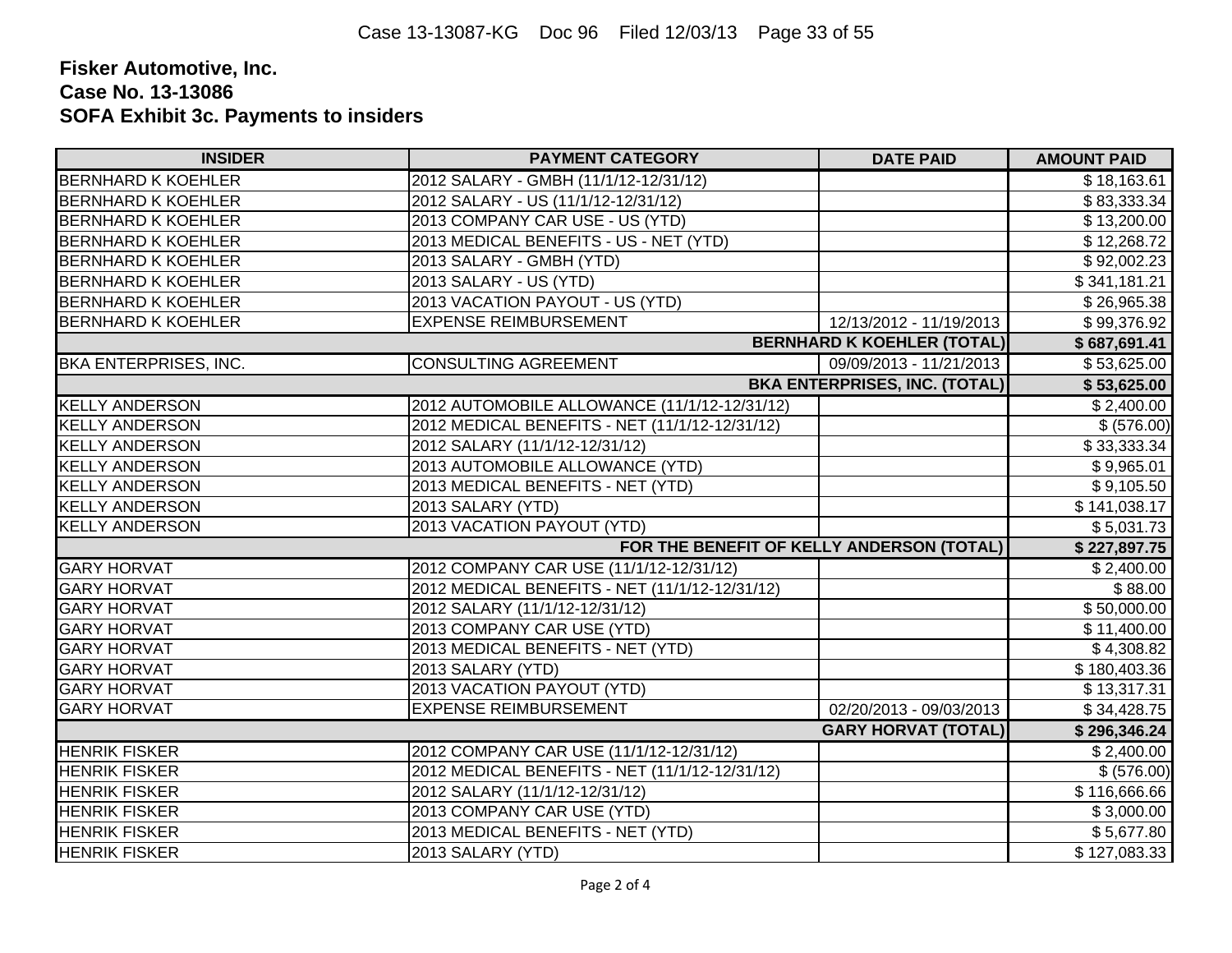**Fisker Automotive, Inc.**
**Case No. 13-13086**
**SOFA Exhibit 3c. Payments to insiders**

| INSIDER | PAYMENT CATEGORY | DATE PAID | AMOUNT PAID |
|---|---|---|---|
| BERNHARD K KOEHLER | 2012 SALARY - GMBH (11/1/12-12/31/12) | | $ 18,163.61 |
| BERNHARD K KOEHLER | 2012 SALARY - US (11/1/12-12/31/12) | | $ 83,333.34 |
| BERNHARD K KOEHLER | 2013 COMPANY CAR USE - US (YTD) | | $ 13,200.00 |
| BERNHARD K KOEHLER | 2013 MEDICAL BENEFITS - US - NET (YTD) | | $ 12,268.72 |
| BERNHARD K KOEHLER | 2013 SALARY - GMBH (YTD) | | $ 92,002.23 |
| BERNHARD K KOEHLER | 2013 SALARY - US (YTD) | | $ 341,181.21 |
| BERNHARD K KOEHLER | 2013 VACATION PAYOUT - US (YTD) | | $ 26,965.38 |
| BERNHARD K KOEHLER | EXPENSE REIMBURSEMENT | 12/13/2012 - 11/19/2013 | $ 99,376.92 |
| | | **BERNHARD K KOEHLER (TOTAL)** | **$ 687,691.41** |
| BKA ENTERPRISES, INC. | CONSULTING AGREEMENT | 09/09/2013 - 11/21/2013 | $ 53,625.00 |
| | | **BKA ENTERPRISES, INC. (TOTAL)** | **$ 53,625.00** |
| KELLY ANDERSON | 2012 AUTOMOBILE ALLOWANCE (11/1/12-12/31/12) | | $ 2,400.00 |
| KELLY ANDERSON | 2012 MEDICAL BENEFITS - NET (11/1/12-12/31/12) | | $ (576.00) |
| KELLY ANDERSON | 2012 SALARY (11/1/12-12/31/12) | | $ 33,333.34 |
| KELLY ANDERSON | 2013 AUTOMOBILE ALLOWANCE (YTD) | | $ 9,965.01 |
| KELLY ANDERSON | 2013 MEDICAL BENEFITS - NET (YTD) | | $ 9,105.50 |
| KELLY ANDERSON | 2013 SALARY (YTD) | | $ 141,038.17 |
| KELLY ANDERSON | 2013 VACATION PAYOUT (YTD) | | $ 5,031.73 |
| | | **FOR THE BENEFIT OF KELLY ANDERSON (TOTAL)** | **$ 227,897.75** |
| GARY HORVAT | 2012 COMPANY CAR USE (11/1/12-12/31/12) | | $ 2,400.00 |
| GARY HORVAT | 2012 MEDICAL BENEFITS - NET (11/1/12-12/31/12) | | $ 88.00 |
| GARY HORVAT | 2012 SALARY (11/1/12-12/31/12) | | $ 50,000.00 |
| GARY HORVAT | 2013 COMPANY CAR USE (YTD) | | $ 11,400.00 |
| GARY HORVAT | 2013 MEDICAL BENEFITS - NET (YTD) | | $ 4,308.82 |
| GARY HORVAT | 2013 SALARY (YTD) | | $ 180,403.36 |
| GARY HORVAT | 2013 VACATION PAYOUT (YTD) | | $ 13,317.31 |
| GARY HORVAT | EXPENSE REIMBURSEMENT | 02/20/2013 - 09/03/2013 | $ 34,428.75 |
| | | **GARY HORVAT (TOTAL)** | **$ 296,346.24** |
| HENRIK FISKER | 2012 COMPANY CAR USE (11/1/12-12/31/12) | | $ 2,400.00 |
| HENRIK FISKER | 2012 MEDICAL BENEFITS - NET (11/1/12-12/31/12) | | $ (576.00) |
| HENRIK FISKER | 2012 SALARY (11/1/12-12/31/12) | | $ 116,666.66 |
| HENRIK FISKER | 2013 COMPANY CAR USE (YTD) | | $ 3,000.00 |
| HENRIK FISKER | 2013 MEDICAL BENEFITS - NET (YTD) | | $ 5,677.80 |
| HENRIK FISKER | 2013 SALARY (YTD) | | $ 127,083.33 |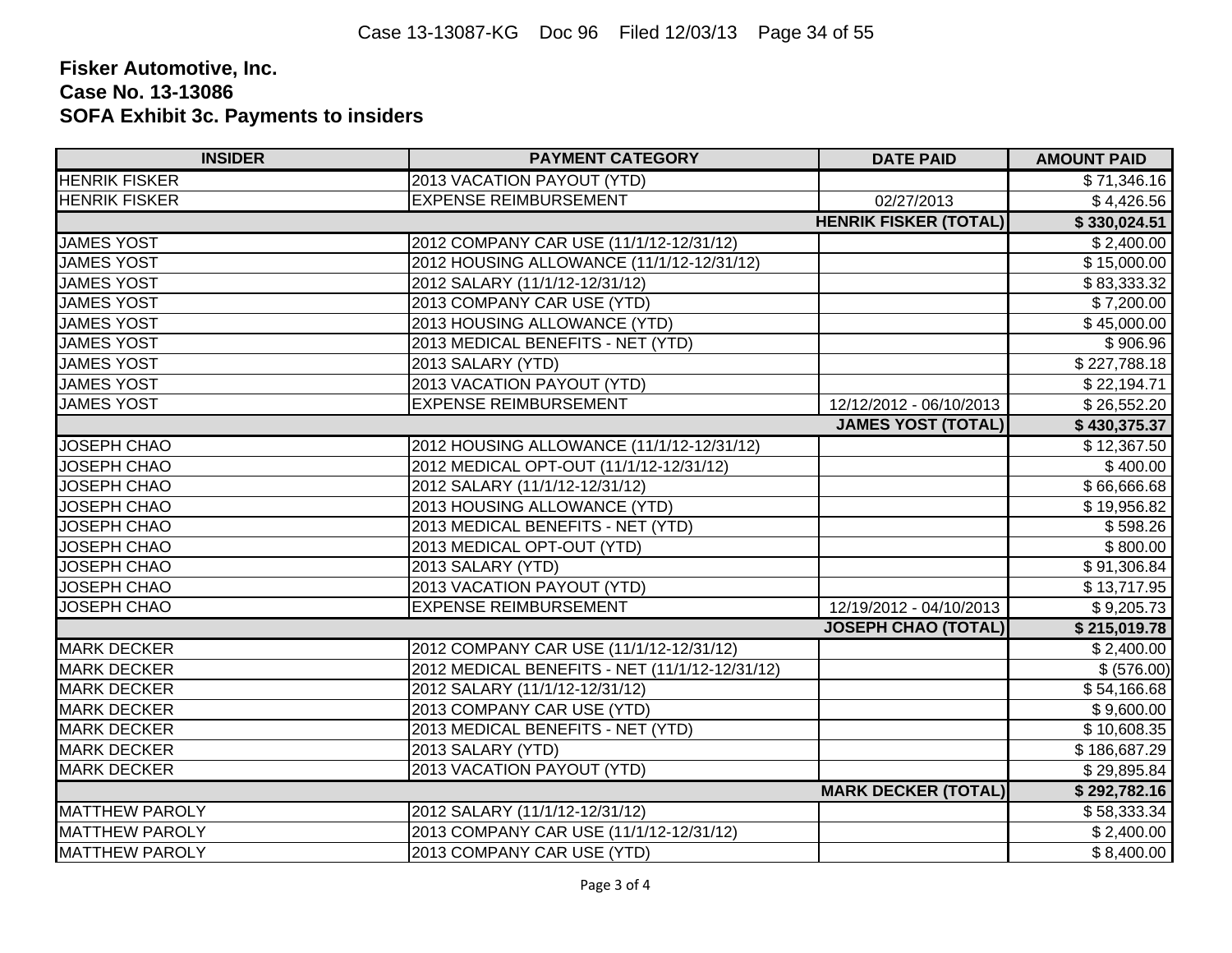**Fisker Automotive, Inc.**
**Case No. 13-13086**
**SOFA Exhibit 3c. Payments to insiders**

| INSIDER | PAYMENT CATEGORY | DATE PAID | AMOUNT PAID |
|---|---|---|---|
| HENRIK FISKER | 2013 VACATION PAYOUT (YTD) | | $ 71,346.16 |
| HENRIK FISKER | EXPENSE REIMBURSEMENT | 02/27/2013 | $ 4,426.56 |
| | | **HENRIK FISKER (TOTAL)** | **$ 330,024.51** |
| JAMES YOST | 2012 COMPANY CAR USE (11/1/12-12/31/12) | | $ 2,400.00 |
| JAMES YOST | 2012 HOUSING ALLOWANCE (11/1/12-12/31/12) | | $ 15,000.00 |
| JAMES YOST | 2012 SALARY (11/1/12-12/31/12) | | $ 83,333.32 |
| JAMES YOST | 2013 COMPANY CAR USE (YTD) | | $ 7,200.00 |
| JAMES YOST | 2013 HOUSING ALLOWANCE (YTD) | | $ 45,000.00 |
| JAMES YOST | 2013 MEDICAL BENEFITS - NET (YTD) | | $ 906.96 |
| JAMES YOST | 2013 SALARY (YTD) | | $ 227,788.18 |
| JAMES YOST | 2013 VACATION PAYOUT (YTD) | | $ 22,194.71 |
| JAMES YOST | EXPENSE REIMBURSEMENT | 12/12/2012 - 06/10/2013 | $ 26,552.20 |
| | | **JAMES YOST (TOTAL)** | **$ 430,375.37** |
| JOSEPH CHAO | 2012 HOUSING ALLOWANCE (11/1/12-12/31/12) | | $ 12,367.50 |
| JOSEPH CHAO | 2012 MEDICAL OPT-OUT (11/1/12-12/31/12) | | $ 400.00 |
| JOSEPH CHAO | 2012 SALARY (11/1/12-12/31/12) | | $ 66,666.68 |
| JOSEPH CHAO | 2013 HOUSING ALLOWANCE (YTD) | | $ 19,956.82 |
| JOSEPH CHAO | 2013 MEDICAL BENEFITS - NET (YTD) | | $ 598.26 |
| JOSEPH CHAO | 2013 MEDICAL OPT-OUT (YTD) | | $ 800.00 |
| JOSEPH CHAO | 2013 SALARY (YTD) | | $ 91,306.84 |
| JOSEPH CHAO | 2013 VACATION PAYOUT (YTD) | | $ 13,717.95 |
| JOSEPH CHAO | EXPENSE REIMBURSEMENT | 12/19/2012 - 04/10/2013 | $ 9,205.73 |
| | | **JOSEPH CHAO (TOTAL)** | **$ 215,019.78** |
| MARK DECKER | 2012 COMPANY CAR USE (11/1/12-12/31/12) | | $ 2,400.00 |
| MARK DECKER | 2012 MEDICAL BENEFITS - NET (11/1/12-12/31/12) | | $ (576.00) |
| MARK DECKER | 2012 SALARY (11/1/12-12/31/12) | | $ 54,166.68 |
| MARK DECKER | 2013 COMPANY CAR USE (YTD) | | $ 9,600.00 |
| MARK DECKER | 2013 MEDICAL BENEFITS - NET (YTD) | | $ 10,608.35 |
| MARK DECKER | 2013 SALARY (YTD) | | $ 186,687.29 |
| MARK DECKER | 2013 VACATION PAYOUT (YTD) | | $ 29,895.84 |
| | | **MARK DECKER (TOTAL)** | **$ 292,782.16** |
| MATTHEW PAROLY | 2012 SALARY (11/1/12-12/31/12) | | $ 58,333.34 |
| MATTHEW PAROLY | 2013 COMPANY CAR USE (11/1/12-12/31/12) | | $ 2,400.00 |
| MATTHEW PAROLY | 2013 COMPANY CAR USE (YTD) | | $ 8,400.00 |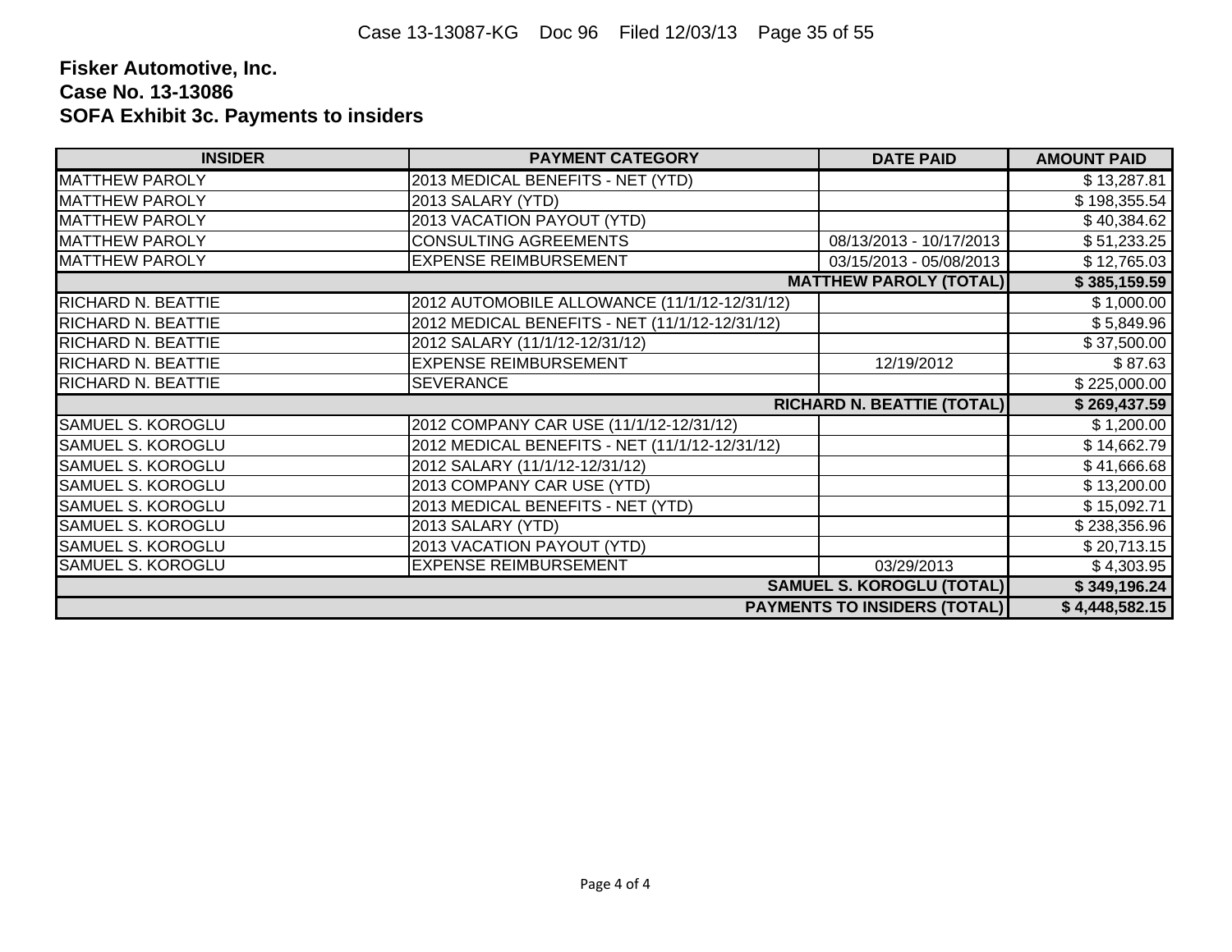**Fisker Automotive, Inc.**
**Case No. 13-13086**
**SOFA Exhibit 3c. Payments to insiders**

| INSIDER | PAYMENT CATEGORY | DATE PAID | AMOUNT PAID |
|---|---|---|---|
| MATTHEW PAROLY | 2013 MEDICAL BENEFITS - NET (YTD) | | $ 13,287.81 |
| MATTHEW PAROLY | 2013 SALARY (YTD) | | $ 198,355.54 |
| MATTHEW PAROLY | 2013 VACATION PAYOUT (YTD) | | $ 40,384.62 |
| MATTHEW PAROLY | CONSULTING AGREEMENTS | 08/13/2013 - 10/17/2013 | $ 51,233.25 |
| MATTHEW PAROLY | EXPENSE REIMBURSEMENT | 03/15/2013 - 05/08/2013 | $ 12,765.03 |
| | | **MATTHEW PAROLY (TOTAL)** | **$ 385,159.59** |
| RICHARD N. BEATTIE | 2012 AUTOMOBILE ALLOWANCE (11/1/12-12/31/12) | | $ 1,000.00 |
| RICHARD N. BEATTIE | 2012 MEDICAL BENEFITS - NET (11/1/12-12/31/12) | | $ 5,849.96 |
| RICHARD N. BEATTIE | 2012 SALARY (11/1/12-12/31/12) | | $ 37,500.00 |
| RICHARD N. BEATTIE | EXPENSE REIMBURSEMENT | 12/19/2012 | $ 87.63 |
| RICHARD N. BEATTIE | SEVERANCE | | $ 225,000.00 |
| | | **RICHARD N. BEATTIE (TOTAL)** | **$ 269,437.59** |
| SAMUEL S. KOROGLU | 2012 COMPANY CAR USE (11/1/12-12/31/12) | | $ 1,200.00 |
| SAMUEL S. KOROGLU | 2012 MEDICAL BENEFITS - NET (11/1/12-12/31/12) | | $ 14,662.79 |
| SAMUEL S. KOROGLU | 2012 SALARY (11/1/12-12/31/12) | | $ 41,666.68 |
| SAMUEL S. KOROGLU | 2013 COMPANY CAR USE (YTD) | | $ 13,200.00 |
| SAMUEL S. KOROGLU | 2013 MEDICAL BENEFITS - NET (YTD) | | $ 15,092.71 |
| SAMUEL S. KOROGLU | 2013 SALARY (YTD) | | $ 238,356.96 |
| SAMUEL S. KOROGLU | 2013 VACATION PAYOUT (YTD) | | $ 20,713.15 |
| SAMUEL S. KOROGLU | EXPENSE REIMBURSEMENT | 03/29/2013 | $ 4,303.95 |
| | | **SAMUEL S. KOROGLU (TOTAL)** | **$ 349,196.24** |
| | | **PAYMENTS TO INSIDERS (TOTAL)** | **$ 4,448,582.15** |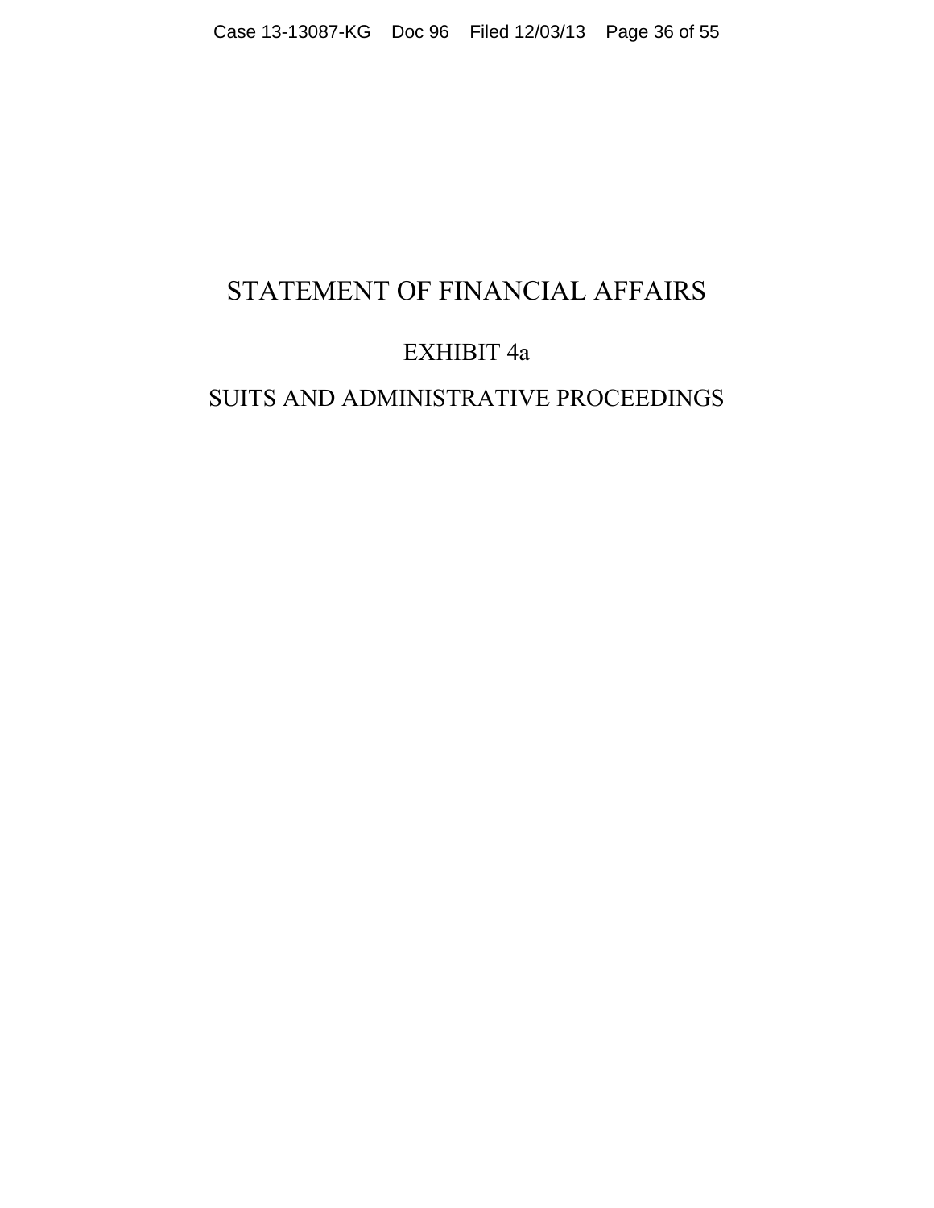# STATEMENT OF FINANCIAL AFFAIRS

## EXHIBIT 4a

## SUITS AND ADMINISTRATIVE PROCEEDINGS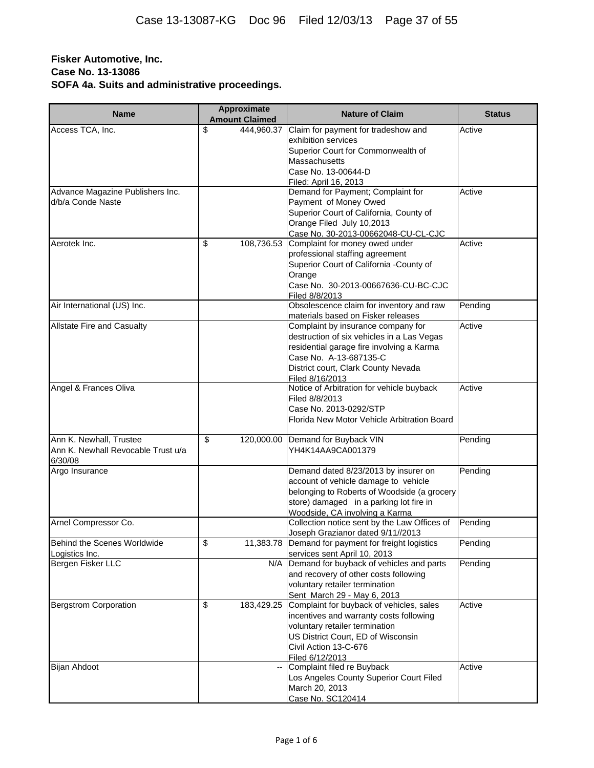**Fisker Automotive, Inc.**
**Case No. 13-13086**
**SOFA 4a. Suits and administrative proceedings.**

| Name | Approximate Amount Claimed | Nature of Claim | Status |
|---|---|---|---|
| Access TCA, Inc. | $ 444,960.37 | Claim for payment for tradeshow and exhibition services<br>Superior Court for Commonwealth of Massachusetts<br>Case No. 13-00644-D<br>Filed: April 16, 2013 | Active |
| Advance Magazine Publishers Inc. d/b/a Conde Naste | | Demand for Payment; Complaint for Payment of Money Owed<br>Superior Court of California, County of Orange Filed July 10,2013<br>Case No. 30-2013-00662048-CU-CL-CJC | Active |
| Aerotek Inc. | $ 108,736.53 | Complaint for money owed under professional staffing agreement<br>Superior Court of California -County of Orange<br>Case No. 30-2013-00667636-CU-BC-CJC<br>Filed 8/8/2013 | Active |
| Air International (US) Inc. | | Obsolescence claim for inventory and raw materials based on Fisker releases | Pending |
| Allstate Fire and Casualty | | Complaint by insurance company for destruction of six vehicles in a Las Vegas residential garage fire involving a Karma<br>Case No. A-13-687135-C<br>District court, Clark County Nevada<br>Filed 8/16/2013 | Active |
| Angel & Frances Oliva | | Notice of Arbitration for vehicle buyback<br>Filed 8/8/2013<br>Case No. 2013-0292/STP<br>Florida New Motor Vehicle Arbitration Board | Active |
| Ann K. Newhall, Trustee<br>Ann K. Newhall Revocable Trust u/a 6/30/08 | $ 120,000.00 | Demand for Buyback VIN YH4K14AA9CA001379 | Pending |
| Argo Insurance | | Demand dated 8/23/2013 by insurer on account of vehicle damage to vehicle belonging to Roberts of Woodside (a grocery store) damaged in a parking lot fire in Woodside, CA involving a Karma | Pending |
| Arnel Compressor Co. | | Collection notice sent by the Law Offices of Joseph Grazianor dated 9/11//2013 | Pending |
| Behind the Scenes Worldwide Logistics Inc. | $ 11,383.78 | Demand for payment for freight logistics services sent April 10, 2013 | Pending |
| Bergen Fisker LLC | N/A | Demand for buyback of vehicles and parts and recovery of other costs following voluntary retailer termination<br>Sent March 29 - May 6, 2013 | Pending |
| Bergstrom Corporation | $ 183,429.25 | Complaint for buyback of vehicles, sales incentives and warranty costs following voluntary retailer termination<br>US District Court, ED of Wisconsin<br>Civil Action 13-C-676<br>Filed 6/12/2013 | Active |
| Bijan Ahdoot | -- | Complaint filed re Buyback<br>Los Angeles County Superior Court Filed March 20, 2013<br>Case No. SC120414 | Active |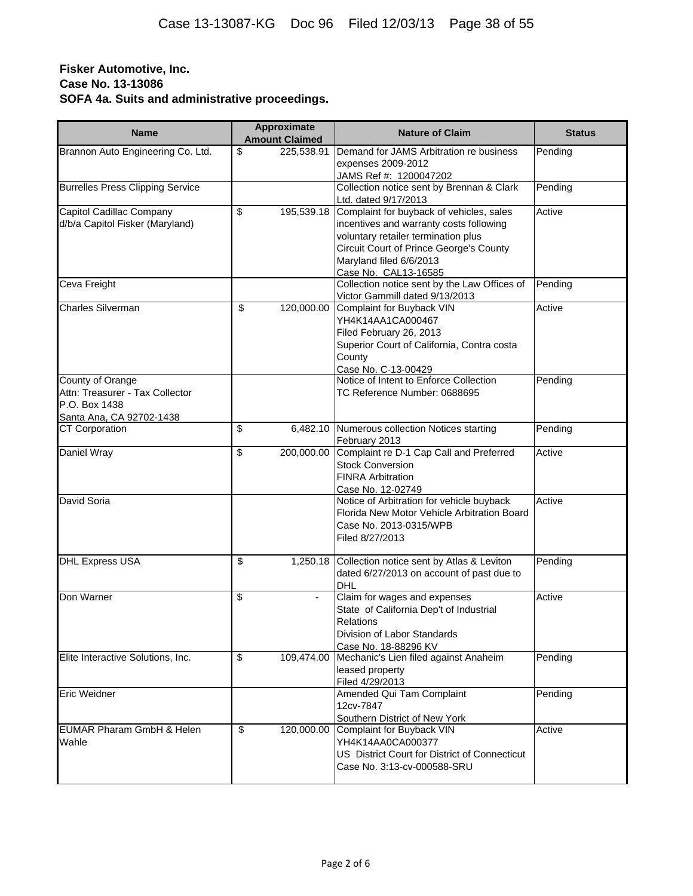**Fisker Automotive, Inc.**
**Case No. 13-13086**
**SOFA 4a. Suits and administrative proceedings.**

| Name | Approximate Amount Claimed | Nature of Claim | Status |
|---|---|---|---|
| Brannon Auto Engineering Co. Ltd. | $ 225,538.91 | Demand for JAMS Arbitration re business expenses 2009-2012<br>JAMS Ref #: 1200047202 | Pending |
| Burrelles Press Clipping Service | | Collection notice sent by Brennan & Clark Ltd. dated 9/17/2013 | Pending |
| Capitol Cadillac Company<br>d/b/a Capitol Fisker (Maryland) | $ 195,539.18 | Complaint for buyback of vehicles, sales incentives and warranty costs following voluntary retailer termination plus<br>Circuit Court of Prince George's County Maryland filed 6/6/2013<br>Case No. CAL13-16585 | Active |
| Ceva Freight | | Collection notice sent by the Law Offices of Victor Gammill dated 9/13/2013 | Pending |
| Charles Silverman | $ 120,000.00 | Complaint for Buyback VIN YH4K14AA1CA000467<br>Filed February 26, 2013<br>Superior Court of California, Contra costa County<br>Case No. C-13-00429 | Active |
| County of Orange<br>Attn: Treasurer - Tax Collector<br>P.O. Box 1438<br>Santa Ana, CA 92702-1438 | | Notice of Intent to Enforce Collection<br>TC Reference Number: 0688695 | Pending |
| CT Corporation | $ 6,482.10 | Numerous collection Notices starting February 2013 | Pending |
| Daniel Wray | $ 200,000.00 | Complaint re D-1 Cap Call and Preferred Stock Conversion<br>FINRA Arbitration<br>Case No. 12-02749 | Active |
| David Soria | | Notice of Arbitration for vehicle buyback<br>Florida New Motor Vehicle Arbitration Board<br>Case No. 2013-0315/WPB<br>Filed 8/27/2013 | Active |
| DHL Express USA | $ 1,250.18 | Collection notice sent by Atlas & Leviton dated 6/27/2013 on account of past due to DHL | Pending |
| Don Warner | $ - | Claim for wages and expenses<br>State of California Dep't of Industrial Relations<br>Division of Labor Standards<br>Case No. 18-88296 KV | Active |
| Elite Interactive Solutions, Inc. | $ 109,474.00 | Mechanic's Lien filed against Anaheim leased property<br>Filed 4/29/2013 | Pending |
| Eric Weidner | | Amended Qui Tam Complaint<br>12cv-7847<br>Southern District of New York | Pending |
| EUMAR Pharam GmbH & Helen Wahle | $ 120,000.00 | Complaint for Buyback VIN YH4K14AA0CA000377<br>US District Court for District of Connecticut<br>Case No. 3:13-cv-000588-SRU | Active |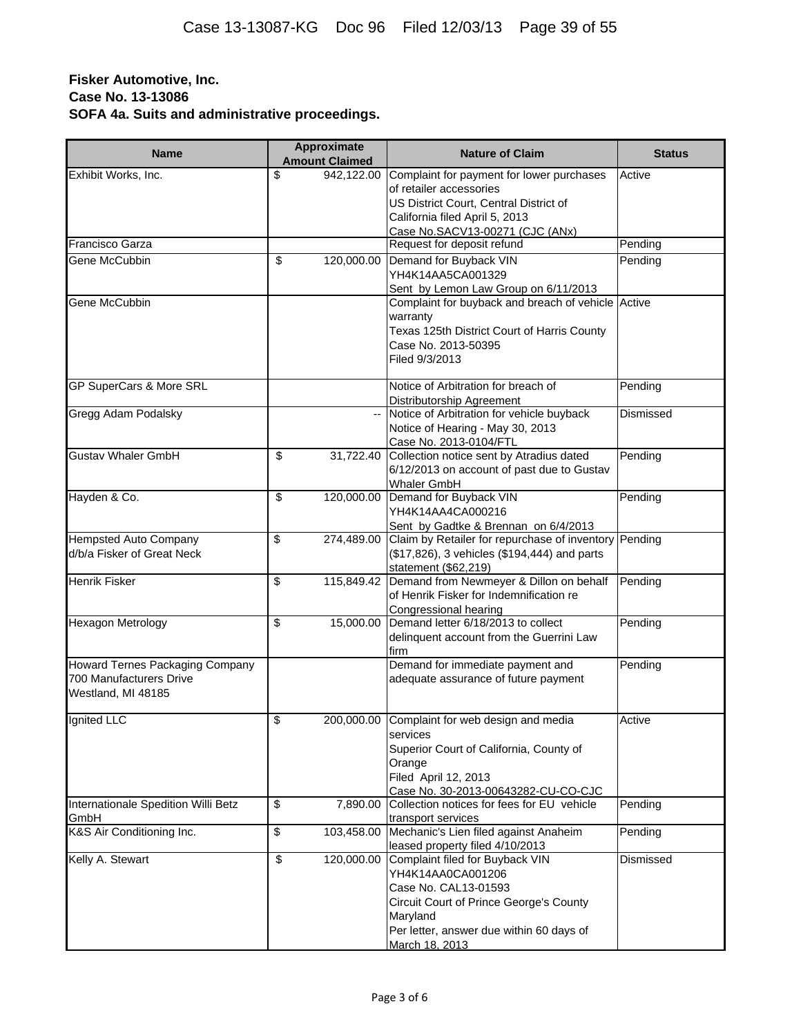**Fisker Automotive, Inc.**
**Case No. 13-13086**
**SOFA 4a. Suits and administrative proceedings.**

| Name | Approximate Amount Claimed | Nature of Claim | Status |
|---|---|---|---|
| Exhibit Works, Inc. | $ 942,122.00 | Complaint for payment for lower purchases of retailer accessories<br>US District Court, Central District of California filed April 5, 2013<br>Case No.SACV13-00271 (CJC (ANx) | Active |
| Francisco Garza | | Request for deposit refund | Pending |
| Gene McCubbin | $ 120,000.00 | Demand for Buyback VIN YH4K14AA5CA001329<br>Sent by Lemon Law Group on 6/11/2013 | Pending |
| Gene McCubbin | | Complaint for buyback and breach of vehicle warranty<br>Texas 125th District Court of Harris County<br>Case No. 2013-50395<br>Filed 9/3/2013 | Active |
| GP SuperCars & More SRL | | Notice of Arbitration for breach of Distributorship Agreement | Pending |
| Gregg Adam Podalsky | -- | Notice of Arbitration for vehicle buyback<br>Notice of Hearing - May 30, 2013<br>Case No. 2013-0104/FTL | Dismissed |
| Gustav Whaler GmbH | $ 31,722.40 | Collection notice sent by Atradius dated 6/12/2013 on account of past due to Gustav Whaler GmbH | Pending |
| Hayden & Co. | $ 120,000.00 | Demand for Buyback VIN YH4K14AA4CA000216<br>Sent by Gadtke & Brennan on 6/4/2013 | Pending |
| Hempsted Auto Company d/b/a Fisker of Great Neck | $ 274,489.00 | Claim by Retailer for repurchase of inventory ($17,826), 3 vehicles ($194,444) and parts statement ($62,219) | Pending |
| Henrik Fisker | $ 115,849.42 | Demand from Newmeyer & Dillon on behalf of Henrik Fisker for Indemnification re Congressional hearing | Pending |
| Hexagon Metrology | $ 15,000.00 | Demand letter 6/18/2013 to collect delinquent account from the Guerrini Law firm | Pending |
| Howard Ternes Packaging Company<br>700 Manufacturers Drive<br>Westland, MI 48185 | | Demand for immediate payment and adequate assurance of future payment | Pending |
| Ignited LLC | $ 200,000.00 | Complaint for web design and media services<br>Superior Court of California, County of Orange<br>Filed April 12, 2013<br>Case No. 30-2013-00643282-CU-CO-CJC | Active |
| Internationale Spedition Willi Betz GmbH | $ 7,890.00 | Collection notices for fees for EU vehicle transport services | Pending |
| K&S Air Conditioning Inc. | $ 103,458.00 | Mechanic's Lien filed against Anaheim leased property filed 4/10/2013 | Pending |
| Kelly A. Stewart | $ 120,000.00 | Complaint filed for Buyback VIN YH4K14AA0CA001206<br>Case No. CAL13-01593<br>Circuit Court of Prince George's County Maryland<br>Per letter, answer due within 60 days of March 18, 2013 | Dismissed |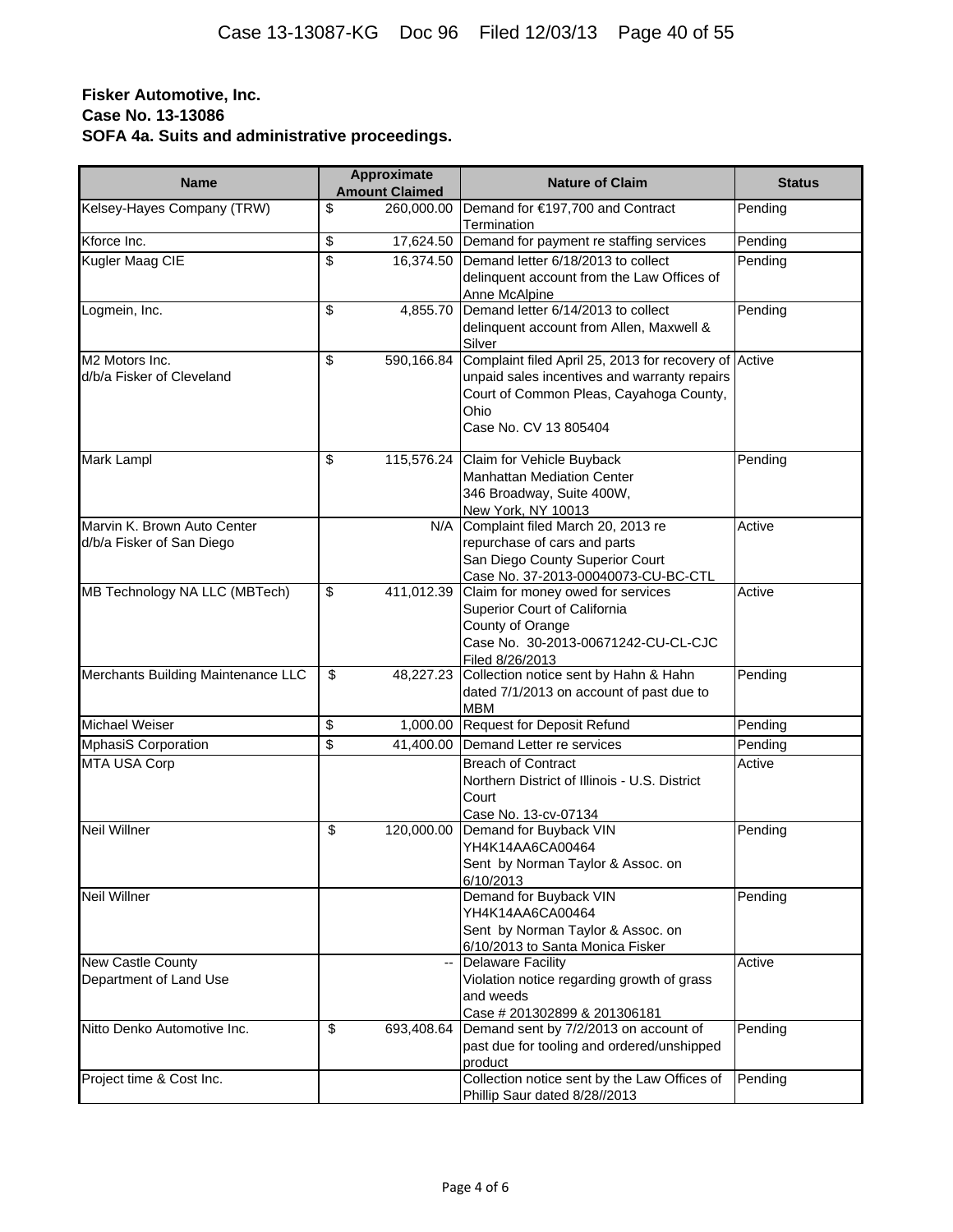**Fisker Automotive, Inc.**
**Case No. 13-13086**
**SOFA 4a. Suits and administrative proceedings.**

| Name | Approximate Amount Claimed | Nature of Claim | Status |
|---|---|---|---|
| Kelsey-Hayes Company (TRW) | $ 260,000.00 | Demand for €197,700 and Contract Termination | Pending |
| Kforce Inc. | $ 17,624.50 | Demand for payment re staffing services | Pending |
| Kugler Maag CIE | $ 16,374.50 | Demand letter 6/18/2013 to collect delinquent account from the Law Offices of Anne McAlpine | Pending |
| Logmein, Inc. | $ 4,855.70 | Demand letter 6/14/2013 to collect delinquent account from Allen, Maxwell & Silver | Pending |
| M2 Motors Inc. d/b/a Fisker of Cleveland | $ 590,166.84 | Complaint filed April 25, 2013 for recovery of unpaid sales incentives and warranty repairs Court of Common Pleas, Cayahoga County, Ohio Case No. CV 13 805404 | Active |
| Mark Lampl | $ 115,576.24 | Claim for Vehicle Buyback Manhattan Mediation Center 346 Broadway, Suite 400W, New York, NY 10013 | Pending |
| Marvin K. Brown Auto Center d/b/a Fisker of San Diego | N/A | Complaint filed March 20, 2013 re repurchase of cars and parts San Diego County Superior Court Case No. 37-2013-00040073-CU-BC-CTL | Active |
| MB Technology NA LLC (MBTech) | $ 411,012.39 | Claim for money owed for services Superior Court of California County of Orange Case No. 30-2013-00671242-CU-CL-CJC Filed 8/26/2013 | Active |
| Merchants Building Maintenance LLC | $ 48,227.23 | Collection notice sent by Hahn & Hahn dated 7/1/2013 on account of past due to MBM | Pending |
| Michael Weiser | $ 1,000.00 | Request for Deposit Refund | Pending |
| MphasiS Corporation | $ 41,400.00 | Demand Letter re services | Pending |
| MTA USA Corp | | Breach of Contract Northern District of Illinois - U.S. District Court Case No. 13-cv-07134 | Active |
| Neil Willner | $ 120,000.00 | Demand for Buyback VIN YH4K14AA6CA00464 Sent by Norman Taylor & Assoc. on 6/10/2013 | Pending |
| Neil Willner | | Demand for Buyback VIN YH4K14AA6CA00464 Sent by Norman Taylor & Assoc. on 6/10/2013 to Santa Monica Fisker | Pending |
| New Castle County Department of Land Use | -- | Delaware Facility Violation notice regarding growth of grass and weeds Case # 201302899 & 201306181 | Active |
| Nitto Denko Automotive Inc. | $ 693,408.64 | Demand sent by 7/2/2013 on account of past due for tooling and ordered/unshipped product | Pending |
| Project time & Cost Inc. | | Collection notice sent by the Law Offices of Phillip Saur dated 8/28//2013 | Pending |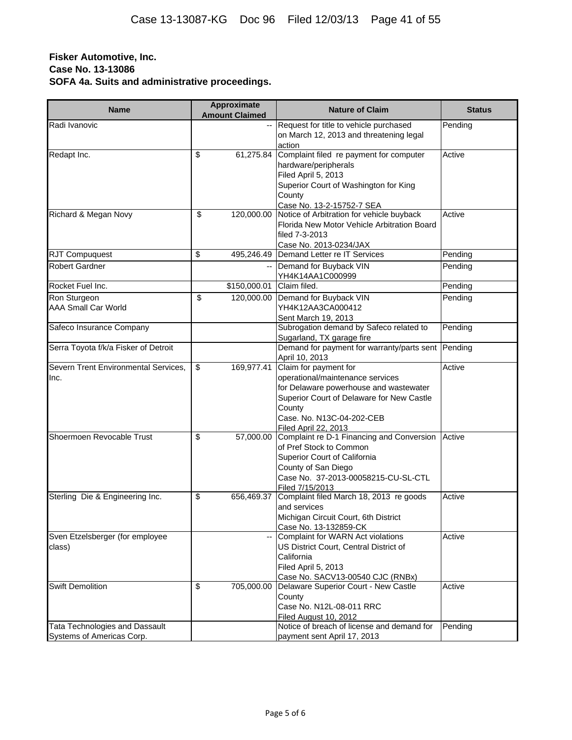**Fisker Automotive, Inc.**
**Case No. 13-13086**
**SOFA 4a. Suits and administrative proceedings.**

| Name | Approximate Amount Claimed | Nature of Claim | Status |
|---|---|---|---|
| Radi Ivanovic | -- | Request for title to vehicle purchased on March 12, 2013 and threatening legal action | Pending |
| Redapt Inc. | $ 61,275.84 | Complaint filed re payment for computer hardware/peripherals<br>Filed April 5, 2013<br>Superior Court of Washington for King County<br>Case No. 13-2-15752-7 SEA | Active |
| Richard & Megan Novy | $ 120,000.00 | Notice of Arbitration for vehicle buyback<br>Florida New Motor Vehicle Arbitration Board<br>filed 7-3-2013<br>Case No. 2013-0234/JAX | Active |
| RJT Compuquest | $ 495,246.49 | Demand Letter re IT Services | Pending |
| Robert Gardner | -- | Demand for Buyback VIN YH4K14AA1C000999 | Pending |
| Rocket Fuel Inc. | $150,000.01 | Claim filed. | Pending |
| Ron Sturgeon<br>AAA Small Car World | $ 120,000.00 | Demand for Buyback VIN YH4K12AA3CA000412<br>Sent March 19, 2013 | Pending |
| Safeco Insurance Company | | Subrogation demand by Safeco related to Sugarland, TX garage fire | Pending |
| Serra Toyota f/k/a Fisker of Detroit | | Demand for payment for warranty/parts sent April 10, 2013 | Pending |
| Severn Trent Environmental Services, Inc. | $ 169,977.41 | Claim for payment for operational/maintenance services for Delaware powerhouse and wastewater<br>Superior Court of Delaware for New Castle County<br>Case. No. N13C-04-202-CEB<br>Filed April 22, 2013 | Active |
| Shoermoen Revocable Trust | $ 57,000.00 | Complaint re D-1 Financing and Conversion of Pref Stock to Common<br>Superior Court of California<br>County of San Diego<br>Case No. 37-2013-00058215-CU-SL-CTL<br>Filed 7/15/2013 | Active |
| Sterling Die & Engineering Inc. | $ 656,469.37 | Complaint filed March 18, 2013 re goods and services<br>Michigan Circuit Court, 6th District<br>Case No. 13-132859-CK | Active |
| Sven Etzelsberger (for employee class) | -- | Complaint for WARN Act violations<br>US District Court, Central District of California<br>Filed April 5, 2013<br>Case No. SACV13-00540 CJC (RNBx) | Active |
| Swift Demolition | $ 705,000.00 | Delaware Superior Court - New Castle County<br>Case No. N12L-08-011 RRC<br>Filed August 10, 2012 | Active |
| Tata Technologies and Dassault Systems of Americas Corp. | | Notice of breach of license and demand for payment sent April 17, 2013 | Pending |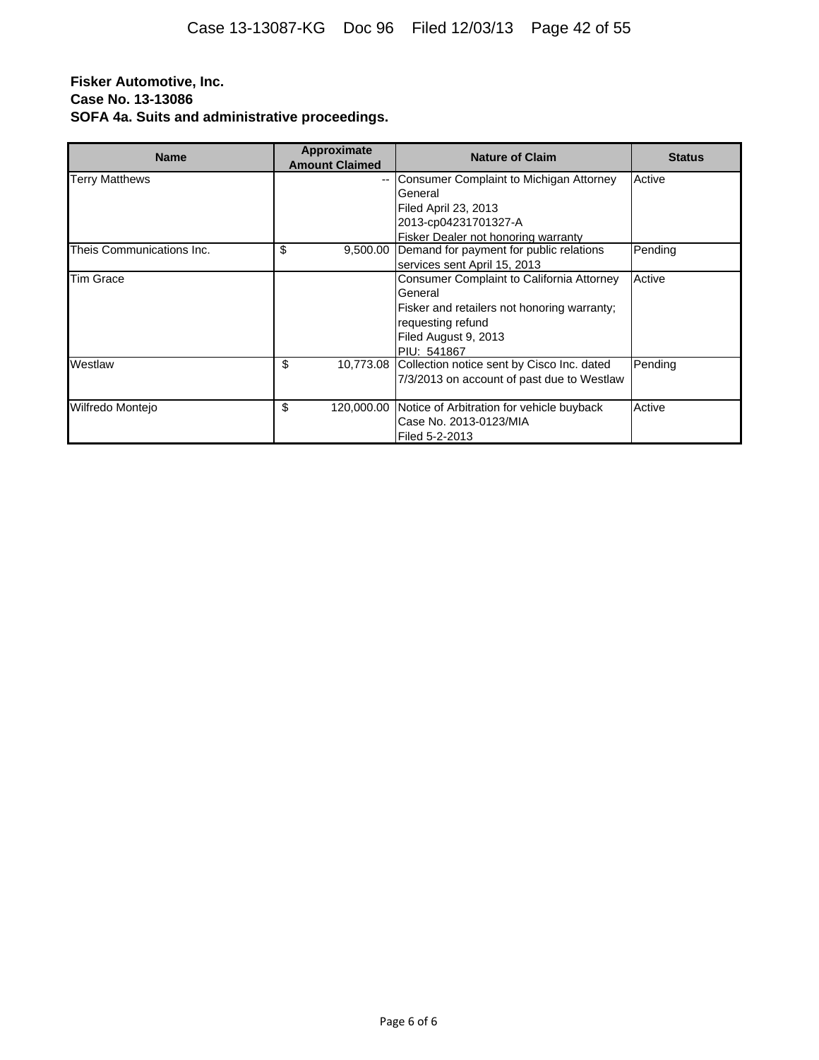**Fisker Automotive, Inc.**
**Case No. 13-13086**
**SOFA 4a. Suits and administrative proceedings.**

| Name | Approximate Amount Claimed | Nature of Claim | Status |
|---|---|---|---|
| Terry Matthews | -- | Consumer Complaint to Michigan Attorney General<br>Filed April 23, 2013<br>2013-cp04231701327-A<br>Fisker Dealer not honoring warranty | Active |
| Theis Communications Inc. | $ 9,500.00 | Demand for payment for public relations services sent April 15, 2013 | Pending |
| Tim Grace | | Consumer Complaint to California Attorney General<br>Fisker and retailers not honoring warranty; requesting refund<br>Filed August 9, 2013<br>PIU: 541867 | Active |
| Westlaw | $ 10,773.08 | Collection notice sent by Cisco Inc. dated 7/3/2013 on account of past due to Westlaw | Pending |
| Wilfredo Montejo | $ 120,000.00 | Notice of Arbitration for vehicle buyback<br>Case No. 2013-0123/MIA<br>Filed 5-2-2013 | Active |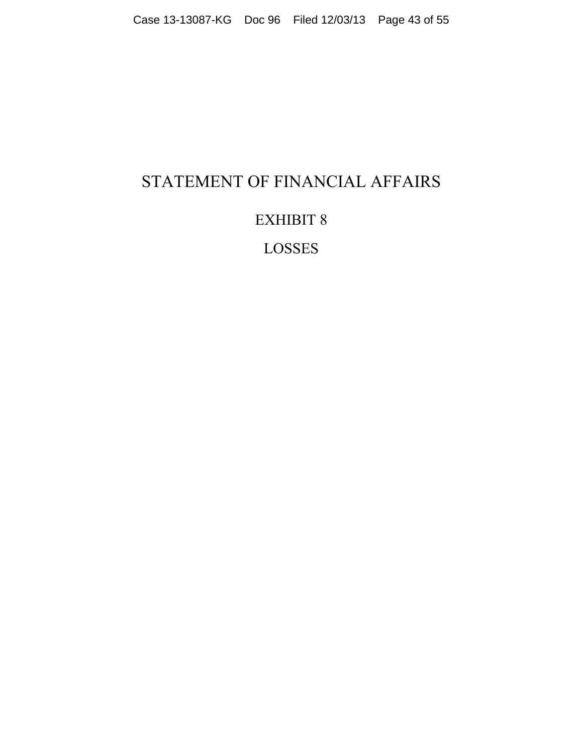# STATEMENT OF FINANCIAL AFFAIRS

## EXHIBIT 8

## LOSSES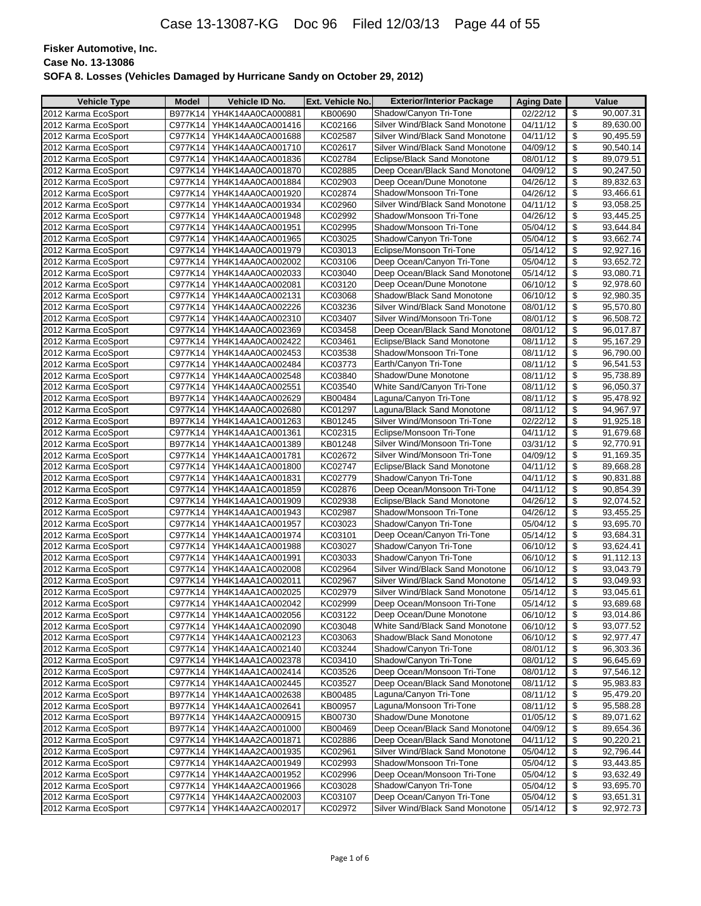**Fisker Automotive, Inc.**
**Case No. 13-13086**
**SOFA 8. Losses (Vehicles Damaged by Hurricane Sandy on October 29, 2012)**

| Vehicle Type | Model | Vehicle ID No. | Ext. Vehicle No. | Exterior/Interior Package | Aging Date | Value |
|---|---|---|---|---|---|---|
| 2012 Karma EcoSport | B977K14 | YH4K14AA0CA000881 | KB00690 | Shadow/Canyon Tri-Tone | 02/22/12 | $ 90,007.31 |
| 2012 Karma EcoSport | C977K14 | YH4K14AA0CA001416 | KC02166 | Silver Wind/Black Sand Monotone | 04/11/12 | $ 89,630.00 |
| 2012 Karma EcoSport | C977K14 | YH4K14AA0CA001688 | KC02587 | Silver Wind/Black Sand Monotone | 04/11/12 | $ 90,495.59 |
| 2012 Karma EcoSport | C977K14 | YH4K14AA0CA001710 | KC02617 | Silver Wind/Black Sand Monotone | 04/09/12 | $ 90,540.14 |
| 2012 Karma EcoSport | C977K14 | YH4K14AA0CA001836 | KC02784 | Eclipse/Black Sand Monotone | 08/01/12 | $ 89,079.51 |
| 2012 Karma EcoSport | C977K14 | YH4K14AA0CA001870 | KC02885 | Deep Ocean/Black Sand Monotone | 04/09/12 | $ 90,247.50 |
| 2012 Karma EcoSport | C977K14 | YH4K14AA0CA001884 | KC02903 | Deep Ocean/Dune Monotone | 04/26/12 | $ 89,832.63 |
| 2012 Karma EcoSport | C977K14 | YH4K14AA0CA001920 | KC02874 | Shadow/Monsoon Tri-Tone | 04/26/12 | $ 93,466.61 |
| 2012 Karma EcoSport | C977K14 | YH4K14AA0CA001934 | KC02960 | Silver Wind/Black Sand Monotone | 04/11/12 | $ 93,058.25 |
| 2012 Karma EcoSport | C977K14 | YH4K14AA0CA001948 | KC02992 | Shadow/Monsoon Tri-Tone | 04/26/12 | $ 93,445.25 |
| 2012 Karma EcoSport | C977K14 | YH4K14AA0CA001951 | KC02995 | Shadow/Monsoon Tri-Tone | 05/04/12 | $ 93,644.84 |
| 2012 Karma EcoSport | C977K14 | YH4K14AA0CA001965 | KC03025 | Shadow/Canyon Tri-Tone | 05/04/12 | $ 93,662.74 |
| 2012 Karma EcoSport | C977K14 | YH4K14AA0CA001979 | KC03013 | Eclipse/Monsoon Tri-Tone | 05/14/12 | $ 92,927.16 |
| 2012 Karma EcoSport | C977K14 | YH4K14AA0CA002002 | KC03106 | Deep Ocean/Canyon Tri-Tone | 05/04/12 | $ 93,652.72 |
| 2012 Karma EcoSport | C977K14 | YH4K14AA0CA002033 | KC03040 | Deep Ocean/Black Sand Monotone | 05/14/12 | $ 93,080.71 |
| 2012 Karma EcoSport | C977K14 | YH4K14AA0CA002081 | KC03120 | Deep Ocean/Dune Monotone | 06/10/12 | $ 92,978.60 |
| 2012 Karma EcoSport | C977K14 | YH4K14AA0CA002131 | KC03068 | Shadow/Black Sand Monotone | 06/10/12 | $ 92,980.35 |
| 2012 Karma EcoSport | C977K14 | YH4K14AA0CA002226 | KC03236 | Silver Wind/Black Sand Monotone | 08/01/12 | $ 95,570.80 |
| 2012 Karma EcoSport | C977K14 | YH4K14AA0CA002310 | KC03407 | Silver Wind/Monsoon Tri-Tone | 08/01/12 | $ 96,508.72 |
| 2012 Karma EcoSport | C977K14 | YH4K14AA0CA002369 | KC03458 | Deep Ocean/Black Sand Monotone | 08/01/12 | $ 96,017.87 |
| 2012 Karma EcoSport | C977K14 | YH4K14AA0CA002422 | KC03461 | Eclipse/Black Sand Monotone | 08/11/12 | $ 95,167.29 |
| 2012 Karma EcoSport | C977K14 | YH4K14AA0CA002453 | KC03538 | Shadow/Monsoon Tri-Tone | 08/11/12 | $ 96,790.00 |
| 2012 Karma EcoSport | C977K14 | YH4K14AA0CA002484 | KC03773 | Earth/Canyon Tri-Tone | 08/11/12 | $ 96,541.53 |
| 2012 Karma EcoSport | C977K14 | YH4K14AA0CA002548 | KC03840 | Shadow/Dune Monotone | 08/11/12 | $ 95,738.89 |
| 2012 Karma EcoSport | C977K14 | YH4K14AA0CA002551 | KC03540 | White Sand/Canyon Tri-Tone | 08/11/12 | $ 96,050.37 |
| 2012 Karma EcoSport | B977K14 | YH4K14AA0CA002629 | KB00484 | Laguna/Canyon Tri-Tone | 08/11/12 | $ 95,478.92 |
| 2012 Karma EcoSport | C977K14 | YH4K14AA0CA002680 | KC01297 | Laguna/Black Sand Monotone | 08/11/12 | $ 94,967.97 |
| 2012 Karma EcoSport | B977K14 | YH4K14AA1CA001263 | KB01245 | Silver Wind/Monsoon Tri-Tone | 02/22/12 | $ 91,925.18 |
| 2012 Karma EcoSport | C977K14 | YH4K14AA1CA001361 | KC02315 | Eclipse/Monsoon Tri-Tone | 04/11/12 | $ 91,679.68 |
| 2012 Karma EcoSport | B977K14 | YH4K14AA1CA001389 | KB01248 | Silver Wind/Monsoon Tri-Tone | 03/31/12 | $ 92,770.91 |
| 2012 Karma EcoSport | C977K14 | YH4K14AA1CA001781 | KC02672 | Silver Wind/Monsoon Tri-Tone | 04/09/12 | $ 91,169.35 |
| 2012 Karma EcoSport | C977K14 | YH4K14AA1CA001800 | KC02747 | Eclipse/Black Sand Monotone | 04/11/12 | $ 89,668.28 |
| 2012 Karma EcoSport | C977K14 | YH4K14AA1CA001831 | KC02779 | Shadow/Canyon Tri-Tone | 04/11/12 | $ 90,831.88 |
| 2012 Karma EcoSport | C977K14 | YH4K14AA1CA001859 | KC02876 | Deep Ocean/Monsoon Tri-Tone | 04/11/12 | $ 90,854.39 |
| 2012 Karma EcoSport | C977K14 | YH4K14AA1CA001909 | KC02938 | Eclipse/Black Sand Monotone | 04/26/12 | $ 92,074.52 |
| 2012 Karma EcoSport | C977K14 | YH4K14AA1CA001943 | KC02987 | Shadow/Monsoon Tri-Tone | 04/26/12 | $ 93,455.25 |
| 2012 Karma EcoSport | C977K14 | YH4K14AA1CA001957 | KC03023 | Shadow/Canyon Tri-Tone | 05/04/12 | $ 93,695.70 |
| 2012 Karma EcoSport | C977K14 | YH4K14AA1CA001974 | KC03101 | Deep Ocean/Canyon Tri-Tone | 05/14/12 | $ 93,684.31 |
| 2012 Karma EcoSport | C977K14 | YH4K14AA1CA001988 | KC03027 | Shadow/Canyon Tri-Tone | 06/10/12 | $ 93,624.41 |
| 2012 Karma EcoSport | C977K14 | YH4K14AA1CA001991 | KC03033 | Shadow/Canyon Tri-Tone | 06/10/12 | $ 91,112.13 |
| 2012 Karma EcoSport | C977K14 | YH4K14AA1CA002008 | KC02964 | Silver Wind/Black Sand Monotone | 06/10/12 | $ 93,043.79 |
| 2012 Karma EcoSport | C977K14 | YH4K14AA1CA002011 | KC02967 | Silver Wind/Black Sand Monotone | 05/14/12 | $ 93,049.93 |
| 2012 Karma EcoSport | C977K14 | YH4K14AA1CA002025 | KC02979 | Silver Wind/Black Sand Monotone | 05/14/12 | $ 93,045.61 |
| 2012 Karma EcoSport | C977K14 | YH4K14AA1CA002042 | KC02999 | Deep Ocean/Monsoon Tri-Tone | 05/14/12 | $ 93,689.68 |
| 2012 Karma EcoSport | C977K14 | YH4K14AA1CA002056 | KC03122 | Deep Ocean/Dune Monotone | 06/10/12 | $ 93,014.86 |
| 2012 Karma EcoSport | C977K14 | YH4K14AA1CA002090 | KC03048 | White Sand/Black Sand Monotone | 06/10/12 | $ 93,077.52 |
| 2012 Karma EcoSport | C977K14 | YH4K14AA1CA002123 | KC03063 | Shadow/Black Sand Monotone | 06/10/12 | $ 92,977.47 |
| 2012 Karma EcoSport | C977K14 | YH4K14AA1CA002140 | KC03244 | Shadow/Canyon Tri-Tone | 08/01/12 | $ 96,303.36 |
| 2012 Karma EcoSport | C977K14 | YH4K14AA1CA002378 | KC03410 | Shadow/Canyon Tri-Tone | 08/01/12 | $ 96,645.69 |
| 2012 Karma EcoSport | C977K14 | YH4K14AA1CA002414 | KC03526 | Deep Ocean/Monsoon Tri-Tone | 08/01/12 | $ 97,546.12 |
| 2012 Karma EcoSport | C977K14 | YH4K14AA1CA002445 | KC03527 | Deep Ocean/Black Sand Monotone | 08/11/12 | $ 95,983.83 |
| 2012 Karma EcoSport | B977K14 | YH4K14AA1CA002638 | KB00485 | Laguna/Canyon Tri-Tone | 08/11/12 | $ 95,479.20 |
| 2012 Karma EcoSport | B977K14 | YH4K14AA1CA002641 | KB00957 | Laguna/Monsoon Tri-Tone | 08/11/12 | $ 95,588.28 |
| 2012 Karma EcoSport | B977K14 | YH4K14AA2CA000915 | KB00730 | Shadow/Dune Monotone | 01/05/12 | $ 89,071.62 |
| 2012 Karma EcoSport | B977K14 | YH4K14AA2CA001000 | KB00469 | Deep Ocean/Black Sand Monotone | 04/09/12 | $ 89,654.36 |
| 2012 Karma EcoSport | C977K14 | YH4K14AA2CA001871 | KC02886 | Deep Ocean/Black Sand Monotone | 04/11/12 | $ 90,220.21 |
| 2012 Karma EcoSport | C977K14 | YH4K14AA2CA001935 | KC02961 | Silver Wind/Black Sand Monotone | 05/04/12 | $ 92,796.44 |
| 2012 Karma EcoSport | C977K14 | YH4K14AA2CA001949 | KC02993 | Shadow/Monsoon Tri-Tone | 05/04/12 | $ 93,443.85 |
| 2012 Karma EcoSport | C977K14 | YH4K14AA2CA001952 | KC02996 | Deep Ocean/Monsoon Tri-Tone | 05/04/12 | $ 93,632.49 |
| 2012 Karma EcoSport | C977K14 | YH4K14AA2CA001966 | KC03028 | Shadow/Canyon Tri-Tone | 05/04/12 | $ 93,695.70 |
| 2012 Karma EcoSport | C977K14 | YH4K14AA2CA002003 | KC03107 | Deep Ocean/Canyon Tri-Tone | 05/04/12 | $ 93,651.31 |
| 2012 Karma EcoSport | C977K14 | YH4K14AA2CA002017 | KC02972 | Silver Wind/Black Sand Monotone | 05/14/12 | $ 92,972.73 |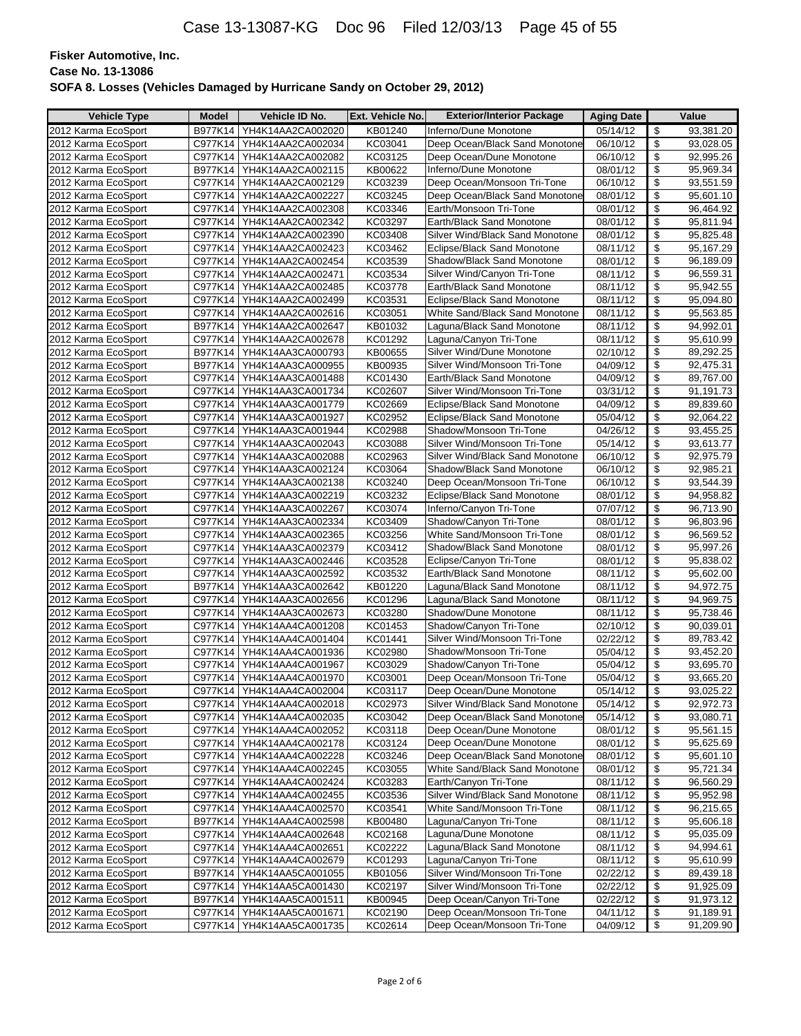**Fisker Automotive, Inc.**
**Case No. 13-13086**
**SOFA 8. Losses (Vehicles Damaged by Hurricane Sandy on October 29, 2012)**

| Vehicle Type | Model | Vehicle ID No. | Ext. Vehicle No. | Exterior/Interior Package | Aging Date | Value |
|---|---|---|---|---|---|---|
| 2012 Karma EcoSport | B977K14 | YH4K14AA2CA002020 | KB01240 | Inferno/Dune Monotone | 05/14/12 | $ 93,381.20 |
| 2012 Karma EcoSport | C977K14 | YH4K14AA2CA002034 | KC03041 | Deep Ocean/Black Sand Monotone | 06/10/12 | $ 93,028.05 |
| 2012 Karma EcoSport | C977K14 | YH4K14AA2CA002082 | KC03125 | Deep Ocean/Dune Monotone | 06/10/12 | $ 92,995.26 |
| 2012 Karma EcoSport | B977K14 | YH4K14AA2CA002115 | KB00622 | Inferno/Dune Monotone | 08/01/12 | $ 95,969.34 |
| 2012 Karma EcoSport | C977K14 | YH4K14AA2CA002129 | KC03239 | Deep Ocean/Monsoon Tri-Tone | 06/10/12 | $ 93,551.59 |
| 2012 Karma EcoSport | C977K14 | YH4K14AA2CA002227 | KC03245 | Deep Ocean/Black Sand Monotone | 08/01/12 | $ 95,601.10 |
| 2012 Karma EcoSport | C977K14 | YH4K14AA2CA002308 | KC03346 | Earth/Monsoon Tri-Tone | 08/01/12 | $ 96,464.92 |
| 2012 Karma EcoSport | C977K14 | YH4K14AA2CA002342 | KC03297 | Earth/Black Sand Monotone | 08/01/12 | $ 95,811.94 |
| 2012 Karma EcoSport | C977K14 | YH4K14AA2CA002390 | KC03408 | Silver Wind/Black Sand Monotone | 08/01/12 | $ 95,825.48 |
| 2012 Karma EcoSport | C977K14 | YH4K14AA2CA002423 | KC03462 | Eclipse/Black Sand Monotone | 08/11/12 | $ 95,167.29 |
| 2012 Karma EcoSport | C977K14 | YH4K14AA2CA002454 | KC03539 | Shadow/Black Sand Monotone | 08/01/12 | $ 96,189.09 |
| 2012 Karma EcoSport | C977K14 | YH4K14AA2CA002471 | KC03534 | Silver Wind/Canyon Tri-Tone | 08/11/12 | $ 96,559.31 |
| 2012 Karma EcoSport | C977K14 | YH4K14AA2CA002485 | KC03778 | Earth/Black Sand Monotone | 08/11/12 | $ 95,942.55 |
| 2012 Karma EcoSport | C977K14 | YH4K14AA2CA002499 | KC03531 | Eclipse/Black Sand Monotone | 08/11/12 | $ 95,094.80 |
| 2012 Karma EcoSport | C977K14 | YH4K14AA2CA002616 | KC03051 | White Sand/Black Sand Monotone | 08/11/12 | $ 95,563.85 |
| 2012 Karma EcoSport | B977K14 | YH4K14AA2CA002647 | KB01032 | Laguna/Black Sand Monotone | 08/11/12 | $ 94,992.01 |
| 2012 Karma EcoSport | C977K14 | YH4K14AA2CA002678 | KC01292 | Laguna/Canyon Tri-Tone | 08/11/12 | $ 95,610.99 |
| 2012 Karma EcoSport | B977K14 | YH4K14AA3CA000793 | KB00655 | Silver Wind/Dune Monotone | 02/10/12 | $ 89,292.25 |
| 2012 Karma EcoSport | B977K14 | YH4K14AA3CA000955 | KB00935 | Silver Wind/Monsoon Tri-Tone | 04/09/12 | $ 92,475.31 |
| 2012 Karma EcoSport | C977K14 | YH4K14AA3CA001488 | KC01430 | Earth/Black Sand Monotone | 04/09/12 | $ 89,767.00 |
| 2012 Karma EcoSport | C977K14 | YH4K14AA3CA001734 | KC02607 | Silver Wind/Monsoon Tri-Tone | 03/31/12 | $ 91,191.73 |
| 2012 Karma EcoSport | C977K14 | YH4K14AA3CA001779 | KC02669 | Eclipse/Black Sand Monotone | 04/09/12 | $ 89,839.60 |
| 2012 Karma EcoSport | C977K14 | YH4K14AA3CA001927 | KC02952 | Eclipse/Black Sand Monotone | 05/04/12 | $ 92,064.22 |
| 2012 Karma EcoSport | C977K14 | YH4K14AA3CA001944 | KC02988 | Shadow/Monsoon Tri-Tone | 04/26/12 | $ 93,455.25 |
| 2012 Karma EcoSport | C977K14 | YH4K14AA3CA002043 | KC03088 | Silver Wind/Monsoon Tri-Tone | 05/14/12 | $ 93,613.77 |
| 2012 Karma EcoSport | C977K14 | YH4K14AA3CA002088 | KC02963 | Silver Wind/Black Sand Monotone | 06/10/12 | $ 92,975.79 |
| 2012 Karma EcoSport | C977K14 | YH4K14AA3CA002124 | KC03064 | Shadow/Black Sand Monotone | 06/10/12 | $ 92,985.21 |
| 2012 Karma EcoSport | C977K14 | YH4K14AA3CA002138 | KC03240 | Deep Ocean/Monsoon Tri-Tone | 06/10/12 | $ 93,544.39 |
| 2012 Karma EcoSport | C977K14 | YH4K14AA3CA002219 | KC03232 | Eclipse/Black Sand Monotone | 08/01/12 | $ 94,958.82 |
| 2012 Karma EcoSport | C977K14 | YH4K14AA3CA002267 | KC03074 | Inferno/Canyon Tri-Tone | 07/07/12 | $ 96,713.90 |
| 2012 Karma EcoSport | C977K14 | YH4K14AA3CA002334 | KC03409 | Shadow/Canyon Tri-Tone | 08/01/12 | $ 96,803.96 |
| 2012 Karma EcoSport | C977K14 | YH4K14AA3CA002365 | KC03256 | White Sand/Monsoon Tri-Tone | 08/01/12 | $ 96,569.52 |
| 2012 Karma EcoSport | C977K14 | YH4K14AA3CA002379 | KC03412 | Shadow/Black Sand Monotone | 08/01/12 | $ 95,997.26 |
| 2012 Karma EcoSport | C977K14 | YH4K14AA3CA002446 | KC03528 | Eclipse/Canyon Tri-Tone | 08/01/12 | $ 95,838.02 |
| 2012 Karma EcoSport | C977K14 | YH4K14AA3CA002592 | KC03532 | Earth/Black Sand Monotone | 08/11/12 | $ 95,602.00 |
| 2012 Karma EcoSport | B977K14 | YH4K14AA3CA002642 | KB01220 | Laguna/Black Sand Monotone | 08/11/12 | $ 94,972.75 |
| 2012 Karma EcoSport | C977K14 | YH4K14AA3CA002656 | KC01296 | Laguna/Black Sand Monotone | 08/11/12 | $ 94,969.75 |
| 2012 Karma EcoSport | C977K14 | YH4K14AA3CA002673 | KC03280 | Shadow/Dune Monotone | 08/11/12 | $ 95,738.46 |
| 2012 Karma EcoSport | C977K14 | YH4K14AA4CA001208 | KC01453 | Shadow/Canyon Tri-Tone | 02/10/12 | $ 90,039.01 |
| 2012 Karma EcoSport | C977K14 | YH4K14AA4CA001404 | KC01441 | Silver Wind/Monsoon Tri-Tone | 02/22/12 | $ 89,783.42 |
| 2012 Karma EcoSport | C977K14 | YH4K14AA4CA001936 | KC02980 | Shadow/Monsoon Tri-Tone | 05/04/12 | $ 93,452.20 |
| 2012 Karma EcoSport | C977K14 | YH4K14AA4CA001967 | KC03029 | Shadow/Canyon Tri-Tone | 05/04/12 | $ 93,695.70 |
| 2012 Karma EcoSport | C977K14 | YH4K14AA4CA001970 | KC03001 | Deep Ocean/Monsoon Tri-Tone | 05/04/12 | $ 93,665.20 |
| 2012 Karma EcoSport | C977K14 | YH4K14AA4CA002004 | KC03117 | Deep Ocean/Dune Monotone | 05/14/12 | $ 93,025.22 |
| 2012 Karma EcoSport | C977K14 | YH4K14AA4CA002018 | KC02973 | Silver Wind/Black Sand Monotone | 05/14/12 | $ 92,972.73 |
| 2012 Karma EcoSport | C977K14 | YH4K14AA4CA002035 | KC03042 | Deep Ocean/Black Sand Monotone | 05/14/12 | $ 93,080.71 |
| 2012 Karma EcoSport | C977K14 | YH4K14AA4CA002052 | KC03118 | Deep Ocean/Dune Monotone | 08/01/12 | $ 95,561.15 |
| 2012 Karma EcoSport | C977K14 | YH4K14AA4CA002178 | KC03124 | Deep Ocean/Dune Monotone | 08/01/12 | $ 95,625.69 |
| 2012 Karma EcoSport | C977K14 | YH4K14AA4CA002228 | KC03246 | Deep Ocean/Black Sand Monotone | 08/01/12 | $ 95,601.10 |
| 2012 Karma EcoSport | C977K14 | YH4K14AA4CA002245 | KC03055 | White Sand/Black Sand Monotone | 08/01/12 | $ 95,721.34 |
| 2012 Karma EcoSport | C977K14 | YH4K14AA4CA002424 | KC03283 | Earth/Canyon Tri-Tone | 08/11/12 | $ 96,560.29 |
| 2012 Karma EcoSport | C977K14 | YH4K14AA4CA002455 | KC03536 | Silver Wind/Black Sand Monotone | 08/11/12 | $ 95,952.98 |
| 2012 Karma EcoSport | C977K14 | YH4K14AA4CA002570 | KC03541 | White Sand/Monsoon Tri-Tone | 08/11/12 | $ 96,215.65 |
| 2012 Karma EcoSport | B977K14 | YH4K14AA4CA002598 | KB00480 | Laguna/Canyon Tri-Tone | 08/11/12 | $ 95,606.18 |
| 2012 Karma EcoSport | C977K14 | YH4K14AA4CA002648 | KC02168 | Laguna/Dune Monotone | 08/11/12 | $ 95,035.09 |
| 2012 Karma EcoSport | C977K14 | YH4K14AA4CA002651 | KC02222 | Laguna/Black Sand Monotone | 08/11/12 | $ 94,994.61 |
| 2012 Karma EcoSport | C977K14 | YH4K14AA4CA002679 | KC01293 | Laguna/Canyon Tri-Tone | 08/11/12 | $ 95,610.99 |
| 2012 Karma EcoSport | B977K14 | YH4K14AA5CA001055 | KB01056 | Silver Wind/Monsoon Tri-Tone | 02/22/12 | $ 89,439.18 |
| 2012 Karma EcoSport | C977K14 | YH4K14AA5CA001430 | KC02197 | Silver Wind/Monsoon Tri-Tone | 02/22/12 | $ 91,925.09 |
| 2012 Karma EcoSport | B977K14 | YH4K14AA5CA001511 | KB00945 | Deep Ocean/Canyon Tri-Tone | 02/22/12 | $ 91,973.12 |
| 2012 Karma EcoSport | C977K14 | YH4K14AA5CA001671 | KC02190 | Deep Ocean/Monsoon Tri-Tone | 04/11/12 | $ 91,189.91 |
| 2012 Karma EcoSport | C977K14 | YH4K14AA5CA001735 | KC02614 | Deep Ocean/Monsoon Tri-Tone | 04/09/12 | $ 91,209.90 |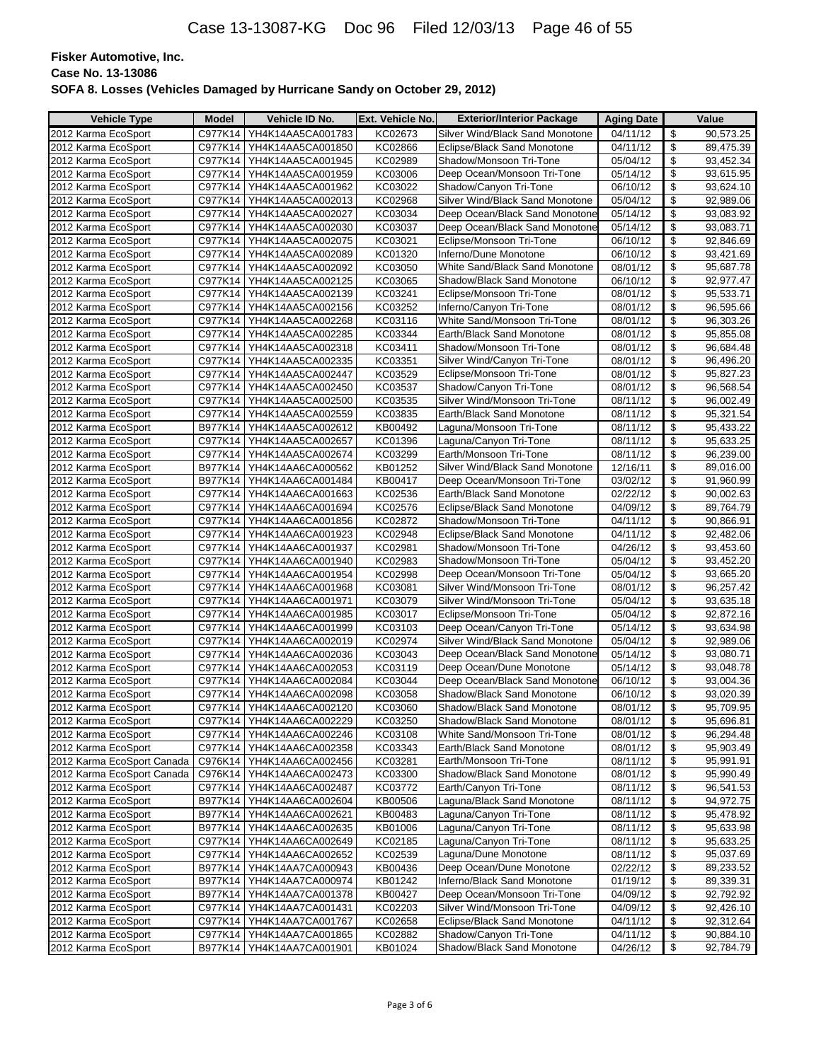**Fisker Automotive, Inc.**
**Case No. 13-13086**
**SOFA 8. Losses (Vehicles Damaged by Hurricane Sandy on October 29, 2012)**

| Vehicle Type | Model | Vehicle ID No. | Ext. Vehicle No. | Exterior/Interior Package | Aging Date | Value |
|---|---|---|---|---|---|---|
| 2012 Karma EcoSport | C977K14 | YH4K14AA5CA001783 | KC02673 | Silver Wind/Black Sand Monotone | 04/11/12 | $ 90,573.25 |
| 2012 Karma EcoSport | C977K14 | YH4K14AA5CA001850 | KC02866 | Eclipse/Black Sand Monotone | 04/11/12 | $ 89,475.39 |
| 2012 Karma EcoSport | C977K14 | YH4K14AA5CA001945 | KC02989 | Shadow/Monsoon Tri-Tone | 05/04/12 | $ 93,452.34 |
| 2012 Karma EcoSport | C977K14 | YH4K14AA5CA001959 | KC03006 | Deep Ocean/Monsoon Tri-Tone | 05/14/12 | $ 93,615.95 |
| 2012 Karma EcoSport | C977K14 | YH4K14AA5CA001962 | KC03022 | Shadow/Canyon Tri-Tone | 06/10/12 | $ 93,624.10 |
| 2012 Karma EcoSport | C977K14 | YH4K14AA5CA002013 | KC02968 | Silver Wind/Black Sand Monotone | 05/04/12 | $ 92,989.06 |
| 2012 Karma EcoSport | C977K14 | YH4K14AA5CA002027 | KC03034 | Deep Ocean/Black Sand Monotone | 05/14/12 | $ 93,083.92 |
| 2012 Karma EcoSport | C977K14 | YH4K14AA5CA002030 | KC03037 | Deep Ocean/Black Sand Monotone | 05/14/12 | $ 93,083.71 |
| 2012 Karma EcoSport | C977K14 | YH4K14AA5CA002075 | KC03021 | Eclipse/Monsoon Tri-Tone | 06/10/12 | $ 92,846.69 |
| 2012 Karma EcoSport | C977K14 | YH4K14AA5CA002089 | KC01320 | Inferno/Dune Monotone | 06/10/12 | $ 93,421.69 |
| 2012 Karma EcoSport | C977K14 | YH4K14AA5CA002092 | KC03050 | White Sand/Black Sand Monotone | 08/01/12 | $ 95,687.78 |
| 2012 Karma EcoSport | C977K14 | YH4K14AA5CA002125 | KC03065 | Shadow/Black Sand Monotone | 06/10/12 | $ 92,977.47 |
| 2012 Karma EcoSport | C977K14 | YH4K14AA5CA002139 | KC03241 | Eclipse/Monsoon Tri-Tone | 08/01/12 | $ 95,533.71 |
| 2012 Karma EcoSport | C977K14 | YH4K14AA5CA002156 | KC03252 | Inferno/Canyon Tri-Tone | 08/01/12 | $ 96,595.66 |
| 2012 Karma EcoSport | C977K14 | YH4K14AA5CA002268 | KC03116 | White Sand/Monsoon Tri-Tone | 08/01/12 | $ 96,303.26 |
| 2012 Karma EcoSport | C977K14 | YH4K14AA5CA002285 | KC03344 | Earth/Black Sand Monotone | 08/01/12 | $ 95,855.08 |
| 2012 Karma EcoSport | C977K14 | YH4K14AA5CA002318 | KC03411 | Shadow/Monsoon Tri-Tone | 08/01/12 | $ 96,684.48 |
| 2012 Karma EcoSport | C977K14 | YH4K14AA5CA002335 | KC03351 | Silver Wind/Canyon Tri-Tone | 08/01/12 | $ 96,496.20 |
| 2012 Karma EcoSport | C977K14 | YH4K14AA5CA002447 | KC03529 | Eclipse/Monsoon Tri-Tone | 08/01/12 | $ 95,827.23 |
| 2012 Karma EcoSport | C977K14 | YH4K14AA5CA002450 | KC03537 | Shadow/Canyon Tri-Tone | 08/01/12 | $ 96,568.54 |
| 2012 Karma EcoSport | C977K14 | YH4K14AA5CA002500 | KC03535 | Silver Wind/Monsoon Tri-Tone | 08/11/12 | $ 96,002.49 |
| 2012 Karma EcoSport | C977K14 | YH4K14AA5CA002559 | KC03835 | Earth/Black Sand Monotone | 08/11/12 | $ 95,321.54 |
| 2012 Karma EcoSport | B977K14 | YH4K14AA5CA002612 | KB00492 | Laguna/Monsoon Tri-Tone | 08/11/12 | $ 95,433.22 |
| 2012 Karma EcoSport | C977K14 | YH4K14AA5CA002657 | KC01396 | Laguna/Canyon Tri-Tone | 08/11/12 | $ 95,633.25 |
| 2012 Karma EcoSport | C977K14 | YH4K14AA5CA002674 | KC03299 | Earth/Monsoon Tri-Tone | 08/11/12 | $ 96,239.00 |
| 2012 Karma EcoSport | B977K14 | YH4K14AA6CA000562 | KB01252 | Silver Wind/Black Sand Monotone | 12/16/11 | $ 89,016.00 |
| 2012 Karma EcoSport | B977K14 | YH4K14AA6CA001484 | KB00417 | Deep Ocean/Monsoon Tri-Tone | 03/02/12 | $ 91,960.99 |
| 2012 Karma EcoSport | C977K14 | YH4K14AA6CA001663 | KC02536 | Earth/Black Sand Monotone | 02/22/12 | $ 90,002.63 |
| 2012 Karma EcoSport | C977K14 | YH4K14AA6CA001694 | KC02576 | Eclipse/Black Sand Monotone | 04/09/12 | $ 89,764.79 |
| 2012 Karma EcoSport | C977K14 | YH4K14AA6CA001856 | KC02872 | Shadow/Monsoon Tri-Tone | 04/11/12 | $ 90,866.91 |
| 2012 Karma EcoSport | C977K14 | YH4K14AA6CA001923 | KC02948 | Eclipse/Black Sand Monotone | 04/11/12 | $ 92,482.06 |
| 2012 Karma EcoSport | C977K14 | YH4K14AA6CA001937 | KC02981 | Shadow/Monsoon Tri-Tone | 04/26/12 | $ 93,453.60 |
| 2012 Karma EcoSport | C977K14 | YH4K14AA6CA001940 | KC02983 | Shadow/Monsoon Tri-Tone | 05/04/12 | $ 93,452.20 |
| 2012 Karma EcoSport | C977K14 | YH4K14AA6CA001954 | KC02998 | Deep Ocean/Monsoon Tri-Tone | 05/04/12 | $ 93,665.20 |
| 2012 Karma EcoSport | C977K14 | YH4K14AA6CA001968 | KC03081 | Silver Wind/Monsoon Tri-Tone | 08/01/12 | $ 96,257.42 |
| 2012 Karma EcoSport | C977K14 | YH4K14AA6CA001971 | KC03079 | Silver Wind/Monsoon Tri-Tone | 05/04/12 | $ 93,635.18 |
| 2012 Karma EcoSport | C977K14 | YH4K14AA6CA001985 | KC03017 | Eclipse/Monsoon Tri-Tone | 05/04/12 | $ 92,872.16 |
| 2012 Karma EcoSport | C977K14 | YH4K14AA6CA001999 | KC03103 | Deep Ocean/Canyon Tri-Tone | 05/14/12 | $ 93,634.98 |
| 2012 Karma EcoSport | C977K14 | YH4K14AA6CA002019 | KC02974 | Silver Wind/Black Sand Monotone | 05/04/12 | $ 92,989.06 |
| 2012 Karma EcoSport | C977K14 | YH4K14AA6CA002036 | KC03043 | Deep Ocean/Black Sand Monotone | 05/14/12 | $ 93,080.71 |
| 2012 Karma EcoSport | C977K14 | YH4K14AA6CA002053 | KC03119 | Deep Ocean/Dune Monotone | 05/14/12 | $ 93,048.78 |
| 2012 Karma EcoSport | C977K14 | YH4K14AA6CA002084 | KC03044 | Deep Ocean/Black Sand Monotone | 06/10/12 | $ 93,004.36 |
| 2012 Karma EcoSport | C977K14 | YH4K14AA6CA002098 | KC03058 | Shadow/Black Sand Monotone | 06/10/12 | $ 93,020.39 |
| 2012 Karma EcoSport | C977K14 | YH4K14AA6CA002120 | KC03060 | Shadow/Black Sand Monotone | 08/01/12 | $ 95,709.95 |
| 2012 Karma EcoSport | C977K14 | YH4K14AA6CA002229 | KC03250 | Shadow/Black Sand Monotone | 08/01/12 | $ 95,696.81 |
| 2012 Karma EcoSport | C977K14 | YH4K14AA6CA002246 | KC03108 | White Sand/Monsoon Tri-Tone | 08/01/12 | $ 96,294.48 |
| 2012 Karma EcoSport | C977K14 | YH4K14AA6CA002358 | KC03343 | Earth/Black Sand Monotone | 08/01/12 | $ 95,903.49 |
| 2012 Karma EcoSport Canada | C976K14 | YH4K14AA6CA002456 | KC03281 | Earth/Monsoon Tri-Tone | 08/11/12 | $ 95,991.91 |
| 2012 Karma EcoSport Canada | C976K14 | YH4K14AA6CA002473 | KC03300 | Shadow/Black Sand Monotone | 08/01/12 | $ 95,990.49 |
| 2012 Karma EcoSport | C977K14 | YH4K14AA6CA002487 | KC03772 | Earth/Canyon Tri-Tone | 08/11/12 | $ 96,541.53 |
| 2012 Karma EcoSport | B977K14 | YH4K14AA6CA002604 | KB00506 | Laguna/Black Sand Monotone | 08/11/12 | $ 94,972.75 |
| 2012 Karma EcoSport | B977K14 | YH4K14AA6CA002621 | KB00483 | Laguna/Canyon Tri-Tone | 08/11/12 | $ 95,478.92 |
| 2012 Karma EcoSport | B977K14 | YH4K14AA6CA002635 | KB01006 | Laguna/Canyon Tri-Tone | 08/11/12 | $ 95,633.98 |
| 2012 Karma EcoSport | C977K14 | YH4K14AA6CA002649 | KC02185 | Laguna/Canyon Tri-Tone | 08/11/12 | $ 95,633.25 |
| 2012 Karma EcoSport | C977K14 | YH4K14AA6CA002652 | KC02539 | Laguna/Dune Monotone | 08/11/12 | $ 95,037.69 |
| 2012 Karma EcoSport | B977K14 | YH4K14AA7CA000943 | KB00436 | Deep Ocean/Dune Monotone | 02/22/12 | $ 89,233.52 |
| 2012 Karma EcoSport | B977K14 | YH4K14AA7CA000974 | KB01242 | Inferno/Black Sand Monotone | 01/19/12 | $ 89,339.31 |
| 2012 Karma EcoSport | B977K14 | YH4K14AA7CA001378 | KB00427 | Deep Ocean/Monsoon Tri-Tone | 04/09/12 | $ 92,792.92 |
| 2012 Karma EcoSport | C977K14 | YH4K14AA7CA001431 | KC02203 | Silver Wind/Monsoon Tri-Tone | 04/09/12 | $ 92,426.10 |
| 2012 Karma EcoSport | C977K14 | YH4K14AA7CA001767 | KC02658 | Eclipse/Black Sand Monotone | 04/11/12 | $ 92,312.64 |
| 2012 Karma EcoSport | C977K14 | YH4K14AA7CA001865 | KC02882 | Shadow/Canyon Tri-Tone | 04/11/12 | $ 90,884.10 |
| 2012 Karma EcoSport | B977K14 | YH4K14AA7CA001901 | KB01024 | Shadow/Black Sand Monotone | 04/26/12 | $ 92,784.79 |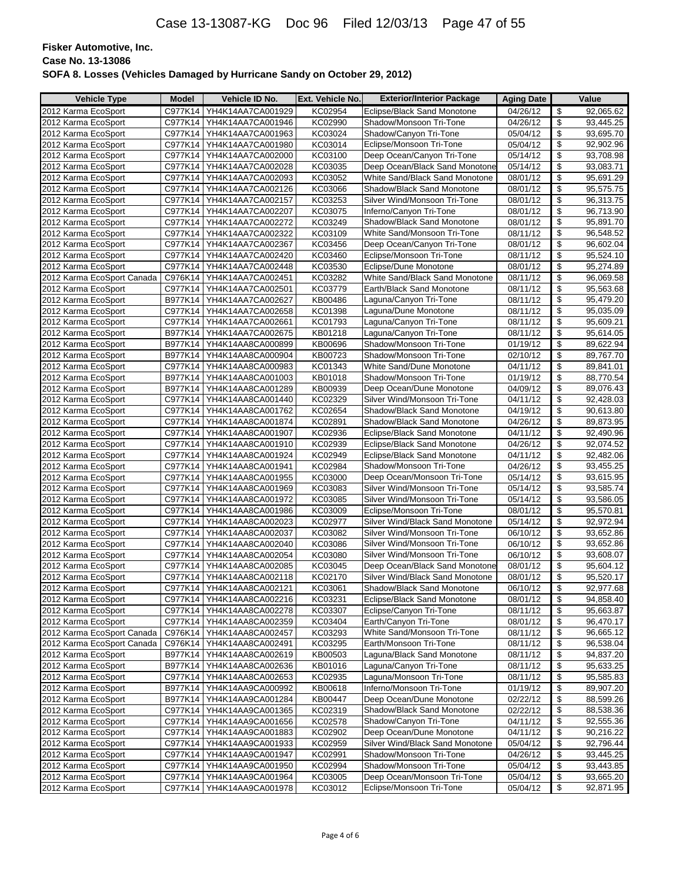**Fisker Automotive, Inc.**
**Case No. 13-13086**
**SOFA 8. Losses (Vehicles Damaged by Hurricane Sandy on October 29, 2012)**

| Vehicle Type | Model | Vehicle ID No. | Ext. Vehicle No. | Exterior/Interior Package | Aging Date | Value |
|---|---|---|---|---|---|---|
| 2012 Karma EcoSport | C977K14 | YH4K14AA7CA001929 | KC02954 | Eclipse/Black Sand Monotone | 04/26/12 | $ 92,065.62 |
| 2012 Karma EcoSport | C977K14 | YH4K14AA7CA001946 | KC02990 | Shadow/Monsoon Tri-Tone | 04/26/12 | $ 93,445.25 |
| 2012 Karma EcoSport | C977K14 | YH4K14AA7CA001963 | KC03024 | Shadow/Canyon Tri-Tone | 05/04/12 | $ 93,695.70 |
| 2012 Karma EcoSport | C977K14 | YH4K14AA7CA001980 | KC03014 | Eclipse/Monsoon Tri-Tone | 05/04/12 | $ 92,902.96 |
| 2012 Karma EcoSport | C977K14 | YH4K14AA7CA002000 | KC03100 | Deep Ocean/Canyon Tri-Tone | 05/14/12 | $ 93,708.98 |
| 2012 Karma EcoSport | C977K14 | YH4K14AA7CA002028 | KC03035 | Deep Ocean/Black Sand Monotone | 05/14/12 | $ 93,083.71 |
| 2012 Karma EcoSport | C977K14 | YH4K14AA7CA002093 | KC03052 | White Sand/Black Sand Monotone | 08/01/12 | $ 95,691.29 |
| 2012 Karma EcoSport | C977K14 | YH4K14AA7CA002126 | KC03066 | Shadow/Black Sand Monotone | 08/01/12 | $ 95,575.75 |
| 2012 Karma EcoSport | C977K14 | YH4K14AA7CA002157 | KC03253 | Silver Wind/Monsoon Tri-Tone | 08/01/12 | $ 96,313.75 |
| 2012 Karma EcoSport | C977K14 | YH4K14AA7CA002207 | KC03075 | Inferno/Canyon Tri-Tone | 08/01/12 | $ 96,713.90 |
| 2012 Karma EcoSport | C977K14 | YH4K14AA7CA002272 | KC03249 | Shadow/Black Sand Monotone | 08/01/12 | $ 95,891.70 |
| 2012 Karma EcoSport | C977K14 | YH4K14AA7CA002322 | KC03109 | White Sand/Monsoon Tri-Tone | 08/11/12 | $ 96,548.52 |
| 2012 Karma EcoSport | C977K14 | YH4K14AA7CA002367 | KC03456 | Deep Ocean/Canyon Tri-Tone | 08/01/12 | $ 96,602.04 |
| 2012 Karma EcoSport | C977K14 | YH4K14AA7CA002420 | KC03460 | Eclipse/Monsoon Tri-Tone | 08/11/12 | $ 95,524.10 |
| 2012 Karma EcoSport | C977K14 | YH4K14AA7CA002448 | KC03530 | Eclipse/Dune Monotone | 08/01/12 | $ 95,274.89 |
| 2012 Karma EcoSport Canada | C976K14 | YH4K14AA7CA002451 | KC03282 | White Sand/Black Sand Monotone | 08/11/12 | $ 96,069.58 |
| 2012 Karma EcoSport | C977K14 | YH4K14AA7CA002501 | KC03779 | Earth/Black Sand Monotone | 08/11/12 | $ 95,563.68 |
| 2012 Karma EcoSport | B977K14 | YH4K14AA7CA002627 | KB00486 | Laguna/Canyon Tri-Tone | 08/11/12 | $ 95,479.20 |
| 2012 Karma EcoSport | C977K14 | YH4K14AA7CA002658 | KC01398 | Laguna/Dune Monotone | 08/11/12 | $ 95,035.09 |
| 2012 Karma EcoSport | C977K14 | YH4K14AA7CA002661 | KC01793 | Laguna/Canyon Tri-Tone | 08/11/12 | $ 95,609.21 |
| 2012 Karma EcoSport | B977K14 | YH4K14AA7CA002675 | KB01218 | Laguna/Canyon Tri-Tone | 08/11/12 | $ 95,614.05 |
| 2012 Karma EcoSport | B977K14 | YH4K14AA8CA000899 | KB00696 | Shadow/Monsoon Tri-Tone | 01/19/12 | $ 89,622.94 |
| 2012 Karma EcoSport | B977K14 | YH4K14AA8CA000904 | KB00723 | Shadow/Monsoon Tri-Tone | 02/10/12 | $ 89,767.70 |
| 2012 Karma EcoSport | C977K14 | YH4K14AA8CA000983 | KC01343 | White Sand/Dune Monotone | 04/11/12 | $ 89,841.01 |
| 2012 Karma EcoSport | B977K14 | YH4K14AA8CA001003 | KB01018 | Shadow/Monsoon Tri-Tone | 01/19/12 | $ 88,770.54 |
| 2012 Karma EcoSport | B977K14 | YH4K14AA8CA001289 | KB00939 | Deep Ocean/Dune Monotone | 04/09/12 | $ 89,076.43 |
| 2012 Karma EcoSport | C977K14 | YH4K14AA8CA001440 | KC02329 | Silver Wind/Monsoon Tri-Tone | 04/11/12 | $ 92,428.03 |
| 2012 Karma EcoSport | C977K14 | YH4K14AA8CA001762 | KC02654 | Shadow/Black Sand Monotone | 04/19/12 | $ 90,613.80 |
| 2012 Karma EcoSport | C977K14 | YH4K14AA8CA001874 | KC02891 | Shadow/Black Sand Monotone | 04/26/12 | $ 89,873.95 |
| 2012 Karma EcoSport | C977K14 | YH4K14AA8CA001907 | KC02936 | Eclipse/Black Sand Monotone | 04/11/12 | $ 92,490.96 |
| 2012 Karma EcoSport | C977K14 | YH4K14AA8CA001910 | KC02939 | Eclipse/Black Sand Monotone | 04/26/12 | $ 92,074.52 |
| 2012 Karma EcoSport | C977K14 | YH4K14AA8CA001924 | KC02949 | Eclipse/Black Sand Monotone | 04/11/12 | $ 92,482.06 |
| 2012 Karma EcoSport | C977K14 | YH4K14AA8CA001941 | KC02984 | Shadow/Monsoon Tri-Tone | 04/26/12 | $ 93,455.25 |
| 2012 Karma EcoSport | C977K14 | YH4K14AA8CA001955 | KC03000 | Deep Ocean/Monsoon Tri-Tone | 05/14/12 | $ 93,615.95 |
| 2012 Karma EcoSport | C977K14 | YH4K14AA8CA001969 | KC03083 | Silver Wind/Monsoon Tri-Tone | 05/14/12 | $ 93,585.74 |
| 2012 Karma EcoSport | C977K14 | YH4K14AA8CA001972 | KC03085 | Silver Wind/Monsoon Tri-Tone | 05/14/12 | $ 93,586.05 |
| 2012 Karma EcoSport | C977K14 | YH4K14AA8CA001986 | KC03009 | Eclipse/Monsoon Tri-Tone | 08/01/12 | $ 95,570.81 |
| 2012 Karma EcoSport | C977K14 | YH4K14AA8CA002023 | KC02977 | Silver Wind/Black Sand Monotone | 05/14/12 | $ 92,972.94 |
| 2012 Karma EcoSport | C977K14 | YH4K14AA8CA002037 | KC03082 | Silver Wind/Monsoon Tri-Tone | 06/10/12 | $ 93,652.86 |
| 2012 Karma EcoSport | C977K14 | YH4K14AA8CA002040 | KC03086 | Silver Wind/Monsoon Tri-Tone | 06/10/12 | $ 93,652.86 |
| 2012 Karma EcoSport | C977K14 | YH4K14AA8CA002054 | KC03080 | Silver Wind/Monsoon Tri-Tone | 06/10/12 | $ 93,608.07 |
| 2012 Karma EcoSport | C977K14 | YH4K14AA8CA002085 | KC03045 | Deep Ocean/Black Sand Monotone | 08/01/12 | $ 95,604.12 |
| 2012 Karma EcoSport | C977K14 | YH4K14AA8CA002118 | KC02170 | Silver Wind/Black Sand Monotone | 08/01/12 | $ 95,520.17 |
| 2012 Karma EcoSport | C977K14 | YH4K14AA8CA002121 | KC03061 | Shadow/Black Sand Monotone | 06/10/12 | $ 92,977.68 |
| 2012 Karma EcoSport | C977K14 | YH4K14AA8CA002216 | KC03231 | Eclipse/Black Sand Monotone | 08/01/12 | $ 94,858.40 |
| 2012 Karma EcoSport | C977K14 | YH4K14AA8CA002278 | KC03307 | Eclipse/Canyon Tri-Tone | 08/11/12 | $ 95,663.87 |
| 2012 Karma EcoSport | C977K14 | YH4K14AA8CA002359 | KC03404 | Earth/Canyon Tri-Tone | 08/01/12 | $ 96,470.17 |
| 2012 Karma EcoSport Canada | C976K14 | YH4K14AA8CA002457 | KC03293 | White Sand/Monsoon Tri-Tone | 08/11/12 | $ 96,665.12 |
| 2012 Karma EcoSport Canada | C976K14 | YH4K14AA8CA002491 | KC03295 | Earth/Monsoon Tri-Tone | 08/11/12 | $ 96,538.04 |
| 2012 Karma EcoSport | B977K14 | YH4K14AA8CA002619 | KB00503 | Laguna/Black Sand Monotone | 08/11/12 | $ 94,837.20 |
| 2012 Karma EcoSport | B977K14 | YH4K14AA8CA002636 | KB01016 | Laguna/Canyon Tri-Tone | 08/11/12 | $ 95,633.25 |
| 2012 Karma EcoSport | C977K14 | YH4K14AA8CA002653 | KC02935 | Laguna/Monsoon Tri-Tone | 08/11/12 | $ 95,585.83 |
| 2012 Karma EcoSport | B977K14 | YH4K14AA9CA000992 | KB00618 | Inferno/Monsoon Tri-Tone | 01/19/12 | $ 89,907.20 |
| 2012 Karma EcoSport | B977K14 | YH4K14AA9CA001284 | KB00447 | Deep Ocean/Dune Monotone | 02/22/12 | $ 88,599.26 |
| 2012 Karma EcoSport | C977K14 | YH4K14AA9CA001365 | KC02319 | Shadow/Black Sand Monotone | 02/22/12 | $ 88,538.36 |
| 2012 Karma EcoSport | C977K14 | YH4K14AA9CA001656 | KC02578 | Shadow/Canyon Tri-Tone | 04/11/12 | $ 92,555.36 |
| 2012 Karma EcoSport | C977K14 | YH4K14AA9CA001883 | KC02902 | Deep Ocean/Dune Monotone | 04/11/12 | $ 90,216.22 |
| 2012 Karma EcoSport | C977K14 | YH4K14AA9CA001933 | KC02959 | Silver Wind/Black Sand Monotone | 05/04/12 | $ 92,796.44 |
| 2012 Karma EcoSport | C977K14 | YH4K14AA9CA001947 | KC02991 | Shadow/Monsoon Tri-Tone | 04/26/12 | $ 93,445.25 |
| 2012 Karma EcoSport | C977K14 | YH4K14AA9CA001950 | KC02994 | Shadow/Monsoon Tri-Tone | 05/04/12 | $ 93,443.85 |
| 2012 Karma EcoSport | C977K14 | YH4K14AA9CA001964 | KC03005 | Deep Ocean/Monsoon Tri-Tone | 05/04/12 | $ 93,665.20 |
| 2012 Karma EcoSport | C977K14 | YH4K14AA9CA001978 | KC03012 | Eclipse/Monsoon Tri-Tone | 05/04/12 | $ 92,871.95 |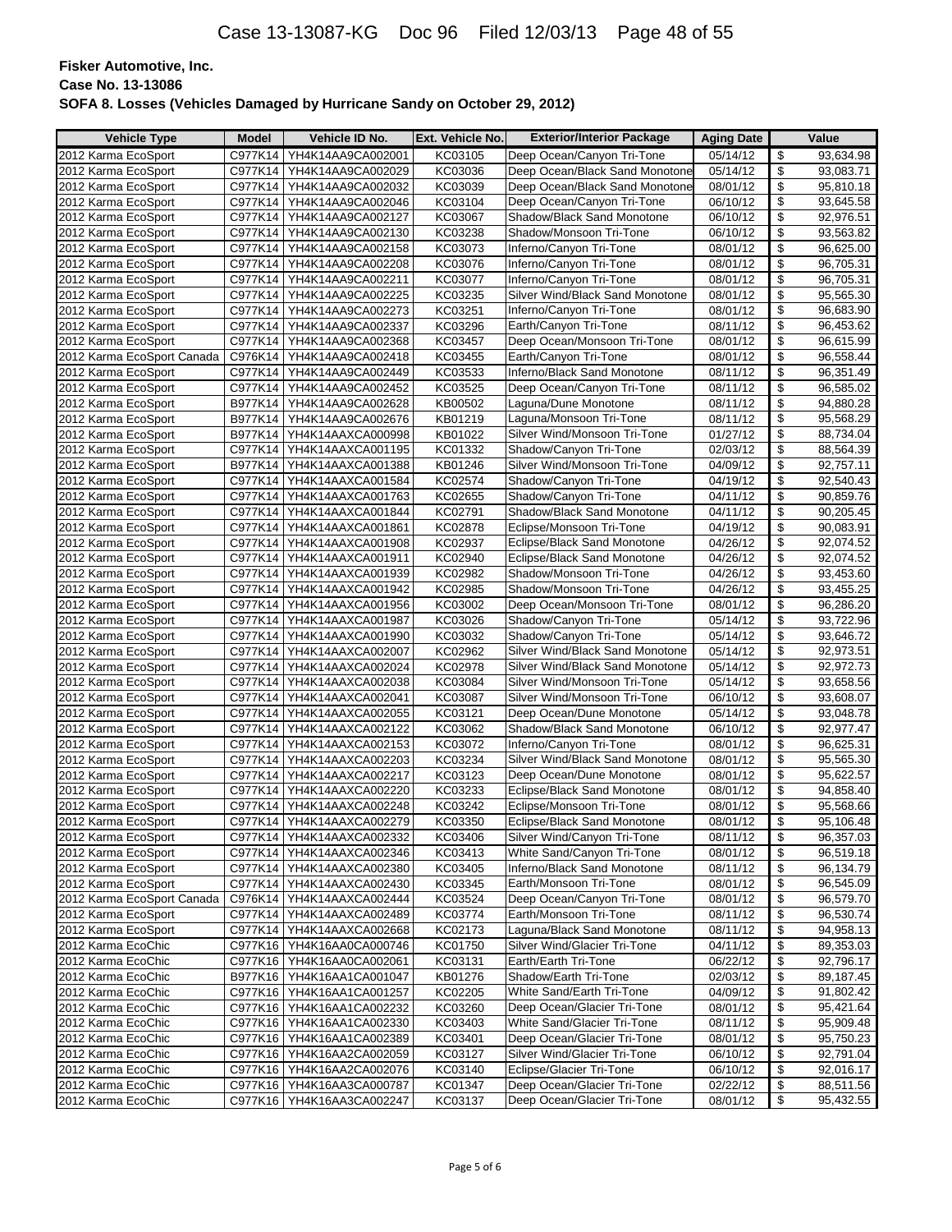**Fisker Automotive, Inc.**
**Case No. 13-13086**
**SOFA 8. Losses (Vehicles Damaged by Hurricane Sandy on October 29, 2012)**

| Vehicle Type | Model | Vehicle ID No. | Ext. Vehicle No. | Exterior/Interior Package | Aging Date | Value |
|---|---|---|---|---|---|---|
| 2012 Karma EcoSport | C977K14 | YH4K14AA9CA002001 | KC03105 | Deep Ocean/Canyon Tri-Tone | 05/14/12 | $ 93,634.98 |
| 2012 Karma EcoSport | C977K14 | YH4K14AA9CA002029 | KC03036 | Deep Ocean/Black Sand Monotone | 05/14/12 | $ 93,083.71 |
| 2012 Karma EcoSport | C977K14 | YH4K14AA9CA002032 | KC03039 | Deep Ocean/Black Sand Monotone | 08/01/12 | $ 95,810.18 |
| 2012 Karma EcoSport | C977K14 | YH4K14AA9CA002046 | KC03104 | Deep Ocean/Canyon Tri-Tone | 06/10/12 | $ 93,645.58 |
| 2012 Karma EcoSport | C977K14 | YH4K14AA9CA002127 | KC03067 | Shadow/Black Sand Monotone | 06/10/12 | $ 92,976.51 |
| 2012 Karma EcoSport | C977K14 | YH4K14AA9CA002130 | KC03238 | Shadow/Monsoon Tri-Tone | 06/10/12 | $ 93,563.82 |
| 2012 Karma EcoSport | C977K14 | YH4K14AA9CA002158 | KC03073 | Inferno/Canyon Tri-Tone | 08/01/12 | $ 96,625.00 |
| 2012 Karma EcoSport | C977K14 | YH4K14AA9CA002208 | KC03076 | Inferno/Canyon Tri-Tone | 08/01/12 | $ 96,705.31 |
| 2012 Karma EcoSport | C977K14 | YH4K14AA9CA002211 | KC03077 | Inferno/Canyon Tri-Tone | 08/01/12 | $ 96,705.31 |
| 2012 Karma EcoSport | C977K14 | YH4K14AA9CA002225 | KC03235 | Silver Wind/Black Sand Monotone | 08/01/12 | $ 95,565.30 |
| 2012 Karma EcoSport | C977K14 | YH4K14AA9CA002273 | KC03251 | Inferno/Canyon Tri-Tone | 08/01/12 | $ 96,683.90 |
| 2012 Karma EcoSport | C977K14 | YH4K14AA9CA002337 | KC03296 | Earth/Canyon Tri-Tone | 08/11/12 | $ 96,453.62 |
| 2012 Karma EcoSport | C977K14 | YH4K14AA9CA002368 | KC03457 | Deep Ocean/Monsoon Tri-Tone | 08/01/12 | $ 96,615.99 |
| 2012 Karma EcoSport Canada | C976K14 | YH4K14AA9CA002418 | KC03455 | Earth/Canyon Tri-Tone | 08/01/12 | $ 96,558.44 |
| 2012 Karma EcoSport | C977K14 | YH4K14AA9CA002449 | KC03533 | Inferno/Black Sand Monotone | 08/11/12 | $ 96,351.49 |
| 2012 Karma EcoSport | C977K14 | YH4K14AA9CA002452 | KC03525 | Deep Ocean/Canyon Tri-Tone | 08/11/12 | $ 96,585.02 |
| 2012 Karma EcoSport | B977K14 | YH4K14AA9CA002628 | KB00502 | Laguna/Dune Monotone | 08/11/12 | $ 94,880.28 |
| 2012 Karma EcoSport | B977K14 | YH4K14AA9CA002676 | KB01219 | Laguna/Monsoon Tri-Tone | 08/11/12 | $ 95,568.29 |
| 2012 Karma EcoSport | B977K14 | YH4K14AAXCA000998 | KB01022 | Silver Wind/Monsoon Tri-Tone | 01/27/12 | $ 88,734.04 |
| 2012 Karma EcoSport | C977K14 | YH4K14AAXCA001195 | KC01332 | Shadow/Canyon Tri-Tone | 02/03/12 | $ 88,564.39 |
| 2012 Karma EcoSport | B977K14 | YH4K14AAXCA001388 | KB01246 | Silver Wind/Monsoon Tri-Tone | 04/09/12 | $ 92,757.11 |
| 2012 Karma EcoSport | C977K14 | YH4K14AAXCA001584 | KC02574 | Shadow/Canyon Tri-Tone | 04/19/12 | $ 92,540.43 |
| 2012 Karma EcoSport | C977K14 | YH4K14AAXCA001763 | KC02655 | Shadow/Canyon Tri-Tone | 04/11/12 | $ 90,859.76 |
| 2012 Karma EcoSport | C977K14 | YH4K14AAXCA001844 | KC02791 | Shadow/Black Sand Monotone | 04/11/12 | $ 90,205.45 |
| 2012 Karma EcoSport | C977K14 | YH4K14AAXCA001861 | KC02878 | Eclipse/Monsoon Tri-Tone | 04/19/12 | $ 90,083.91 |
| 2012 Karma EcoSport | C977K14 | YH4K14AAXCA001908 | KC02937 | Eclipse/Black Sand Monotone | 04/26/12 | $ 92,074.52 |
| 2012 Karma EcoSport | C977K14 | YH4K14AAXCA001911 | KC02940 | Eclipse/Black Sand Monotone | 04/26/12 | $ 92,074.52 |
| 2012 Karma EcoSport | C977K14 | YH4K14AAXCA001939 | KC02982 | Shadow/Monsoon Tri-Tone | 04/26/12 | $ 93,453.60 |
| 2012 Karma EcoSport | C977K14 | YH4K14AAXCA001942 | KC02985 | Shadow/Monsoon Tri-Tone | 04/26/12 | $ 93,455.25 |
| 2012 Karma EcoSport | C977K14 | YH4K14AAXCA001956 | KC03002 | Deep Ocean/Monsoon Tri-Tone | 08/01/12 | $ 96,286.20 |
| 2012 Karma EcoSport | C977K14 | YH4K14AAXCA001987 | KC03026 | Shadow/Canyon Tri-Tone | 05/14/12 | $ 93,722.96 |
| 2012 Karma EcoSport | C977K14 | YH4K14AAXCA001990 | KC03032 | Shadow/Canyon Tri-Tone | 05/14/12 | $ 93,646.72 |
| 2012 Karma EcoSport | C977K14 | YH4K14AAXCA002007 | KC02962 | Silver Wind/Black Sand Monotone | 05/14/12 | $ 92,973.51 |
| 2012 Karma EcoSport | C977K14 | YH4K14AAXCA002024 | KC02978 | Silver Wind/Black Sand Monotone | 05/14/12 | $ 92,972.73 |
| 2012 Karma EcoSport | C977K14 | YH4K14AAXCA002038 | KC03084 | Silver Wind/Monsoon Tri-Tone | 05/14/12 | $ 93,658.56 |
| 2012 Karma EcoSport | C977K14 | YH4K14AAXCA002041 | KC03087 | Silver Wind/Monsoon Tri-Tone | 06/10/12 | $ 93,608.07 |
| 2012 Karma EcoSport | C977K14 | YH4K14AAXCA002055 | KC03121 | Deep Ocean/Dune Monotone | 05/14/12 | $ 93,048.78 |
| 2012 Karma EcoSport | C977K14 | YH4K14AAXCA002122 | KC03062 | Shadow/Black Sand Monotone | 06/10/12 | $ 92,977.47 |
| 2012 Karma EcoSport | C977K14 | YH4K14AAXCA002153 | KC03072 | Inferno/Canyon Tri-Tone | 08/01/12 | $ 96,625.31 |
| 2012 Karma EcoSport | C977K14 | YH4K14AAXCA002203 | KC03234 | Silver Wind/Black Sand Monotone | 08/01/12 | $ 95,565.30 |
| 2012 Karma EcoSport | C977K14 | YH4K14AAXCA002217 | KC03123 | Deep Ocean/Dune Monotone | 08/01/12 | $ 95,622.57 |
| 2012 Karma EcoSport | C977K14 | YH4K14AAXCA002220 | KC03233 | Eclipse/Black Sand Monotone | 08/01/12 | $ 94,858.40 |
| 2012 Karma EcoSport | C977K14 | YH4K14AAXCA002248 | KC03242 | Eclipse/Monsoon Tri-Tone | 08/01/12 | $ 95,568.66 |
| 2012 Karma EcoSport | C977K14 | YH4K14AAXCA002279 | KC03350 | Eclipse/Black Sand Monotone | 08/01/12 | $ 95,106.48 |
| 2012 Karma EcoSport | C977K14 | YH4K14AAXCA002332 | KC03406 | Silver Wind/Canyon Tri-Tone | 08/11/12 | $ 96,357.03 |
| 2012 Karma EcoSport | C977K14 | YH4K14AAXCA002346 | KC03413 | White Sand/Canyon Tri-Tone | 08/01/12 | $ 96,519.18 |
| 2012 Karma EcoSport | C977K14 | YH4K14AAXCA002380 | KC03405 | Inferno/Black Sand Monotone | 08/11/12 | $ 96,134.79 |
| 2012 Karma EcoSport | C977K14 | YH4K14AAXCA002430 | KC03345 | Earth/Monsoon Tri-Tone | 08/01/12 | $ 96,545.09 |
| 2012 Karma EcoSport Canada | C976K14 | YH4K14AAXCA002444 | KC03524 | Deep Ocean/Canyon Tri-Tone | 08/01/12 | $ 96,579.70 |
| 2012 Karma EcoSport | C977K14 | YH4K14AAXCA002489 | KC03774 | Earth/Monsoon Tri-Tone | 08/11/12 | $ 96,530.74 |
| 2012 Karma EcoSport | C977K14 | YH4K14AAXCA002668 | KC02173 | Laguna/Black Sand Monotone | 08/11/12 | $ 94,958.13 |
| 2012 Karma EcoChic | C977K16 | YH4K16AA0CA000746 | KC01750 | Silver Wind/Glacier Tri-Tone | 04/11/12 | $ 89,353.03 |
| 2012 Karma EcoChic | C977K16 | YH4K16AA0CA002061 | KC03131 | Earth/Earth Tri-Tone | 06/22/12 | $ 92,796.17 |
| 2012 Karma EcoChic | B977K16 | YH4K16AA1CA001047 | KB01276 | Shadow/Earth Tri-Tone | 02/03/12 | $ 89,187.45 |
| 2012 Karma EcoChic | C977K16 | YH4K16AA1CA001257 | KC02205 | White Sand/Earth Tri-Tone | 04/09/12 | $ 91,802.42 |
| 2012 Karma EcoChic | C977K16 | YH4K16AA1CA002232 | KC03260 | Deep Ocean/Glacier Tri-Tone | 08/01/12 | $ 95,421.64 |
| 2012 Karma EcoChic | C977K16 | YH4K16AA1CA002330 | KC03403 | White Sand/Glacier Tri-Tone | 08/11/12 | $ 95,909.48 |
| 2012 Karma EcoChic | C977K16 | YH4K16AA1CA002389 | KC03401 | Deep Ocean/Glacier Tri-Tone | 08/01/12 | $ 95,750.23 |
| 2012 Karma EcoChic | C977K16 | YH4K16AA2CA002059 | KC03127 | Silver Wind/Glacier Tri-Tone | 06/10/12 | $ 92,791.04 |
| 2012 Karma EcoChic | C977K16 | YH4K16AA2CA002076 | KC03140 | Eclipse/Glacier Tri-Tone | 06/10/12 | $ 92,016.17 |
| 2012 Karma EcoChic | C977K16 | YH4K16AA3CA000787 | KC01347 | Deep Ocean/Glacier Tri-Tone | 02/22/12 | $ 88,511.56 |
| 2012 Karma EcoChic | C977K16 | YH4K16AA3CA002247 | KC03137 | Deep Ocean/Glacier Tri-Tone | 08/01/12 | $ 95,432.55 |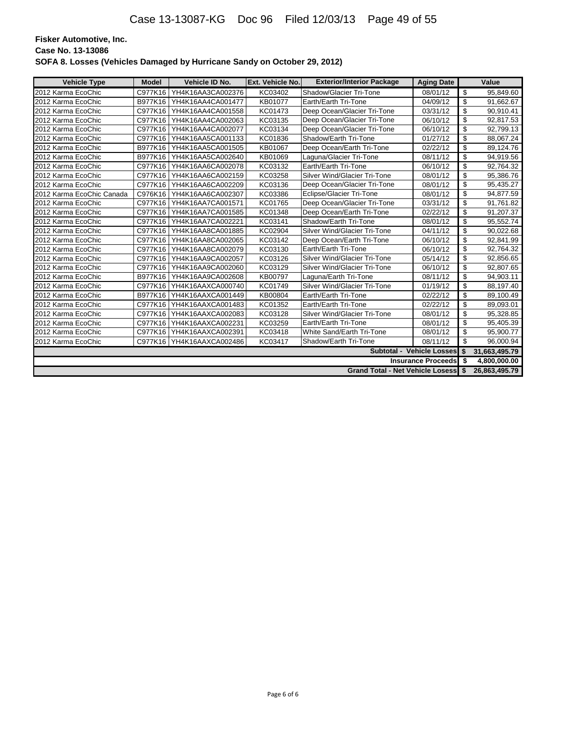**Fisker Automotive, Inc.**

**Case No. 13-13086**

**SOFA 8. Losses (Vehicles Damaged by Hurricane Sandy on October 29, 2012)**

| Vehicle Type | Model | Vehicle ID No. | Ext. Vehicle No. | Exterior/Interior Package | Aging Date | Value |
|---|---|---|---|---|---|---|
| 2012 Karma EcoChic | C977K16 | YH4K16AA3CA002376 | KC03402 | Shadow/Glacier Tri-Tone | 08/01/12 | $ 95,849.60 |
| 2012 Karma EcoChic | B977K16 | YH4K16AA4CA001477 | KB01077 | Earth/Earth Tri-Tone | 04/09/12 | $ 91,662.67 |
| 2012 Karma EcoChic | C977K16 | YH4K16AA4CA001558 | KC01473 | Deep Ocean/Glacier Tri-Tone | 03/31/12 | $ 90,910.41 |
| 2012 Karma EcoChic | C977K16 | YH4K16AA4CA002063 | KC03135 | Deep Ocean/Glacier Tri-Tone | 06/10/12 | $ 92,817.53 |
| 2012 Karma EcoChic | C977K16 | YH4K16AA4CA002077 | KC03134 | Deep Ocean/Glacier Tri-Tone | 06/10/12 | $ 92,799.13 |
| 2012 Karma EcoChic | C977K16 | YH4K16AA5CA001133 | KC01836 | Shadow/Earth Tri-Tone | 01/27/12 | $ 88,067.24 |
| 2012 Karma EcoChic | B977K16 | YH4K16AA5CA001505 | KB01067 | Deep Ocean/Earth Tri-Tone | 02/22/12 | $ 89,124.76 |
| 2012 Karma EcoChic | B977K16 | YH4K16AA5CA002640 | KB01069 | Laguna/Glacier Tri-Tone | 08/11/12 | $ 94,919.56 |
| 2012 Karma EcoChic | C977K16 | YH4K16AA6CA002078 | KC03132 | Earth/Earth Tri-Tone | 06/10/12 | $ 92,764.32 |
| 2012 Karma EcoChic | C977K16 | YH4K16AA6CA002159 | KC03258 | Silver Wind/Glacier Tri-Tone | 08/01/12 | $ 95,386.76 |
| 2012 Karma EcoChic | C977K16 | YH4K16AA6CA002209 | KC03136 | Deep Ocean/Glacier Tri-Tone | 08/01/12 | $ 95,435.27 |
| 2012 Karma EcoChic Canada | C976K16 | YH4K16AA6CA002307 | KC03386 | Eclipse/Glacier Tri-Tone | 08/01/12 | $ 94,877.59 |
| 2012 Karma EcoChic | C977K16 | YH4K16AA7CA001571 | KC01765 | Deep Ocean/Glacier Tri-Tone | 03/31/12 | $ 91,761.82 |
| 2012 Karma EcoChic | C977K16 | YH4K16AA7CA001585 | KC01348 | Deep Ocean/Earth Tri-Tone | 02/22/12 | $ 91,207.37 |
| 2012 Karma EcoChic | C977K16 | YH4K16AA7CA002221 | KC03141 | Shadow/Earth Tri-Tone | 08/01/12 | $ 95,552.74 |
| 2012 Karma EcoChic | C977K16 | YH4K16AA8CA001885 | KC02904 | Silver Wind/Glacier Tri-Tone | 04/11/12 | $ 90,022.68 |
| 2012 Karma EcoChic | C977K16 | YH4K16AA8CA002065 | KC03142 | Deep Ocean/Earth Tri-Tone | 06/10/12 | $ 92,841.99 |
| 2012 Karma EcoChic | C977K16 | YH4K16AA8CA002079 | KC03130 | Earth/Earth Tri-Tone | 06/10/12 | $ 92,764.32 |
| 2012 Karma EcoChic | C977K16 | YH4K16AA9CA002057 | KC03126 | Silver Wind/Glacier Tri-Tone | 05/14/12 | $ 92,856.65 |
| 2012 Karma EcoChic | C977K16 | YH4K16AA9CA002060 | KC03129 | Silver Wind/Glacier Tri-Tone | 06/10/12 | $ 92,807.65 |
| 2012 Karma EcoChic | B977K16 | YH4K16AA9CA002608 | KB00797 | Laguna/Earth Tri-Tone | 08/11/12 | $ 94,903.11 |
| 2012 Karma EcoChic | C977K16 | YH4K16AAXCA000740 | KC01749 | Silver Wind/Glacier Tri-Tone | 01/19/12 | $ 88,197.40 |
| 2012 Karma EcoChic | B977K16 | YH4K16AAXCA001449 | KB00804 | Earth/Earth Tri-Tone | 02/22/12 | $ 89,100.49 |
| 2012 Karma EcoChic | C977K16 | YH4K16AAXCA001483 | KC01352 | Earth/Earth Tri-Tone | 02/22/12 | $ 89,093.01 |
| 2012 Karma EcoChic | C977K16 | YH4K16AAXCA002083 | KC03128 | Silver Wind/Glacier Tri-Tone | 08/01/12 | $ 95,328.85 |
| 2012 Karma EcoChic | C977K16 | YH4K16AAXCA002231 | KC03259 | Earth/Earth Tri-Tone | 08/01/12 | $ 95,405.39 |
| 2012 Karma EcoChic | C977K16 | YH4K16AAXCA002391 | KC03418 | White Sand/Earth Tri-Tone | 08/01/12 | $ 95,900.77 |
| 2012 Karma EcoChic | C977K16 | YH4K16AAXCA002486 | KC03417 | Shadow/Earth Tri-Tone | 08/11/12 | $ 96,000.94 |
| | | | | | **Subtotal - Vehicle Losses** | **$ 31,663,495.79** |
| | | | | | **Insurance Proceeds** | **$ 4,800,000.00** |
| | | | | | **Grand Total - Net Vehicle Losess** | **$ 26,863,495.79** |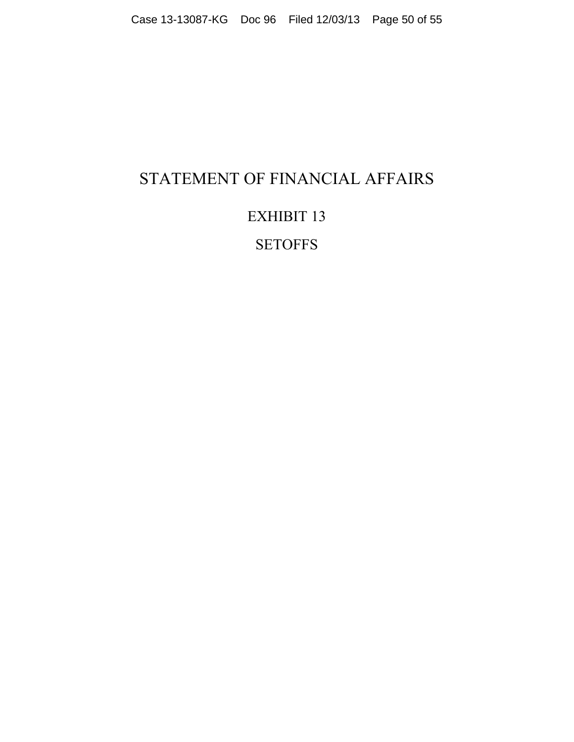# STATEMENT OF FINANCIAL AFFAIRS

## EXHIBIT 13

## SETOFFS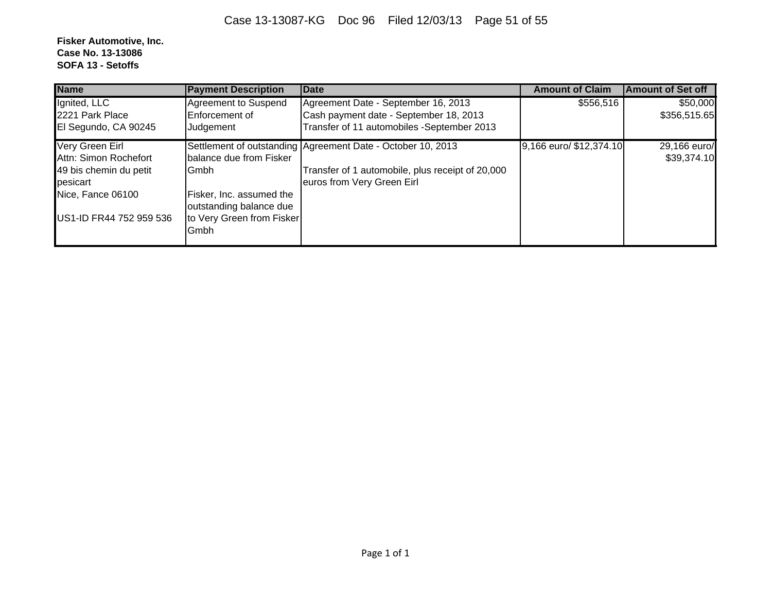**Fisker Automotive, Inc.**
**Case No. 13-13086**
**SOFA 13 - Setoffs**

| Name | Payment Description | Date | Amount of Claim | Amount of Set off |
|---|---|---|---|---|
| Ignited, LLC<br>2221 Park Place<br>El Segundo, CA 90245 | Agreement to Suspend Enforcement of Judgement | Agreement Date - September 16, 2013<br>Cash payment date - September 18, 2013<br>Transfer of 11 automobiles -September 2013 | $556,516 | $50,000<br>$356,515.65 |
| Very Green Eirl<br>Attn: Simon Rochefort<br>49 bis chemin du petit pesicart<br>Nice, Fance 06100<br><br>US1-ID FR44 752 959 536 | Settlement of outstanding balance due from Fisker Gmbh<br><br>Fisker, Inc. assumed the outstanding balance due to Very Green from Fisker Gmbh | Agreement Date - October 10, 2013<br><br>Transfer of 1 automobile, plus receipt of 20,000 euros from Very Green Eirl | 9,166 euro/ $12,374.10 | 29,166 euro/<br>$39,374.10 |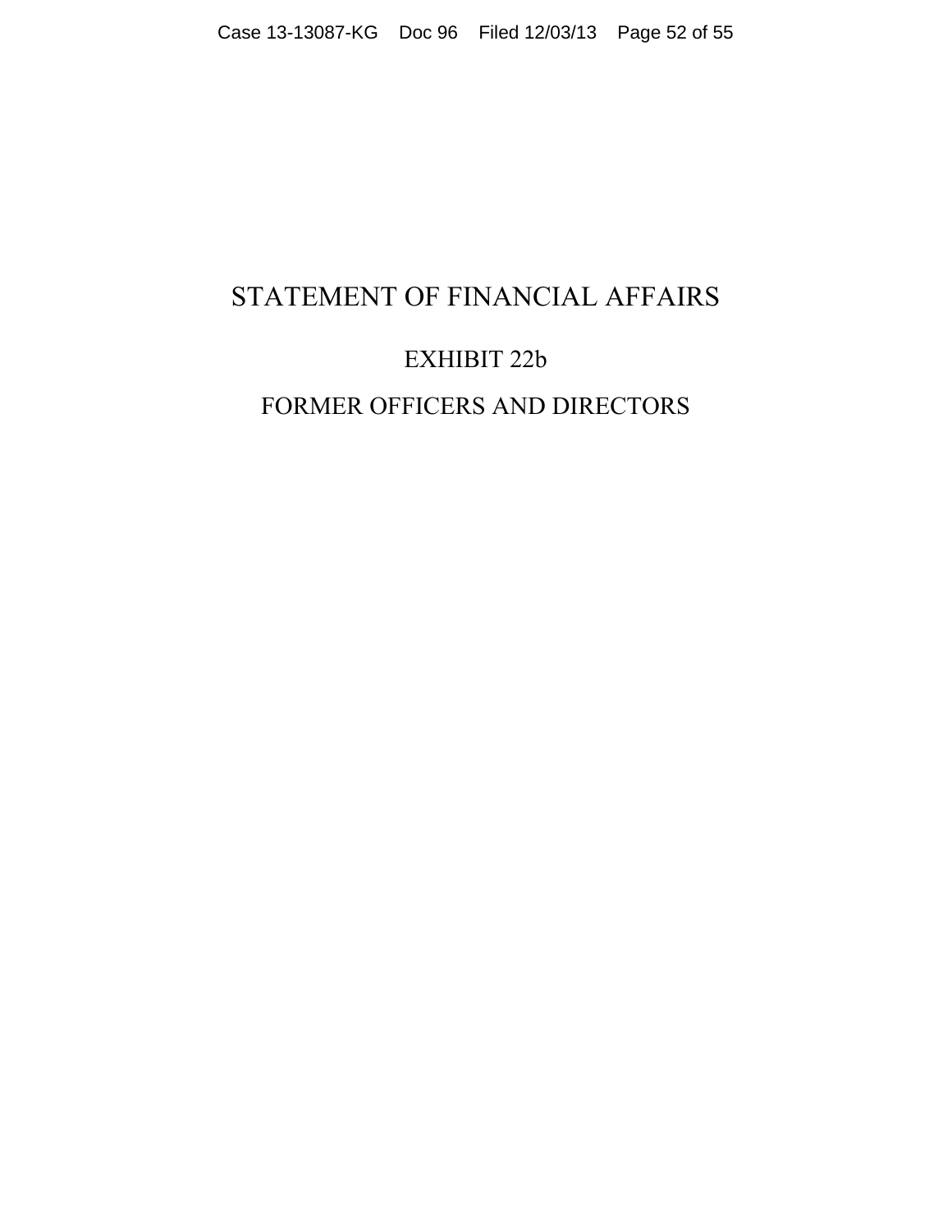# STATEMENT OF FINANCIAL AFFAIRS

## EXHIBIT 22b

## FORMER OFFICERS AND DIRECTORS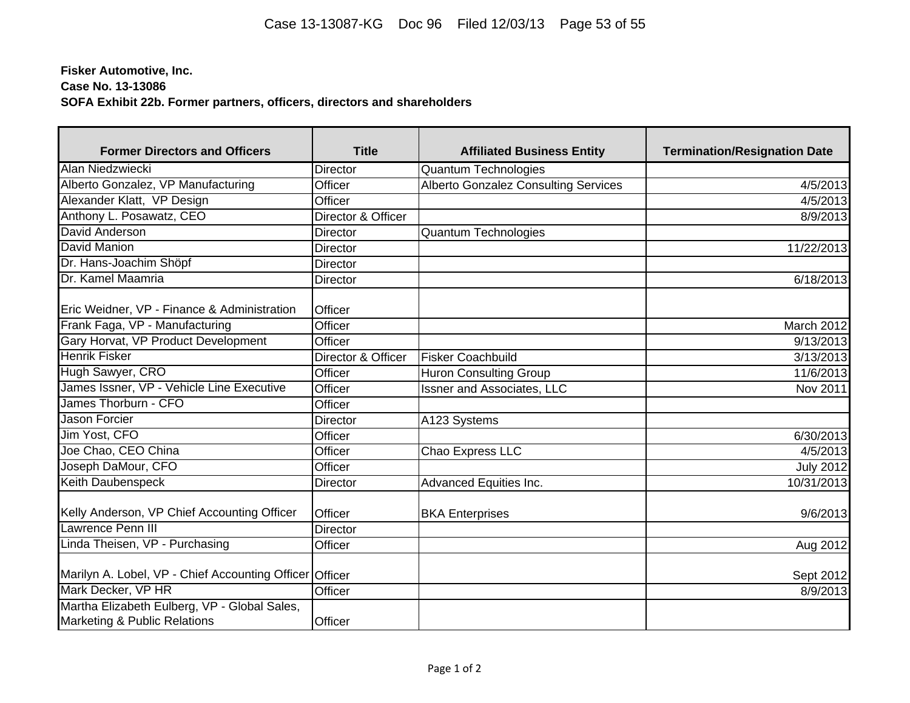**Fisker Automotive, Inc.**
**Case No. 13-13086**
**SOFA Exhibit 22b. Former partners, officers, directors and shareholders**

| Former Directors and Officers | Title | Affiliated Business Entity | Termination/Resignation Date |
|---|---|---|---|
| Alan Niedzwiecki | Director | Quantum Technologies | |
| Alberto Gonzalez, VP Manufacturing | Officer | Alberto Gonzalez Consulting Services | 4/5/2013 |
| Alexander Klatt, VP Design | Officer | | 4/5/2013 |
| Anthony L. Posawatz, CEO | Director & Officer | | 8/9/2013 |
| David Anderson | Director | Quantum Technologies | |
| David Manion | Director | | 11/22/2013 |
| Dr. Hans-Joachim Shöpf | Director | | |
| Dr. Kamel Maamria | Director | | 6/18/2013 |
| Eric Weidner, VP - Finance & Administration | Officer | | |
| Frank Faga, VP - Manufacturing | Officer | | March 2012 |
| Gary Horvat, VP Product Development | Officer | | 9/13/2013 |
| Henrik Fisker | Director & Officer | Fisker Coachbuild | 3/13/2013 |
| Hugh Sawyer, CRO | Officer | Huron Consulting Group | 11/6/2013 |
| James Issner, VP - Vehicle Line Executive | Officer | Issner and Associates, LLC | Nov 2011 |
| James Thorburn - CFO | Officer | | |
| Jason Forcier | Director | A123 Systems | |
| Jim Yost, CFO | Officer | | 6/30/2013 |
| Joe Chao, CEO China | Officer | Chao Express LLC | 4/5/2013 |
| Joseph DaMour, CFO | Officer | | July 2012 |
| Keith Daubenspeck | Director | Advanced Equities Inc. | 10/31/2013 |
| Kelly Anderson, VP Chief Accounting Officer | Officer | BKA Enterprises | 9/6/2013 |
| Lawrence Penn III | Director | | |
| Linda Theisen, VP - Purchasing | Officer | | Aug 2012 |
| Marilyn A. Lobel, VP - Chief Accounting Officer | Officer | | Sept 2012 |
| Mark Decker, VP HR | Officer | | 8/9/2013 |
| Martha Elizabeth Eulberg, VP - Global Sales, Marketing & Public Relations | Officer | | |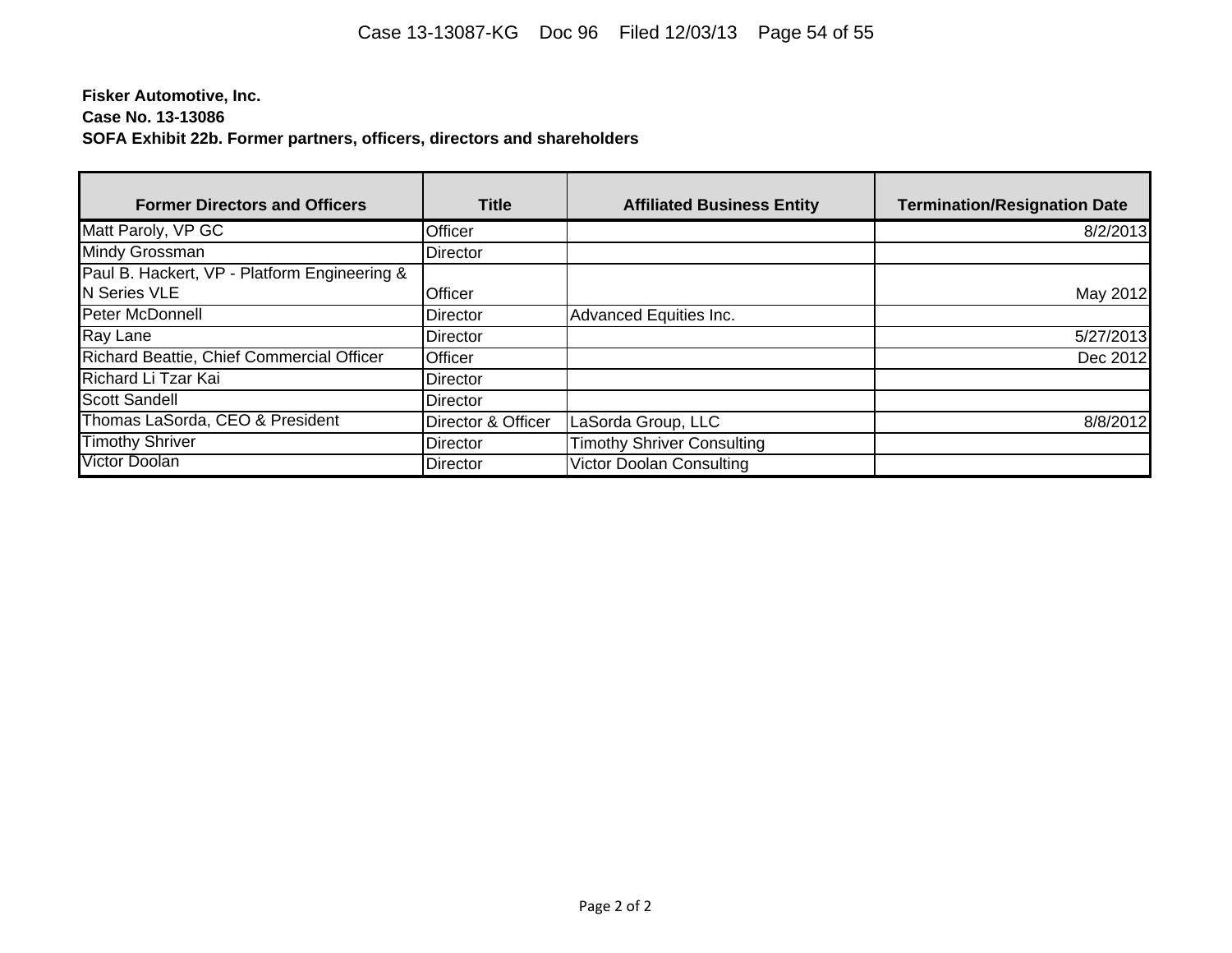**Fisker Automotive, Inc.**
**Case No. 13-13086**
**SOFA Exhibit 22b. Former partners, officers, directors and shareholders**

| Former Directors and Officers | Title | Affiliated Business Entity | Termination/Resignation Date |
|---|---|---|---|
| Matt Paroly, VP GC | Officer | | 8/2/2013 |
| Mindy Grossman | Director | | |
| Paul B. Hackert, VP - Platform Engineering & N Series VLE | Officer | | May 2012 |
| Peter McDonnell | Director | Advanced Equities Inc. | |
| Ray Lane | Director | | 5/27/2013 |
| Richard Beattie, Chief Commercial Officer | Officer | | Dec 2012 |
| Richard Li Tzar Kai | Director | | |
| Scott Sandell | Director | | |
| Thomas LaSorda, CEO & President | Director & Officer | LaSorda Group, LLC | 8/8/2012 |
| Timothy Shriver | Director | Timothy Shriver Consulting | |
| Victor Doolan | Director | Victor Doolan Consulting | |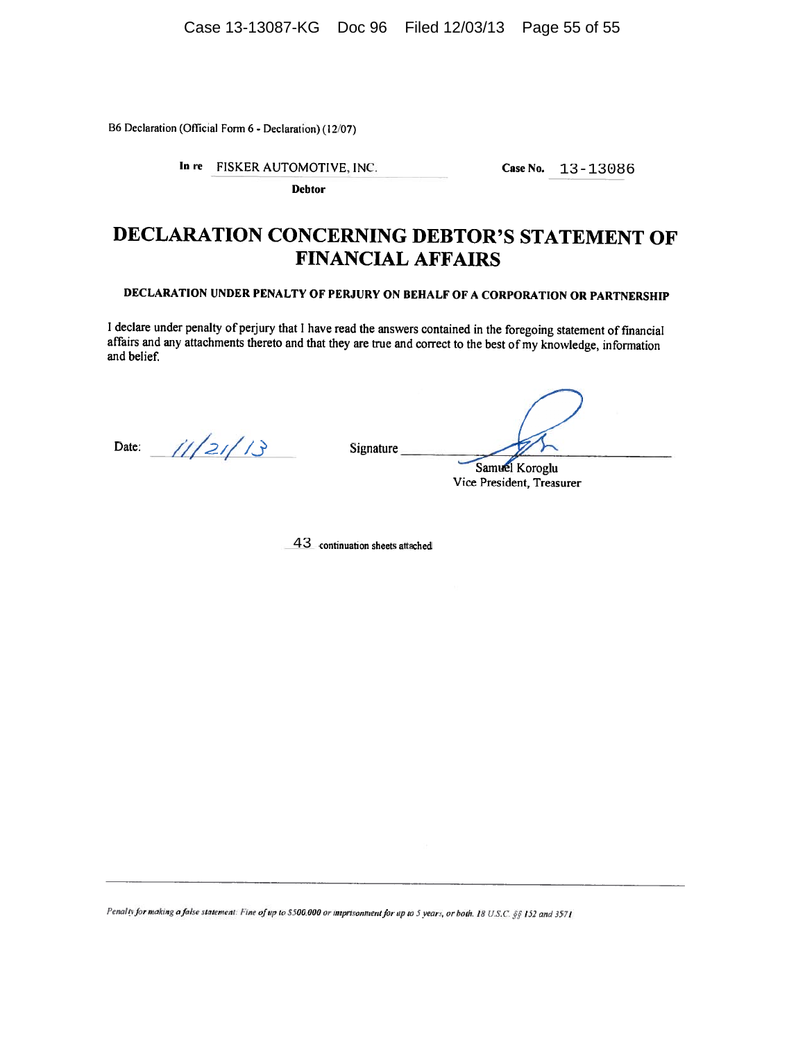B6 Declaration (Official Form 6 - Declaration) (12/07)

**In re** FISKER AUTOMOTIVE, INC. **Case No.** 13-13086

**Debtor**

# DECLARATION CONCERNING DEBTOR'S STATEMENT OF FINANCIAL AFFAIRS

**DECLARATION UNDER PENALTY OF PERJURY ON BEHALF OF A CORPORATION OR PARTNERSHIP**

I declare under penalty of perjury that I have read the answers contained in the foregoing statement of financial affairs and any attachments thereto and that they are true and correct to the best of my knowledge, information and belief.

Date: 11/21/13

Signature ______________________

Samuel Koroglu
Vice President, Treasurer

43 continuation sheets attached

*Penalty for making a false statement: Fine of up to $500,000 or imprisonment for up to 5 years, or both. 18 U.S.C. §§ 152 and 3571*